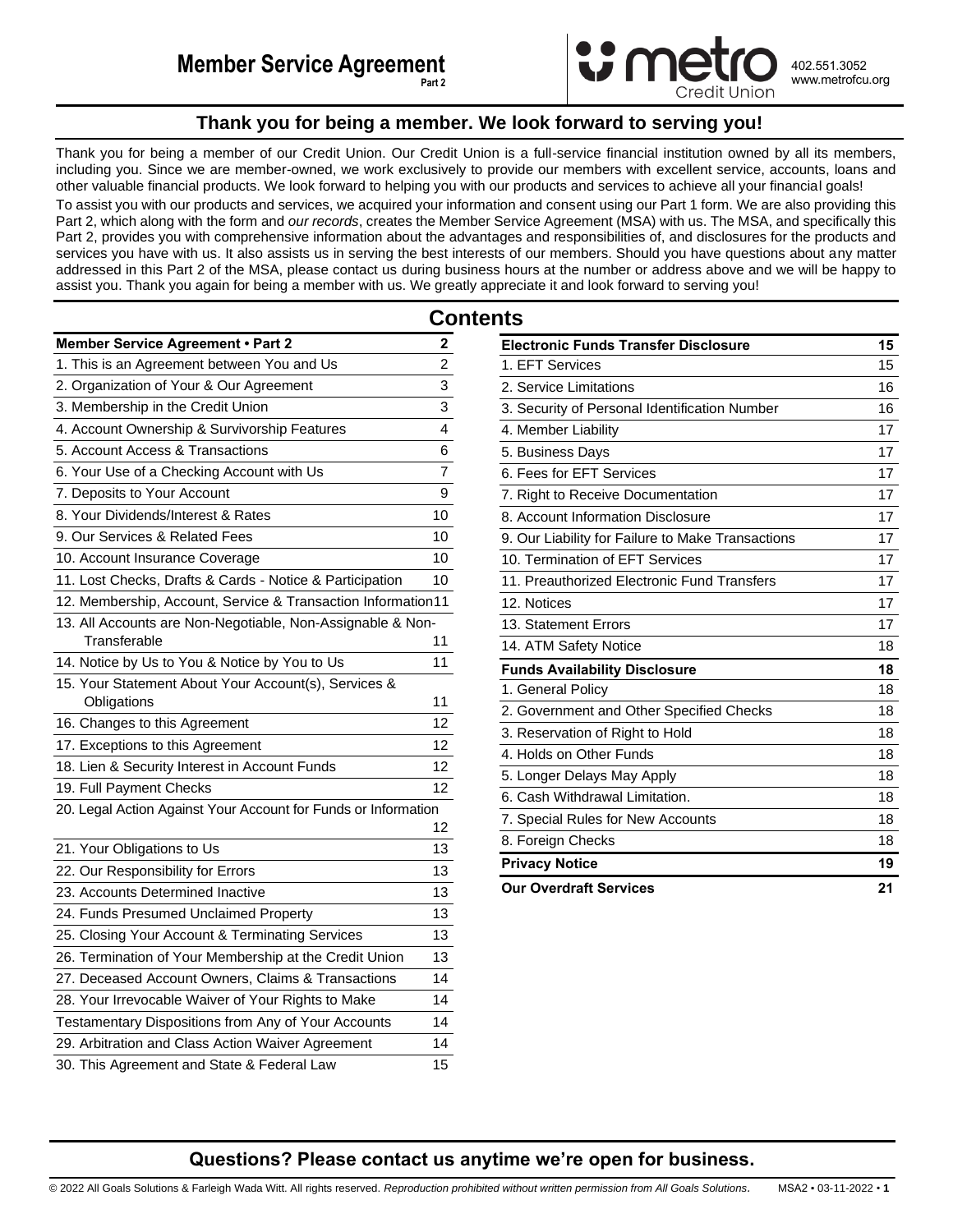# Member Service Agreement

Part 2

metro Credit Union

402.551.3052
www.metrofcu.org

## Thank you for being a member. We look forward to serving you!

Thank you for being a member of our Credit Union. Our Credit Union is a full-service financial institution owned by all its members, including you. Since we are member-owned, we work exclusively to provide our members with excellent service, accounts, loans and other valuable financial products. We look forward to helping you with our products and services to achieve all your financial goals!

To assist you with our products and services, we acquired your information and consent using our Part 1 form. We are also providing this Part 2, which along with the form and *our records*, creates the Member Service Agreement (MSA) with us. The MSA, and specifically this Part 2, provides you with comprehensive information about the advantages and responsibilities of, and disclosures for the products and services you have with us. It also assists us in serving the best interests of our members. Should you have questions about any matter addressed in this Part 2 of the MSA, please contact us during business hours at the number or address above and we will be happy to assist you. Thank you again for being a member with us. We greatly appreciate it and look forward to serving you!

## Contents

| **Member Service Agreement • Part 2** | **2** |
|---|---|
| 1. This is an Agreement between You and Us | 2 |
| 2. Organization of Your & Our Agreement | 3 |
| 3. Membership in the Credit Union | 3 |
| 4. Account Ownership & Survivorship Features | 4 |
| 5. Account Access & Transactions | 6 |
| 6. Your Use of a Checking Account with Us | 7 |
| 7. Deposits to Your Account | 9 |
| 8. Your Dividends/Interest & Rates | 10 |
| 9. Our Services & Related Fees | 10 |
| 10. Account Insurance Coverage | 10 |
| 11. Lost Checks, Drafts & Cards - Notice & Participation | 10 |
| 12. Membership, Account, Service & Transaction Information | 11 |
| 13. All Accounts are Non-Negotiable, Non-Assignable & Non-Transferable | 11 |
| 14. Notice by Us to You & Notice by You to Us | 11 |
| 15. Your Statement About Your Account(s), Services & Obligations | 11 |
| 16. Changes to this Agreement | 12 |
| 17. Exceptions to this Agreement | 12 |
| 18. Lien & Security Interest in Account Funds | 12 |
| 19. Full Payment Checks | 12 |
| 20. Legal Action Against Your Account for Funds or Information | 12 |
| 21. Your Obligations to Us | 13 |
| 22. Our Responsibility for Errors | 13 |
| 23. Accounts Determined Inactive | 13 |
| 24. Funds Presumed Unclaimed Property | 13 |
| 25. Closing Your Account & Terminating Services | 13 |
| 26. Termination of Your Membership at the Credit Union | 13 |
| 27. Deceased Account Owners, Claims & Transactions | 14 |
| 28. Your Irrevocable Waiver of Your Rights to Make | 14 |
| Testamentary Dispositions from Any of Your Accounts | 14 |
| 29. Arbitration and Class Action Waiver Agreement | 14 |
| 30. This Agreement and State & Federal Law | 15 |

| **Electronic Funds Transfer Disclosure** | **15** |
|---|---|
| 1. EFT Services | 15 |
| 2. Service Limitations | 16 |
| 3. Security of Personal Identification Number | 16 |
| 4. Member Liability | 17 |
| 5. Business Days | 17 |
| 6. Fees for EFT Services | 17 |
| 7. Right to Receive Documentation | 17 |
| 8. Account Information Disclosure | 17 |
| 9. Our Liability for Failure to Make Transactions | 17 |
| 10. Termination of EFT Services | 17 |
| 11. Preauthorized Electronic Fund Transfers | 17 |
| 12. Notices | 17 |
| 13. Statement Errors | 17 |
| 14. ATM Safety Notice | 18 |
| **Funds Availability Disclosure** | **18** |
| 1. General Policy | 18 |
| 2. Government and Other Specified Checks | 18 |
| 3. Reservation of Right to Hold | 18 |
| 4. Holds on Other Funds | 18 |
| 5. Longer Delays May Apply | 18 |
| 6. Cash Withdrawal Limitation. | 18 |
| 7. Special Rules for New Accounts | 18 |
| 8. Foreign Checks | 18 |
| **Privacy Notice** | **19** |
| **Our Overdraft Services** | **21** |

## Questions? Please contact us anytime we're open for business.

© 2022 All Goals Solutions & Farleigh Wada Witt. All rights reserved. *Reproduction prohibited without written permission from All Goals Solutions.* MSA2 • 03-11-2022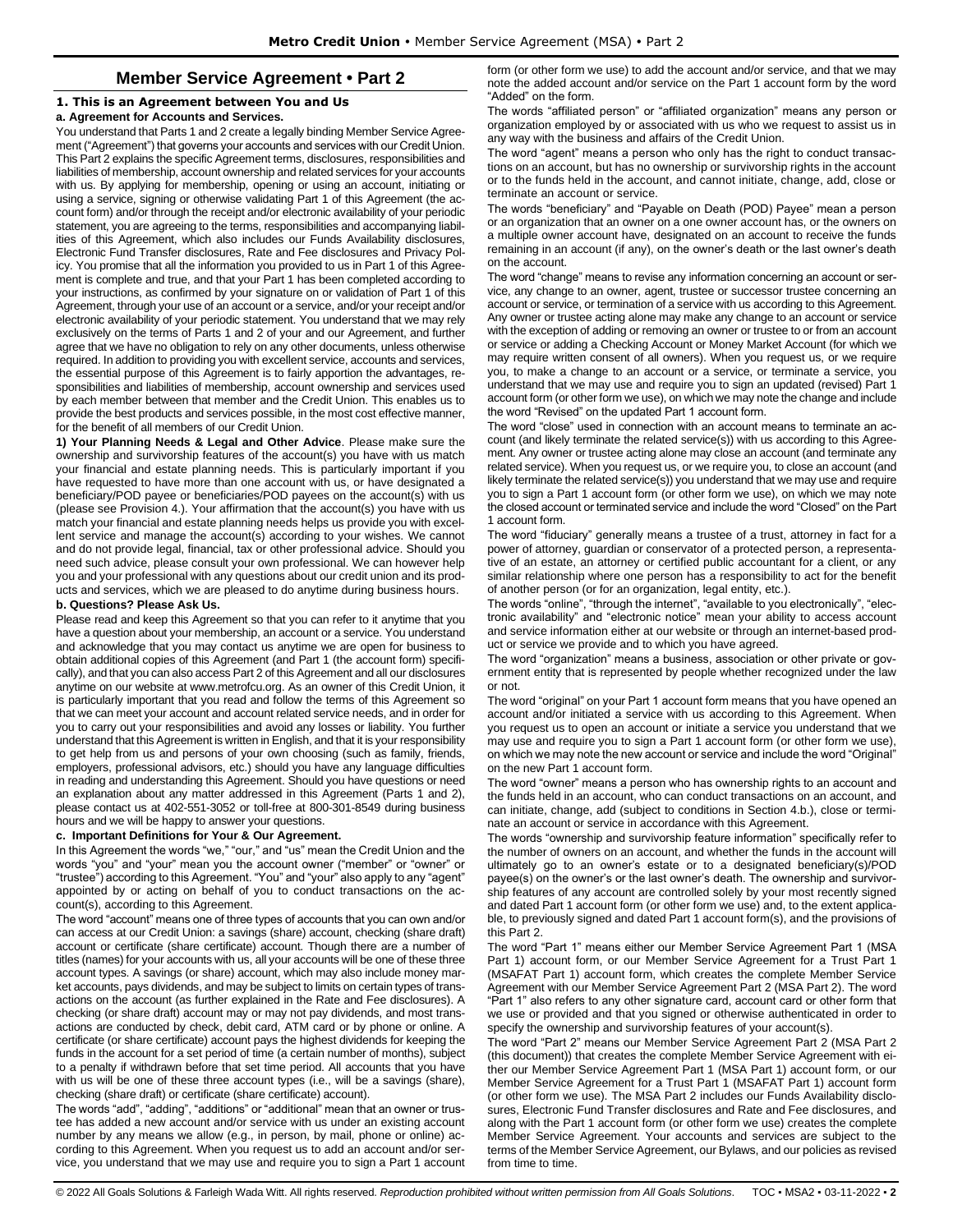# Member Service Agreement • Part 2

### 1. This is an Agreement between You and Us

**a. Agreement for Accounts and Services.**

You understand that Parts 1 and 2 create a legally binding Member Service Agreement ("Agreement") that governs your accounts and services with our Credit Union. This Part 2 explains the specific Agreement terms, disclosures, responsibilities and liabilities of membership, account ownership and related services for your accounts with us. By applying for membership, opening or using an account, initiating or using a service, signing or otherwise validating Part 1 of this Agreement (the account form) and/or through the receipt and/or electronic availability of your periodic statement, you are agreeing to the terms, responsibilities and accompanying liabilities of this Agreement, which also includes our Funds Availability disclosures, Electronic Fund Transfer disclosures, Rate and Fee disclosures and Privacy Policy. You promise that all the information you provided to us in Part 1 of this Agreement is complete and true, and that your Part 1 has been completed according to your instructions, as confirmed by your signature on or validation of Part 1 of this Agreement, through your use of an account or a service, and/or your receipt and/or electronic availability of your periodic statement. You understand that we may rely exclusively on the terms of Parts 1 and 2 of your and our Agreement, and further agree that we have no obligation to rely on any other documents, unless otherwise required. In addition to providing you with excellent service, accounts and services, the essential purpose of this Agreement is to fairly apportion the advantages, responsibilities and liabilities of membership, account ownership and services used by each member between that member and the Credit Union. This enables us to provide the best products and services possible, in the most cost effective manner, for the benefit of all members of our Credit Union.

**1) Your Planning Needs & Legal and Other Advice**. Please make sure the ownership and survivorship features of the account(s) you have with us match your financial and estate planning needs. This is particularly important if you have requested to have more than one account with us, or have designated a beneficiary/POD payee or beneficiaries/POD payees on the account(s) with us (please see Provision 4.). Your affirmation that the account(s) you have with us match your financial and estate planning needs helps us provide you with excellent service and manage the account(s) according to your wishes. We cannot and do not provide legal, financial, tax or other professional advice. Should you need such advice, please consult your own professional. We can however help you and your professional with any questions about our credit union and its products and services, which we are pleased to do anytime during business hours.

**b. Questions? Please Ask Us.**

Please read and keep this Agreement so that you can refer to it anytime that you have a question about your membership, an account or a service. You understand and acknowledge that you may contact us anytime we are open for business to obtain additional copies of this Agreement (and Part 1 (the account form) specifically), and that you can also access Part 2 of this Agreement and all our disclosures anytime on our website at www.metrofcu.org. As an owner of this Credit Union, it is particularly important that you read and follow the terms of this Agreement so that we can meet your account and account related service needs, and in order for you to carry out your responsibilities and avoid any losses or liability. You further understand that this Agreement is written in English, and that it is your responsibility to get help from us and persons of your own choosing (such as family, friends, employers, professional advisors, etc.) should you have any language difficulties in reading and understanding this Agreement. Should you have questions or need an explanation about any matter addressed in this Agreement (Parts 1 and 2), please contact us at 402-551-3052 or toll-free at 800-301-8549 during business hours and we will be happy to answer your questions.

**c. Important Definitions for Your & Our Agreement.**

In this Agreement the words "we," "our," and "us" mean the Credit Union and the words "you" and "your" mean you the account owner ("member" or "owner" or "trustee") according to this Agreement. "You" and "your" also apply to any "agent" appointed by or acting on behalf of you to conduct transactions on the account(s), according to this Agreement.

The word "account" means one of three types of accounts that you can own and/or can access at our Credit Union: a savings (share) account, checking (share draft) account or certificate (share certificate) account. Though there are a number of titles (names) for your accounts with us, all your accounts will be one of these three account types. A savings (or share) account, which may also include money market accounts, pays dividends, and may be subject to limits on certain types of transactions on the account (as further explained in the Rate and Fee disclosures). A checking (or share draft) account may or may not pay dividends, and most transactions are conducted by check, debit card, ATM card or by phone or online. A certificate (or share certificate) account pays the highest dividends for keeping the funds in the account for a set period of time (a certain number of months), subject to a penalty if withdrawn before that set time period. All accounts that you have with us will be one of these three account types (i.e., will be a savings (share), checking (share draft) or certificate (share certificate) account).

The words "add", "adding", "additions" or "additional" mean that an owner or trustee has added a new account and/or service with us under an existing account number by any means we allow (e.g., in person, by mail, phone or online) according to this Agreement. When you request us to add an account and/or service, you understand that we may use and require you to sign a Part 1 account form (or other form we use) to add the account and/or service, and that we may note the added account and/or service on the Part 1 account form by the word "Added" on the form.

The words "affiliated person" or "affiliated organization" means any person or organization employed by or associated with us who we request to assist us in any way with the business and affairs of the Credit Union.

The word "agent" means a person who only has the right to conduct transactions on an account, but has no ownership or survivorship rights in the account or to the funds held in the account, and cannot initiate, change, add, close or terminate an account or service.

The words "beneficiary" and "Payable on Death (POD) Payee" mean a person or an organization that an owner on a one owner account has, or the owners on a multiple owner account have, designated on an account to receive the funds remaining in an account (if any), on the owner's death or the last owner's death on the account.

The word "change" means to revise any information concerning an account or service, any change to an owner, agent, trustee or successor trustee concerning an account or service, or termination of a service with us according to this Agreement. Any owner or trustee acting alone may make any change to an account or service with the exception of adding or removing an owner or trustee to or from an account or service or adding a Checking Account or Money Market Account (for which we may require written consent of all owners). When you request us, or we require you, to make a change to an account or a service, or terminate a service, you understand that we may use and require you to sign an updated (revised) Part 1 account form (or other form we use), on which we may note the change and include the word "Revised" on the updated Part 1 account form.

The word "close" used in connection with an account means to terminate an account (and likely terminate the related service(s)) with us according to this Agreement. Any owner or trustee acting alone may close an account (and terminate any related service). When you request us, or we require you, to close an account (and likely terminate the related service(s)) you understand that we may use and require you to sign a Part 1 account form (or other form we use), on which we may note the closed account or terminated service and include the word "Closed" on the Part 1 account form.

The word "fiduciary" generally means a trustee of a trust, attorney in fact for a power of attorney, guardian or conservator of a protected person, a representative of an estate, an attorney or certified public accountant for a client, or any similar relationship where one person has a responsibility to act for the benefit of another person (or for an organization, legal entity, etc.).

The words "online", "through the internet", "available to you electronically", "electronic availability" and "electronic notice" mean your ability to access account and service information either at our website or through an internet-based product or service we provide and to which you have agreed.

The word "organization" means a business, association or other private or government entity that is represented by people whether recognized under the law or not.

The word "original" on your Part 1 account form means that you have opened an account and/or initiated a service with us according to this Agreement. When you request us to open an account or initiate a service you understand that we may use and require you to sign a Part 1 account form (or other form we use), on which we may note the new account or service and include the word "Original" on the new Part 1 account form.

The word "owner" means a person who has ownership rights to an account and the funds held in an account, who can conduct transactions on an account, and can initiate, change, add (subject to conditions in Section 4.b.), close or terminate an account or service in accordance with this Agreement.

The words "ownership and survivorship feature information" specifically refer to the number of owners on an account, and whether the funds in the account will ultimately go to an owner's estate or to a designated beneficiary(s)/POD payee(s) on the owner's or the last owner's death. The ownership and survivorship features of any account are controlled solely by your most recently signed and dated Part 1 account form (or other form we use) and, to the extent applicable, to previously signed and dated Part 1 account form(s), and the provisions of this Part 2.

The word "Part 1" means either our Member Service Agreement Part 1 (MSA Part 1) account form, or our Member Service Agreement for a Trust Part 1 (MSAFAT Part 1) account form, which creates the complete Member Service Agreement with our Member Service Agreement Part 2 (MSA Part 2). The word "Part 1" also refers to any other signature card, account card or other form that we use or provided and that you signed or otherwise authenticated in order to specify the ownership and survivorship features of your account(s).

The word "Part 2" means our Member Service Agreement Part 2 (MSA Part 2 (this document)) that creates the complete Member Service Agreement with either our Member Service Agreement Part 1 (MSA Part 1) account form, or our Member Service Agreement for a Trust Part 1 (MSAFAT Part 1) account form (or other form we use). The MSA Part 2 includes our Funds Availability disclosures, Electronic Fund Transfer disclosures and Rate and Fee disclosures, and along with the Part 1 account form (or other form we use) creates the complete Member Service Agreement. Your accounts and services are subject to the terms of the Member Service Agreement, our Bylaws, and our policies as revised from time to time.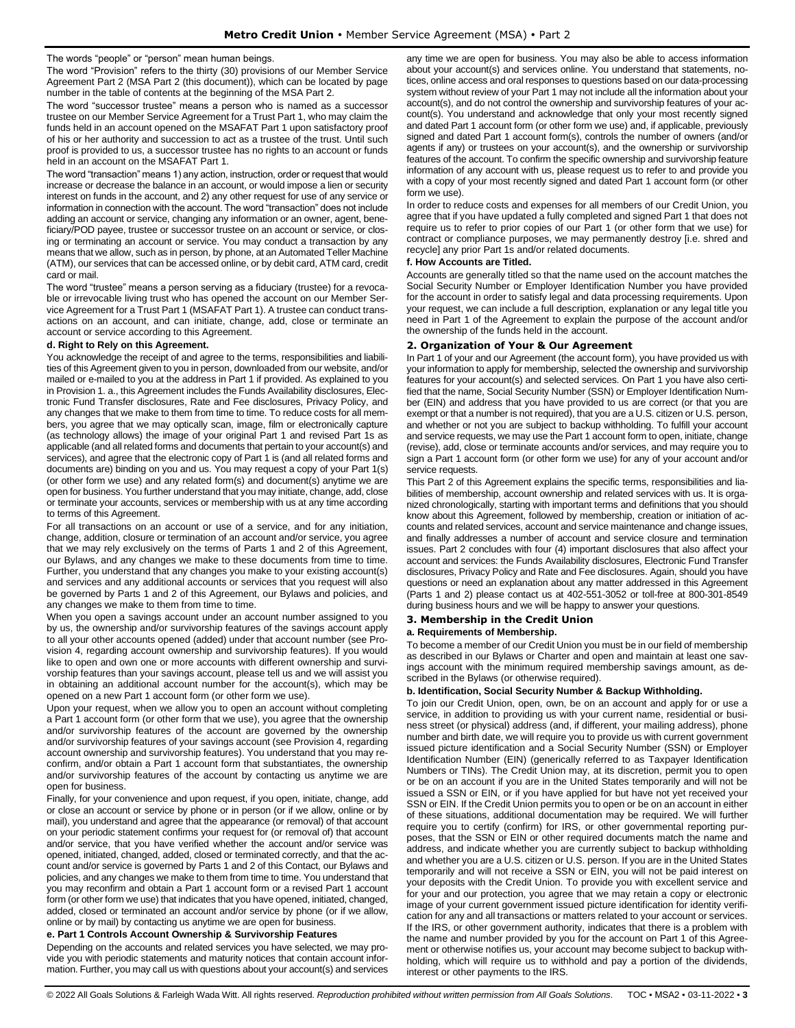The words "people" or "person" mean human beings.

The word "Provision" refers to the thirty (30) provisions of our Member Service Agreement Part 2 (MSA Part 2 (this document)), which can be located by page number in the table of contents at the beginning of the MSA Part 2.

The word "successor trustee" means a person who is named as a successor trustee on our Member Service Agreement for a Trust Part 1, who may claim the funds held in an account opened on the MSAFAT Part 1 upon satisfactory proof of his or her authority and succession to act as a trustee of the trust. Until such proof is provided to us, a successor trustee has no rights to an account or funds held in an account on the MSAFAT Part 1.

The word "transaction" means 1) any action, instruction, order or request that would increase or decrease the balance in an account, or would impose a lien or security interest on funds in the account, and 2) any other request for use of any service or information in connection with the account. The word "transaction" does not include adding an account or service, changing any information or an owner, agent, beneficiary/POD payee, trustee or successor trustee on an account or service, or closing or terminating an account or service. You may conduct a transaction by any means that we allow, such as in person, by phone, at an Automated Teller Machine (ATM), our services that can be accessed online, or by debit card, ATM card, credit card or mail.

The word "trustee" means a person serving as a fiduciary (trustee) for a revocable or irrevocable living trust who has opened the account on our Member Service Agreement for a Trust Part 1 (MSAFAT Part 1). A trustee can conduct transactions on an account, and can initiate, change, add, close or terminate an account or service according to this Agreement.

**d. Right to Rely on this Agreement.**

You acknowledge the receipt of and agree to the terms, responsibilities and liabilities of this Agreement given to you in person, downloaded from our website, and/or mailed or e-mailed to you at the address in Part 1 if provided. As explained to you in Provision 1. a., this Agreement includes the Funds Availability disclosures, Electronic Fund Transfer disclosures, Rate and Fee disclosures, Privacy Policy, and any changes that we make to them from time to time. To reduce costs for all members, you agree that we may optically scan, image, film or electronically capture (as technology allows) the image of your original Part 1 and revised Part 1s as applicable (and all related forms and documents that pertain to your account(s) and services), and agree that the electronic copy of Part 1 is (and all related forms and documents are) binding on you and us. You may request a copy of your Part 1(s) (or other form we use) and any related form(s) and document(s) anytime we are open for business. You further understand that you may initiate, change, add, close or terminate your accounts, services or membership with us at any time according to terms of this Agreement.

For all transactions on an account or use of a service, and for any initiation, change, addition, closure or termination of an account and/or service, you agree that we may rely exclusively on the terms of Parts 1 and 2 of this Agreement, our Bylaws, and any changes we make to these documents from time to time. Further, you understand that any changes you make to your existing account(s) and services and any additional accounts or services that you request will also be governed by Parts 1 and 2 of this Agreement, our Bylaws and policies, and any changes we make to them from time to time.

When you open a savings account under an account number assigned to you by us, the ownership and/or survivorship features of the savings account apply to all your other accounts opened (added) under that account number (see Provision 4, regarding account ownership and survivorship features). If you would like to open and own one or more accounts with different ownership and survivorship features than your savings account, please tell us and we will assist you in obtaining an additional account number for the account(s), which may be opened on a new Part 1 account form (or other form we use).

Upon your request, when we allow you to open an account without completing a Part 1 account form (or other form that we use), you agree that the ownership and/or survivorship features of the account are governed by the ownership and/or survivorship features of your savings account (see Provision 4, regarding account ownership and survivorship features). You understand that you may reconfirm, and/or obtain a Part 1 account form that substantiates, the ownership and/or survivorship features of the account by contacting us anytime we are open for business.

Finally, for your convenience and upon request, if you open, initiate, change, add or close an account or service by phone or in person (or if we allow, online or by mail), you understand and agree that the appearance (or removal) of that account on your periodic statement confirms your request for (or removal of) that account and/or service, that you have verified whether the account and/or service was opened, initiated, changed, added, closed or terminated correctly, and that the account and/or service is governed by Parts 1 and 2 of this Contact, our Bylaws and policies, and any changes we make to them from time to time. You understand that you may reconfirm and obtain a Part 1 account form or a revised Part 1 account form (or other form we use) that indicates that you have opened, initiated, changed, added, closed or terminated an account and/or service by phone (or if we allow, online or by mail) by contacting us anytime we are open for business.

**e. Part 1 Controls Account Ownership & Survivorship Features**

Depending on the accounts and related services you have selected, we may provide you with periodic statements and maturity notices that contain account information. Further, you may call us with questions about your account(s) and services any time we are open for business. You may also be able to access information about your account(s) and services online. You understand that statements, notices, online access and oral responses to questions based on our data-processing system without review of your Part 1 may not include all the information about your account(s), and do not control the ownership and survivorship features of your account(s). You understand and acknowledge that only your most recently signed and dated Part 1 account form (or other form we use) and, if applicable, previously signed and dated Part 1 account form(s), controls the number of owners (and/or agents if any) or trustees on your account(s), and the ownership or survivorship features of the account. To confirm the specific ownership and survivorship feature information of any account with us, please request us to refer to and provide you with a copy of your most recently signed and dated Part 1 account form (or other form we use).

In order to reduce costs and expenses for all members of our Credit Union, you agree that if you have updated a fully completed and signed Part 1 that does not require us to refer to prior copies of our Part 1 (or other form that we use) for contract or compliance purposes, we may permanently destroy [i.e. shred and recycle] any prior Part 1s and/or related documents.

**f. How Accounts are Titled.**

Accounts are generally titled so that the name used on the account matches the Social Security Number or Employer Identification Number you have provided for the account in order to satisfy legal and data processing requirements. Upon your request, we can include a full description, explanation or any legal title you need in Part 1 of the Agreement to explain the purpose of the account and/or the ownership of the funds held in the account.

## 2. Organization of Your & Our Agreement

In Part 1 of your and our Agreement (the account form), you have provided us with your information to apply for membership, selected the ownership and survivorship features for your account(s) and selected services. On Part 1 you have also certified that the name, Social Security Number (SSN) or Employer Identification Number (EIN) and address that you have provided to us are correct (or that you are exempt or that a number is not required), that you are a U.S. citizen or U.S. person, and whether or not you are subject to backup withholding. To fulfill your account and service requests, we may use the Part 1 account form to open, initiate, change (revise), add, close or terminate accounts and/or services, and may require you to sign a Part 1 account form (or other form we use) for any of your account and/or service requests.

This Part 2 of this Agreement explains the specific terms, responsibilities and liabilities of membership, account ownership and related services with us. It is organized chronologically, starting with important terms and definitions that you should know about this Agreement, followed by membership, creation or initiation of accounts and related services, account and service maintenance and change issues, and finally addresses a number of account and service closure and termination issues. Part 2 concludes with four (4) important disclosures that also affect your account and services: the Funds Availability disclosures, Electronic Fund Transfer disclosures, Privacy Policy and Rate and Fee disclosures. Again, should you have questions or need an explanation about any matter addressed in this Agreement (Parts 1 and 2) please contact us at 402-551-3052 or toll-free at 800-301-8549 during business hours and we will be happy to answer your questions.

## 3. Membership in the Credit Union

**a. Requirements of Membership.**

To become a member of our Credit Union you must be in our field of membership as described in our Bylaws or Charter and open and maintain at least one savings account with the minimum required membership savings amount, as described in the Bylaws (or otherwise required).

**b. Identification, Social Security Number & Backup Withholding.**

To join our Credit Union, open, own, be on an account and apply for or use a service, in addition to providing us with your current name, residential or business street (or physical) address (and, if different, your mailing address), phone number and birth date, we will require you to provide us with current government issued picture identification and a Social Security Number (SSN) or Employer Identification Number (EIN) (generically referred to as Taxpayer Identification Numbers or TINs). The Credit Union may, at its discretion, permit you to open or be on an account if you are in the United States temporarily and will not be issued a SSN or EIN, or if you have applied for but have not yet received your SSN or EIN. If the Credit Union permits you to open or be on an account in either of these situations, additional documentation may be required. We will further require you to certify (confirm) for IRS, or other governmental reporting purposes, that the SSN or EIN or other required documents match the name and address, and indicate whether you are currently subject to backup withholding and whether you are a U.S. citizen or U.S. person. If you are in the United States temporarily and will not receive a SSN or EIN, you will not be paid interest on your deposits with the Credit Union. To provide you with excellent service and for your and our protection, you agree that we may retain a copy or electronic image of your current government issued picture identification for identity verification for any and all transactions or matters related to your account or services. If the IRS, or other government authority, indicates that there is a problem with the name and number provided by you for the account on Part 1 of this Agreement or otherwise notifies us, your account may become subject to backup withholding, which will require us to withhold and pay a portion of the dividends, interest or other payments to the IRS.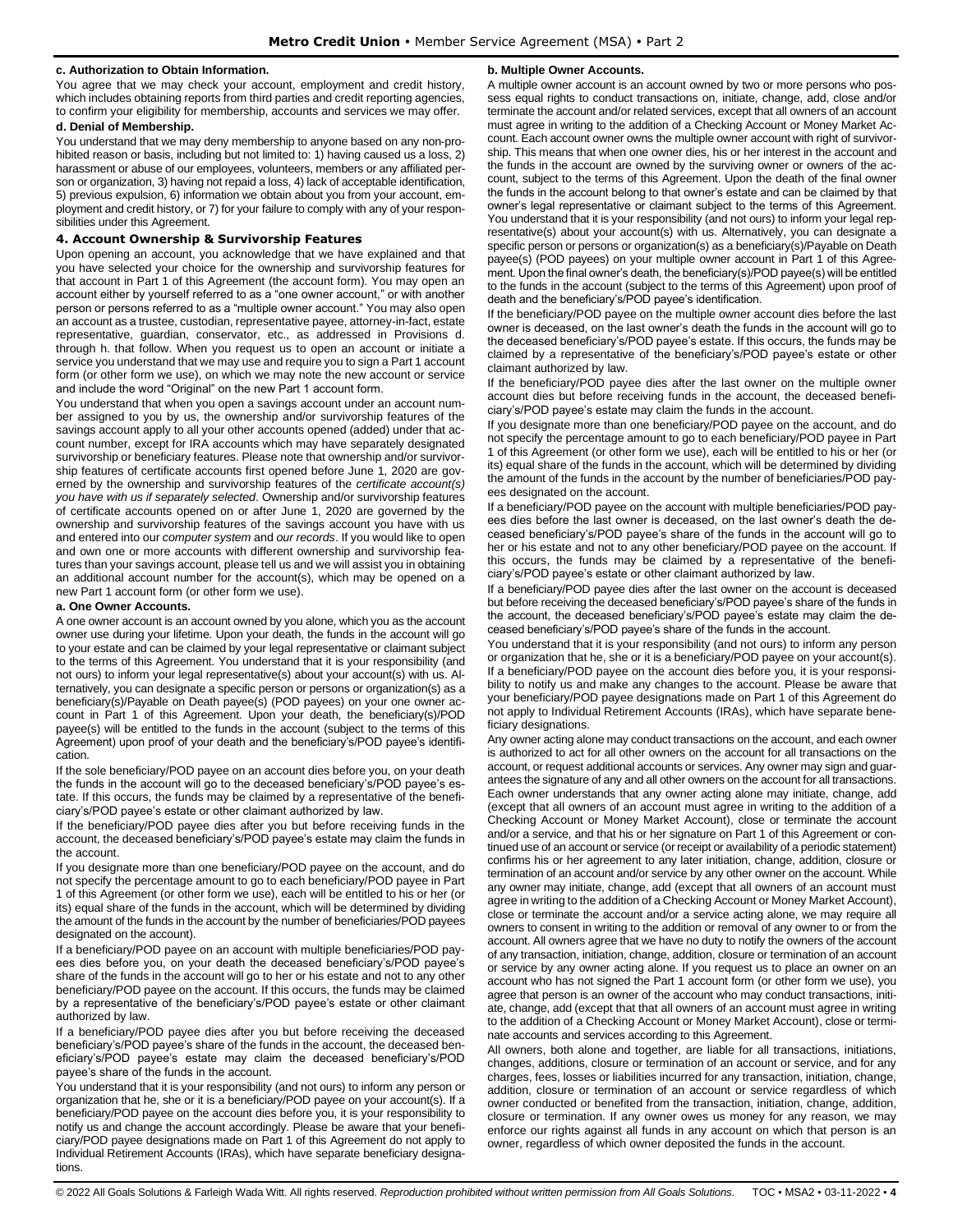#### c. Authorization to Obtain Information.

You agree that we may check your account, employment and credit history, which includes obtaining reports from third parties and credit reporting agencies, to confirm your eligibility for membership, accounts and services we may offer.

#### d. Denial of Membership.

You understand that we may deny membership to anyone based on any non-prohibited reason or basis, including but not limited to: 1) having caused us a loss, 2) harassment or abuse of our employees, volunteers, members or any affiliated person or organization, 3) having not repaid a loss, 4) lack of acceptable identification, 5) previous expulsion, 6) information we obtain about you from your account, employment and credit history, or 7) for your failure to comply with any of your responsibilities under this Agreement.

### 4. Account Ownership & Survivorship Features

Upon opening an account, you acknowledge that we have explained and that you have selected your choice for the ownership and survivorship features for that account in Part 1 of this Agreement (the account form). You may open an account either by yourself referred to as a "one owner account," or with another person or persons referred to as a "multiple owner account." You may also open an account as a trustee, custodian, representative payee, attorney-in-fact, estate representative, guardian, conservator, etc., as addressed in Provisions d. through h. that follow. When you request us to open an account or initiate a service you understand that we may use and require you to sign a Part 1 account form (or other form we use), on which we may note the new account or service and include the word "Original" on the new Part 1 account form.

You understand that when you open a savings account under an account number assigned to you by us, the ownership and/or survivorship features of the savings account apply to all your other accounts opened (added) under that account number, except for IRA accounts which may have separately designated survivorship or beneficiary features. Please note that ownership and/or survivorship features of certificate accounts first opened before June 1, 2020 are governed by the ownership and survivorship features of the *certificate account(s) you have with us if separately selected*. Ownership and/or survivorship features of certificate accounts opened on or after June 1, 2020 are governed by the ownership and survivorship features of the savings account you have with us and entered into our *computer system* and *our records*. If you would like to open and own one or more accounts with different ownership and survivorship features than your savings account, please tell us and we will assist you in obtaining an additional account number for the account(s), which may be opened on a new Part 1 account form (or other form we use).

#### a. One Owner Accounts.

A one owner account is an account owned by you alone, which you as the account owner use during your lifetime. Upon your death, the funds in the account will go to your estate and can be claimed by your legal representative or claimant subject to the terms of this Agreement. You understand that it is your responsibility (and not ours) to inform your legal representative(s) about your account(s) with us. Alternatively, you can designate a specific person or persons or organization(s) as a beneficiary(s)/Payable on Death payee(s) (POD payees) on your one owner account in Part 1 of this Agreement. Upon your death, the beneficiary(s)/POD payee(s) will be entitled to the funds in the account (subject to the terms of this Agreement) upon proof of your death and the beneficiary's/POD payee's identification.

If the sole beneficiary/POD payee on an account dies before you, on your death the funds in the account will go to the deceased beneficiary's/POD payee's estate. If this occurs, the funds may be claimed by a representative of the beneficiary's/POD payee's estate or other claimant authorized by law.

If the beneficiary/POD payee dies after you but before receiving funds in the account, the deceased beneficiary's/POD payee's estate may claim the funds in the account.

If you designate more than one beneficiary/POD payee on the account, and do not specify the percentage amount to go to each beneficiary/POD payee in Part 1 of this Agreement (or other form we use), each will be entitled to his or her (or its) equal share of the funds in the account, which will be determined by dividing the amount of the funds in the account by the number of beneficiaries/POD payees designated on the account).

If a beneficiary/POD payee on an account with multiple beneficiaries/POD payees dies before you, on your death the deceased beneficiary's/POD payee's share of the funds in the account will go to her or his estate and not to any other beneficiary/POD payee on the account. If this occurs, the funds may be claimed by a representative of the beneficiary's/POD payee's estate or other claimant authorized by law.

If a beneficiary/POD payee dies after you but before receiving the deceased beneficiary's/POD payee's share of the funds in the account, the deceased beneficiary's/POD payee's estate may claim the deceased beneficiary's/POD payee's share of the funds in the account.

You understand that it is your responsibility (and not ours) to inform any person or organization that he, she or it is a beneficiary/POD payee on your account(s). If a beneficiary/POD payee on the account dies before you, it is your responsibility to notify us and change the account accordingly. Please be aware that your beneficiary/POD payee designations made on Part 1 of this Agreement do not apply to Individual Retirement Accounts (IRAs), which have separate beneficiary designations.

#### b. Multiple Owner Accounts.

A multiple owner account is an account owned by two or more persons who possess equal rights to conduct transactions on, initiate, change, add, close and/or terminate the account and/or related services, except that all owners of an account must agree in writing to the addition of a Checking Account or Money Market Account. Each account owner owns the multiple owner account with right of survivorship. This means that when one owner dies, his or her interest in the account and the funds in the account are owned by the surviving owner or owners of the account, subject to the terms of this Agreement. Upon the death of the final owner the funds in the account belong to that owner's estate and can be claimed by that owner's legal representative or claimant subject to the terms of this Agreement. You understand that it is your responsibility (and not ours) to inform your legal representative(s) about your account(s) with us. Alternatively, you can designate a specific person or persons or organization(s) as a beneficiary(s)/Payable on Death payee(s) (POD payees) on your multiple owner account in Part 1 of this Agreement. Upon the final owner's death, the beneficiary(s)/POD payee(s) will be entitled to the funds in the account (subject to the terms of this Agreement) upon proof of death and the beneficiary's/POD payee's identification.

If the beneficiary/POD payee on the multiple owner account dies before the last owner is deceased, on the last owner's death the funds in the account will go to the deceased beneficiary's/POD payee's estate. If this occurs, the funds may be claimed by a representative of the beneficiary's/POD payee's estate or other claimant authorized by law.

If the beneficiary/POD payee dies after the last owner on the multiple owner account dies but before receiving funds in the account, the deceased beneficiary's/POD payee's estate may claim the funds in the account.

If you designate more than one beneficiary/POD payee on the account, and do not specify the percentage amount to go to each beneficiary/POD payee in Part 1 of this Agreement (or other form we use), each will be entitled to his or her (or its) equal share of the funds in the account, which will be determined by dividing the amount of the funds in the account by the number of beneficiaries/POD payees designated on the account.

If a beneficiary/POD payee on the account with multiple beneficiaries/POD payees dies before the last owner is deceased, on the last owner's death the deceased beneficiary's/POD payee's share of the funds in the account will go to her or his estate and not to any other beneficiary/POD payee on the account. If this occurs, the funds may be claimed by a representative of the beneficiary's/POD payee's estate or other claimant authorized by law.

If a beneficiary/POD payee dies after the last owner on the account is deceased but before receiving the deceased beneficiary's/POD payee's share of the funds in the account, the deceased beneficiary's/POD payee's estate may claim the deceased beneficiary's/POD payee's share of the funds in the account.

You understand that it is your responsibility (and not ours) to inform any person or organization that he, she or it is a beneficiary/POD payee on your account(s). If a beneficiary/POD payee on the account dies before you, it is your responsibility to notify us and make any changes to the account. Please be aware that your beneficiary/POD payee designations made on Part 1 of this Agreement do not apply to Individual Retirement Accounts (IRAs), which have separate beneficiary designations.

Any owner acting alone may conduct transactions on the account, and each owner is authorized to act for all other owners on the account for all transactions on the account, or request additional accounts or services. Any owner may sign and guarantees the signature of any and all other owners on the account for all transactions. Each owner understands that any owner acting alone may initiate, change, add (except that all owners of an account must agree in writing to the addition of a Checking Account or Money Market Account), close or terminate the account and/or a service, and that his or her signature on Part 1 of this Agreement or continued use of an account or service (or receipt or availability of a periodic statement) confirms his or her agreement to any later initiation, change, addition, closure or termination of an account and/or service by any other owner on the account. While any owner may initiate, change, add (except that all owners of an account must agree in writing to the addition of a Checking Account or Money Market Account), close or terminate the account and/or a service acting alone, we may require all owners to consent in writing to the addition or removal of any owner to or from the account. All owners agree that we have no duty to notify the owners of the account of any transaction, initiation, change, addition, closure or termination of an account or service by any owner acting alone. If you request us to place an owner on an account who has not signed the Part 1 account form (or other form we use), you agree that person is an owner of the account who may conduct transactions, initiate, change, add (except that that all owners of an account must agree in writing to the addition of a Checking Account or Money Market Account), close or terminate accounts and services according to this Agreement.

All owners, both alone and together, are liable for all transactions, initiations, changes, additions, closure or termination of an account or service, and for any charges, fees, losses or liabilities incurred for any transaction, initiation, change, addition, closure or termination of an account or service regardless of which owner conducted or benefited from the transaction, initiation, change, addition, closure or termination. If any owner owes us money for any reason, we may enforce our rights against all funds in any account on which that person is an owner, regardless of which owner deposited the funds in the account.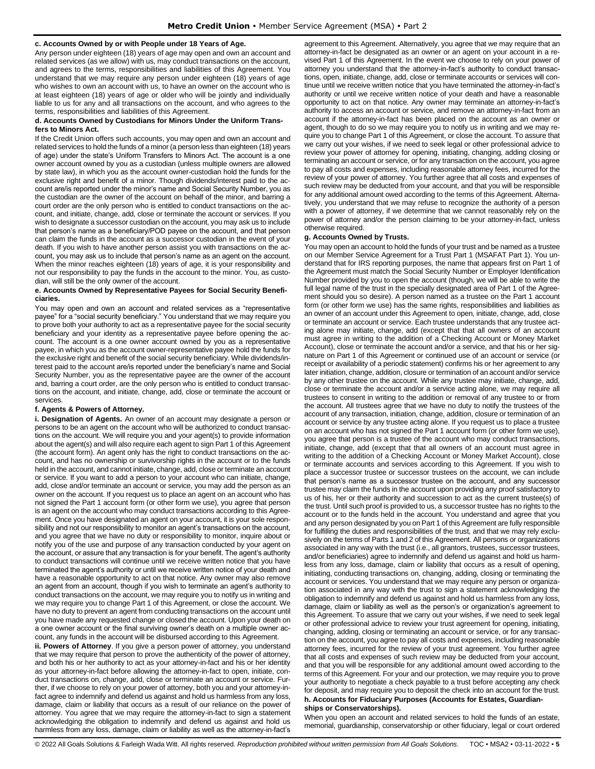**c. Accounts Owned by or with People under 18 Years of Age.**

Any person under eighteen (18) years of age may open and own an account and related services (as we allow) with us, may conduct transactions on the account, and agrees to the terms, responsibilities and liabilities of this Agreement. You understand that we may require any person under eighteen (18) years of age who wishes to own an account with us, to have an owner on the account who is at least eighteen (18) years of age or older who will be jointly and individually liable to us for any and all transactions on the account, and who agrees to the terms, responsibilities and liabilities of this Agreement.

**d. Accounts Owned by Custodians for Minors Under the Uniform Transfers to Minors Act.**

If the Credit Union offers such accounts, you may open and own an account and related services to hold the funds of a minor (a person less than eighteen (18) years of age) under the state's Uniform Transfers to Minors Act. The account is a one owner account owned by you as a custodian (unless multiple owners are allowed by state law), in which you as the account owner-custodian hold the funds for the exclusive right and benefit of a minor. Though dividends/interest paid to the account are/is reported under the minor's name and Social Security Number, you as the custodian are the owner of the account on behalf of the minor, and barring a court order are the only person who is entitled to conduct transactions on the account, and initiate, change, add, close or terminate the account or services. If you wish to designate a successor custodian on the account, you may ask us to include that person's name as a beneficiary/POD payee on the account, and that person can claim the funds in the account as a successor custodian in the event of your death. If you wish to have another person assist you with transactions on the account, you may ask us to include that person's name as an agent on the account. When the minor reaches eighteen (18) years of age, it is your responsibility and not our responsibility to pay the funds in the account to the minor. You, as custodian, will still be the only owner of the account.

**e. Accounts Owned by Representative Payees for Social Security Beneficiaries.**

You may open and own an account and related services as a "representative payee" for a "social security beneficiary." You understand that we may require you to prove both your authority to act as a representative payee for the social security beneficiary and your identity as a representative payee before opening the account. The account is a one owner account owned by you as a representative payee, in which you as the account owner-representative payee hold the funds for the exclusive right and benefit of the social security beneficiary. While dividends/interest paid to the account are/is reported under the beneficiary's name and Social Security Number, you as the representative payee are the owner of the account and, barring a court order, are the only person who is entitled to conduct transactions on the account, and initiate, change, add, close or terminate the account or services.

**f. Agents & Powers of Attorney.**

**i. Designation of Agents.** An owner of an account may designate a person or persons to be an agent on the account who will be authorized to conduct transactions on the account. We will require you and your agent(s) to provide information about the agent(s) and will also require each agent to sign Part 1 of this Agreement (the account form). An agent only has the right to conduct transactions on the account, and has no ownership or survivorship rights in the account or to the funds held in the account, and cannot initiate, change, add, close or terminate an account or service. If you want to add a person to your account who can initiate, change, add, close and/or terminate an account or service, you may add the person as an owner on the account. If you request us to place an agent on an account who has not signed the Part 1 account form (or other form we use), you agree that person is an agent on the account who may conduct transactions according to this Agreement. Once you have designated an agent on your account, it is your sole responsibility and not our responsibility to monitor an agent's transactions on the account, and you agree that we have no duty or responsibility to monitor, inquire about or notify you of the use and purpose of any transaction conducted by your agent on the account, or assure that any transaction is for your benefit. The agent's authority to conduct transactions will continue until we receive written notice that you have terminated the agent's authority or until we receive written notice of your death and have a reasonable opportunity to act on that notice. Any owner may also remove an agent from an account, though if you wish to terminate an agent's authority to conduct transactions on the account, we may require you to notify us in writing and we may require you to change Part 1 of this Agreement, or close the account. We have no duty to prevent an agent from conducting transactions on the account until you have made any requested change or closed the account. Upon your death on a one owner account or the final surviving owner's death on a multiple owner account, any funds in the account will be disbursed according to this Agreement.

**ii. Powers of Attorney**. If you give a person power of attorney, you understand that we may require that person to prove the authenticity of the power of attorney, and both his or her authority to act as your attorney-in-fact and his or her identity as your attorney-in-fact before allowing the attorney-in-fact to open, initiate, conduct transactions on, change, add, close or terminate an account or service. Further, if we choose to rely on your power of attorney, both you and your attorney-in-fact agree to indemnify and defend us against and hold us harmless from any loss, damage, claim or liability that occurs as a result of our reliance on the power of attorney. You agree that we may require the attorney-in-fact to sign a statement acknowledging the obligation to indemnify and defend us against and hold us harmless from any loss, damage, claim or liability as well as the attorney-in-fact's agreement to this Agreement. Alternatively, you agree that we may require that an attorney-in-fact be designated as an owner or an agent on your account in a revised Part 1 of this Agreement. In the event we choose to rely on your power of attorney you understand that the attorney-in-fact's authority to conduct transactions, open, initiate, change, add, close or terminate accounts or services will continue until we receive written notice that you have terminated the attorney-in-fact's authority or until we receive written notice of your death and have a reasonable opportunity to act on that notice. Any owner may terminate an attorney-in-fact's authority to access an account or service, and remove an attorney-in-fact from an account if the attorney-in-fact has been placed on the account as an owner or agent, though to do so we may require you to notify us in writing and we may require you to change Part 1 of this Agreement, or close the account. To assure that we carry out your wishes, if we need to seek legal or other professional advice to review your power of attorney for opening, initiating, changing, adding closing or terminating an account or service, or for any transaction on the account, you agree to pay all costs and expenses, including reasonable attorney fees, incurred for the review of your power of attorney. You further agree that all costs and expenses of such review may be deducted from your account, and that you will be responsible for any additional amount owed according to the terms of this Agreement. Alternatively, you understand that we may refuse to recognize the authority of a person with a power of attorney, if we determine that we cannot reasonably rely on the power of attorney and/or the person claiming to be your attorney-in-fact, unless otherwise required.

**g. Accounts Owned by Trusts.**

You may open an account to hold the funds of your trust and be named as a trustee on our Member Service Agreement for a Trust Part 1 (MSAFAT Part 1). You understand that for IRS reporting purposes, the name that appears first on Part 1 of the Agreement must match the Social Security Number or Employer Identification Number provided by you to open the account (though, we will be able to write the full legal name of the trust in the specially designated area of Part 1 of the Agreement should you so desire). A person named as a trustee on the Part 1 account form (or other form we use) has the same rights, responsibilities and liabilities as an owner of an account under this Agreement to open, initiate, change, add, close or terminate an account or service. Each trustee understands that any trustee acting alone may initiate, change, add (except that that all owners of an account must agree in writing to the addition of a Checking Account or Money Market Account), close or terminate the account and/or a service, and that his or her signature on Part 1 of this Agreement or continued use of an account or service (or receipt or availability of a periodic statement) confirms his or her agreement to any later initiation, change, addition, closure or termination of an account and/or service by any other trustee on the account. While any trustee may initiate, change, add, close or terminate the account and/or a service acting alone, we may require all trustees to consent in writing to the addition or removal of any trustee to or from the account. All trustees agree that we have no duty to notify the trustees of the account of any transaction, initiation, change, addition, closure or termination of an account or service by any trustee acting alone. If you request us to place a trustee on an account who has not signed the Part 1 account form (or other form we use), you agree that person is a trustee of the account who may conduct transactions, initiate, change, add (except that that all owners of an account must agree in writing to the addition of a Checking Account or Money Market Account), close or terminate accounts and services according to this Agreement. If you wish to place a successor trustee or successor trustees on the account, we can include that person's name as a successor trustee on the account, and any successor trustee may claim the funds in the account upon providing any proof satisfactory to us of his, her or their authority and succession to act as the current trustee(s) of the trust. Until such proof is provided to us, a successor trustee has no rights to the account or to the funds held in the account. You understand and agree that you and any person designated by you on Part 1 of this Agreement are fully responsible for fulfilling the duties and responsibilities of the trust, and that we may rely exclusively on the terms of Parts 1 and 2 of this Agreement. All persons or organizations associated in any way with the trust (i.e., all grantors, trustees, successor trustees, and/or beneficiaries) agree to indemnify and defend us against and hold us harmless from any loss, damage, claim or liability that occurs as a result of opening, initiating, conducting transactions on, changing, adding, closing or terminating the account or services. You understand that we may require any person or organization associated in any way with the trust to sign a statement acknowledging the obligation to indemnify and defend us against and hold us harmless from any loss, damage, claim or liability as well as the person's or organization's agreement to this Agreement. To assure that we carry out your wishes, if we need to seek legal or other professional advice to review your trust agreement for opening, initiating, changing, adding, closing or terminating an account or service, or for any transaction on the account, you agree to pay all costs and expenses, including reasonable attorney fees, incurred for the review of your trust agreement. You further agree that all costs and expenses of such review may be deducted from your account, and that you will be responsible for any additional amount owed according to the terms of this Agreement. For your and our protection, we may require you to prove your authority to negotiate a check payable to a trust before accepting any check for deposit, and may require you to deposit the check into an account for the trust.

**h. Accounts for Fiduciary Purposes (Accounts for Estates, Guardianships or Conservatorships).**

When you open an account and related services to hold the funds of an estate, memorial, guardianship, conservatorship or other fiduciary, legal or court ordered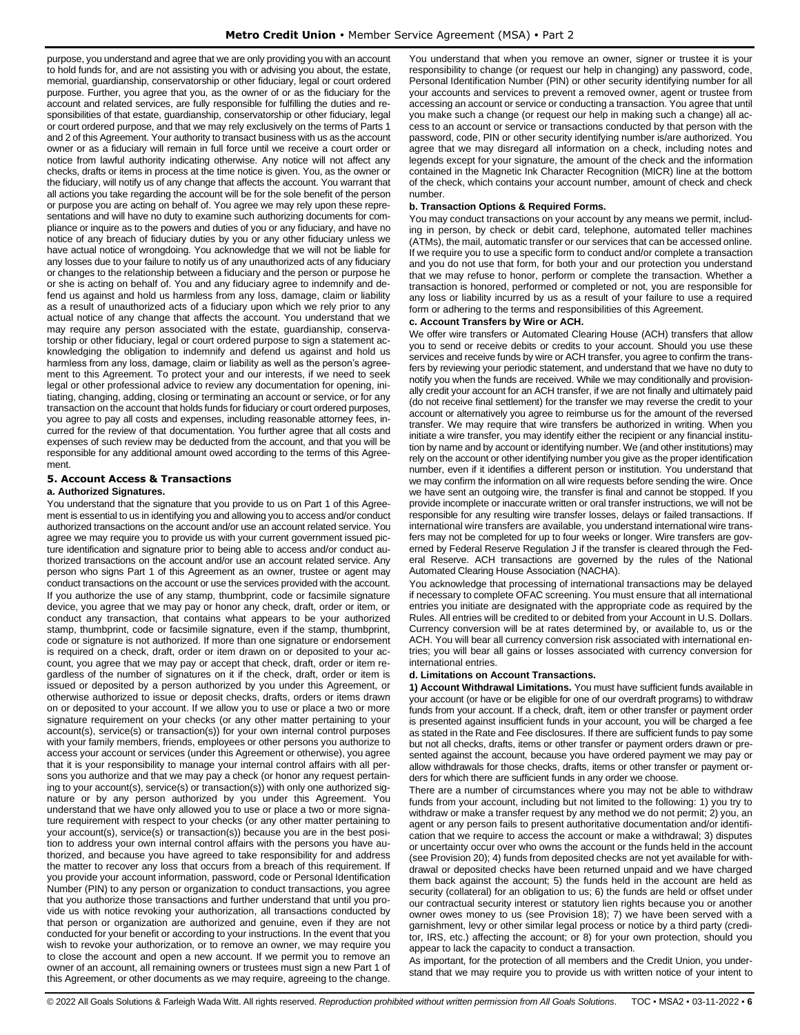purpose, you understand and agree that we are only providing you with an account to hold funds for, and are not assisting you with or advising you about, the estate, memorial, guardianship, conservatorship or other fiduciary, legal or court ordered purpose. Further, you agree that you, as the owner of or as the fiduciary for the account and related services, are fully responsible for fulfilling the duties and responsibilities of that estate, guardianship, conservatorship or other fiduciary, legal or court ordered purpose, and that we may rely exclusively on the terms of Parts 1 and 2 of this Agreement. Your authority to transact business with us as the account owner or as a fiduciary will remain in full force until we receive a court order or notice from lawful authority indicating otherwise. Any notice will not affect any checks, drafts or items in process at the time notice is given. You, as the owner or the fiduciary, will notify us of any change that affects the account. You warrant that all actions you take regarding the account will be for the sole benefit of the person or purpose you are acting on behalf of. You agree we may rely upon these representations and will have no duty to examine such authorizing documents for compliance or inquire as to the powers and duties of you or any fiduciary, and have no notice of any breach of fiduciary duties by you or any other fiduciary unless we have actual notice of wrongdoing. You acknowledge that we will not be liable for any losses due to your failure to notify us of any unauthorized acts of any fiduciary or changes to the relationship between a fiduciary and the person or purpose he or she is acting on behalf of. You and any fiduciary agree to indemnify and defend us against and hold us harmless from any loss, damage, claim or liability as a result of unauthorized acts of a fiduciary upon which we rely prior to any actual notice of any change that affects the account. You understand that we may require any person associated with the estate, guardianship, conservatorship or other fiduciary, legal or court ordered purpose to sign a statement acknowledging the obligation to indemnify and defend us against and hold us harmless from any loss, damage, claim or liability as well as the person's agreement to this Agreement. To protect your and our interests, if we need to seek legal or other professional advice to review any documentation for opening, initiating, changing, adding, closing or terminating an account or service, or for any transaction on the account that holds funds for fiduciary or court ordered purposes, you agree to pay all costs and expenses, including reasonable attorney fees, incurred for the review of that documentation. You further agree that all costs and expenses of such review may be deducted from the account, and that you will be responsible for any additional amount owed according to the terms of this Agreement.

## 5. Account Access & Transactions

### a. Authorized Signatures.

You understand that the signature that you provide to us on Part 1 of this Agreement is essential to us in identifying you and allowing you to access and/or conduct authorized transactions on the account and/or use an account related service. You agree we may require you to provide us with your current government issued picture identification and signature prior to being able to access and/or conduct authorized transactions on the account and/or use an account related service. Any person who signs Part 1 of this Agreement as an owner, trustee or agent may conduct transactions on the account or use the services provided with the account. If you authorize the use of any stamp, thumbprint, code or facsimile signature device, you agree that we may pay or honor any check, draft, order or item, or conduct any transaction, that contains what appears to be your authorized stamp, thumbprint, code or facsimile signature, even if the stamp, thumbprint, code or signature is not authorized. If more than one signature or endorsement is required on a check, draft, order or item drawn on or deposited to your account, you agree that we may pay or accept that check, draft, order or item regardless of the number of signatures on it if the check, draft, order or item is issued or deposited by a person authorized by you under this Agreement, or otherwise authorized to issue or deposit checks, drafts, orders or items drawn on or deposited to your account. If we allow you to use or place a two or more signature requirement on your checks (or any other matter pertaining to your account(s), service(s) or transaction(s)) for your own internal control purposes with your family members, friends, employees or other persons you authorize to access your account or services (under this Agreement or otherwise), you agree that it is your responsibility to manage your internal control affairs with all persons you authorize and that we may pay a check (or honor any request pertaining to your account(s), service(s) or transaction(s)) with only one authorized signature or by any person authorized by you under this Agreement. You understand that we have only allowed you to use or place a two or more signature requirement with respect to your checks (or any other matter pertaining to your account(s), service(s) or transaction(s)) because you are in the best position to address your own internal control affairs with the persons you have authorized, and because you have agreed to take responsibility for and address the matter to recover any loss that occurs from a breach of this requirement. If you provide your account information, password, code or Personal Identification Number (PIN) to any person or organization to conduct transactions, you agree that you authorize those transactions and further understand that until you provide us with notice revoking your authorization, all transactions conducted by that person or organization are authorized and genuine, even if they are not conducted for your benefit or according to your instructions. In the event that you wish to revoke your authorization, or to remove an owner, we may require you to close the account and open a new account. If we permit you to remove an owner of an account, all remaining owners or trustees must sign a new Part 1 of this Agreement, or other documents as we may require, agreeing to the change.

You understand that when you remove an owner, signer or trustee it is your responsibility to change (or request our help in changing) any password, code, Personal Identification Number (PIN) or other security identifying number for all your accounts and services to prevent a removed owner, agent or trustee from accessing an account or service or conducting a transaction. You agree that until you make such a change (or request our help in making such a change) all access to an account or service or transactions conducted by that person with the password, code, PIN or other security identifying number is/are authorized. You agree that we may disregard all information on a check, including notes and legends except for your signature, the amount of the check and the information contained in the Magnetic Ink Character Recognition (MICR) line at the bottom of the check, which contains your account number, amount of check and check number.

### b. Transaction Options & Required Forms.

You may conduct transactions on your account by any means we permit, including in person, by check or debit card, telephone, automated teller machines (ATMs), the mail, automatic transfer or our services that can be accessed online. If we require you to use a specific form to conduct and/or complete a transaction and you do not use that form, for both your and our protection you understand that we may refuse to honor, perform or complete the transaction. Whether a transaction is honored, performed or completed or not, you are responsible for any loss or liability incurred by us as a result of your failure to use a required form or adhering to the terms and responsibilities of this Agreement.

### c. Account Transfers by Wire or ACH.

We offer wire transfers or Automated Clearing House (ACH) transfers that allow you to send or receive debits or credits to your account. Should you use these services and receive funds by wire or ACH transfer, you agree to confirm the transfers by reviewing your periodic statement, and understand that we have no duty to notify you when the funds are received. While we may conditionally and provisionally credit your account for an ACH transfer, if we are not finally and ultimately paid (do not receive final settlement) for the transfer we may reverse the credit to your account or alternatively you agree to reimburse us for the amount of the reversed transfer. We may require that wire transfers be authorized in writing. When you initiate a wire transfer, you may identify either the recipient or any financial institution by name and by account or identifying number. We (and other institutions) may rely on the account or other identifying number you give as the proper identification number, even if it identifies a different person or institution. You understand that we may confirm the information on all wire requests before sending the wire. Once we have sent an outgoing wire, the transfer is final and cannot be stopped. If you provide incomplete or inaccurate written or oral transfer instructions, we will not be responsible for any resulting wire transfer losses, delays or failed transactions. If international wire transfers are available, you understand international wire transfers may not be completed for up to four weeks or longer. Wire transfers are governed by Federal Reserve Regulation J if the transfer is cleared through the Federal Reserve. ACH transactions are governed by the rules of the National Automated Clearing House Association (NACHA).

You acknowledge that processing of international transactions may be delayed if necessary to complete OFAC screening. You must ensure that all international entries you initiate are designated with the appropriate code as required by the Rules. All entries will be credited to or debited from your Account in U.S. Dollars. Currency conversion will be at rates determined by, or available to, us or the ACH. You will bear all currency conversion risk associated with international entries; you will bear all gains or losses associated with currency conversion for international entries.

### d. Limitations on Account Transactions.

**1) Account Withdrawal Limitations.** You must have sufficient funds available in your account (or have or be eligible for one of our overdraft programs) to withdraw funds from your account. If a check, draft, item or other transfer or payment order is presented against insufficient funds in your account, you will be charged a fee as stated in the Rate and Fee disclosures. If there are sufficient funds to pay some but not all checks, drafts, items or other transfer or payment orders drawn or presented against the account, because you have ordered payment we may pay or allow withdrawals for those checks, drafts, items or other transfer or payment orders for which there are sufficient funds in any order we choose.

There are a number of circumstances where you may not be able to withdraw funds from your account, including but not limited to the following: 1) you try to withdraw or make a transfer request by any method we do not permit; 2) you, an agent or any person fails to present authoritative documentation and/or identification that we require to access the account or make a withdrawal; 3) disputes or uncertainty occur over who owns the account or the funds held in the account (see Provision 20); 4) funds from deposited checks are not yet available for withdrawal or deposited checks have been returned unpaid and we have charged them back against the account; 5) the funds held in the account are held as security (collateral) for an obligation to us; 6) the funds are held or offset under our contractual security interest or statutory lien rights because you or another owner owes money to us (see Provision 18); 7) we have been served with a garnishment, levy or other similar legal process or notice by a third party (creditor, IRS, etc.) affecting the account; or 8) for your own protection, should you appear to lack the capacity to conduct a transaction.

As important, for the protection of all members and the Credit Union, you understand that we may require you to provide us with written notice of your intent to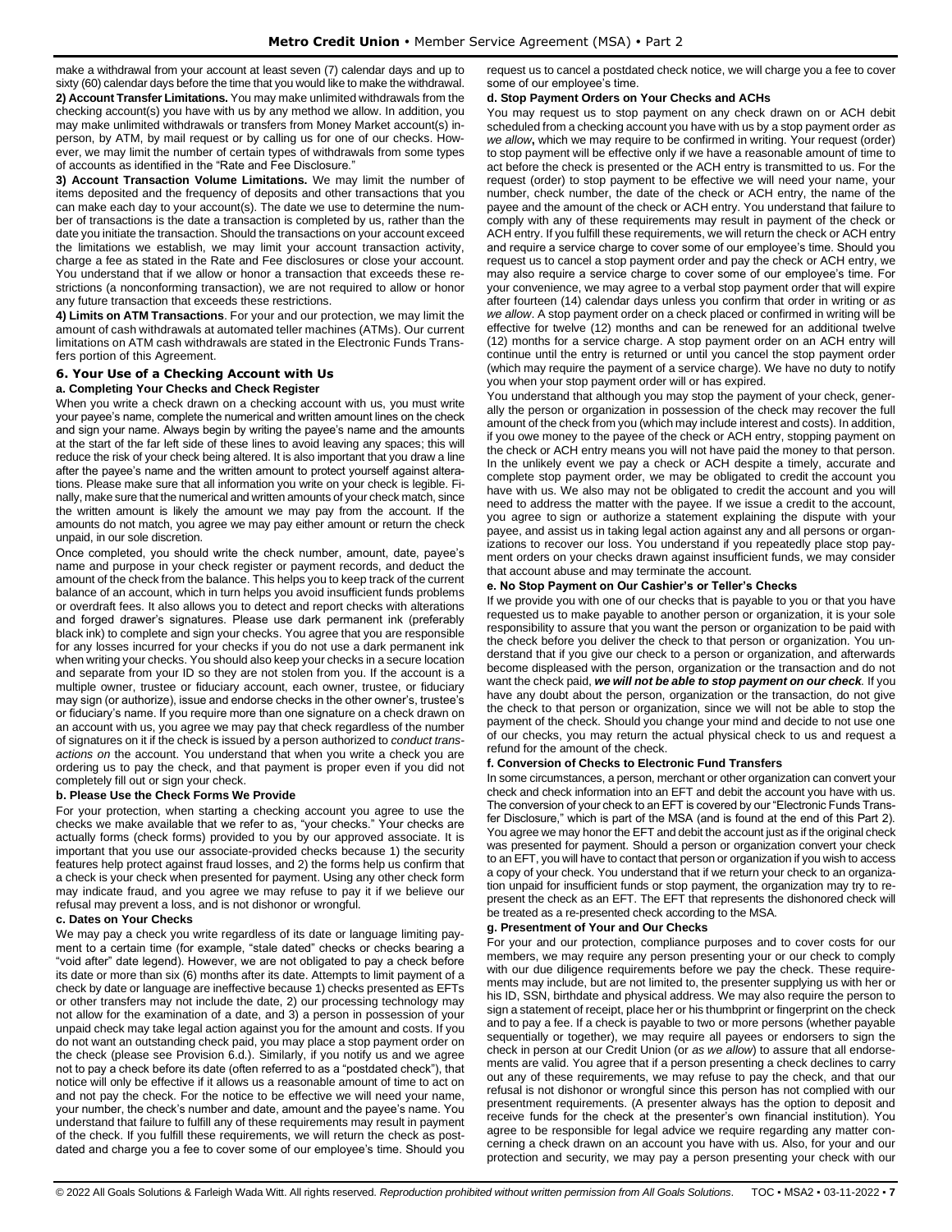make a withdrawal from your account at least seven (7) calendar days and up to sixty (60) calendar days before the time that you would like to make the withdrawal.

**2) Account Transfer Limitations.** You may make unlimited withdrawals from the checking account(s) you have with us by any method we allow. In addition, you may make unlimited withdrawals or transfers from Money Market account(s) in-person, by ATM, by mail request or by calling us for one of our checks. However, we may limit the number of certain types of withdrawals from some types of accounts as identified in the "Rate and Fee Disclosure."

**3) Account Transaction Volume Limitations.** We may limit the number of items deposited and the frequency of deposits and other transactions that you can make each day to your account(s). The date we use to determine the number of transactions is the date a transaction is completed by us, rather than the date you initiate the transaction. Should the transactions on your account exceed the limitations we establish, we may limit your account transaction activity, charge a fee as stated in the Rate and Fee disclosures or close your account. You understand that if we allow or honor a transaction that exceeds these restrictions (a nonconforming transaction), we are not required to allow or honor any future transaction that exceeds these restrictions.

**4) Limits on ATM Transactions**. For your and our protection, we may limit the amount of cash withdrawals at automated teller machines (ATMs). Our current limitations on ATM cash withdrawals are stated in the Electronic Funds Transfers portion of this Agreement.

## 6. Your Use of a Checking Account with Us

### a. Completing Your Checks and Check Register

When you write a check drawn on a checking account with us, you must write your payee's name, complete the numerical and written amount lines on the check and sign your name. Always begin by writing the payee's name and the amounts at the start of the far left side of these lines to avoid leaving any spaces; this will reduce the risk of your check being altered. It is also important that you draw a line after the payee's name and the written amount to protect yourself against alterations. Please make sure that all information you write on your check is legible. Finally, make sure that the numerical and written amounts of your check match, since the written amount is likely the amount we may pay from the account. If the amounts do not match, you agree we may pay either amount or return the check unpaid, in our sole discretion.

Once completed, you should write the check number, amount, date, payee's name and purpose in your check register or payment records, and deduct the amount of the check from the balance. This helps you to keep track of the current balance of an account, which in turn helps you avoid insufficient funds problems or overdraft fees. It also allows you to detect and report checks with alterations and forged drawer's signatures. Please use dark permanent ink (preferably black ink) to complete and sign your checks. You agree that you are responsible for any losses incurred for your checks if you do not use a dark permanent ink when writing your checks. You should also keep your checks in a secure location and separate from your ID so they are not stolen from you. If the account is a multiple owner, trustee or fiduciary account, each owner, trustee, or fiduciary may sign (or authorize), issue and endorse checks in the other owner's, trustee's or fiduciary's name. If you require more than one signature on a check drawn on an account with us, you agree we may pay that check regardless of the number of signatures on it if the check is issued by a person authorized to *conduct transactions on* the account. You understand that when you write a check you are ordering us to pay the check, and that payment is proper even if you did not completely fill out or sign your check.

### b. Please Use the Check Forms We Provide

For your protection, when starting a checking account you agree to use the checks we make available that we refer to as, "your checks." Your checks are actually forms (check forms) provided to you by our approved associate. It is important that you use our associate-provided checks because 1) the security features help protect against fraud losses, and 2) the forms help us confirm that a check is your check when presented for payment. Using any other check form may indicate fraud, and you agree we may refuse to pay it if we believe our refusal may prevent a loss, and is not dishonor or wrongful.

### c. Dates on Your Checks

We may pay a check you write regardless of its date or language limiting payment to a certain time (for example, "stale dated" checks or checks bearing a "void after" date legend). However, we are not obligated to pay a check before its date or more than six (6) months after its date. Attempts to limit payment of a check by date or language are ineffective because 1) checks presented as EFTs or other transfers may not include the date, 2) our processing technology may not allow for the examination of a date, and 3) a person in possession of your unpaid check may take legal action against you for the amount and costs. If you do not want an outstanding check paid, you may place a stop payment order on the check (please see Provision 6.d.). Similarly, if you notify us and we agree not to pay a check before its date (often referred to as a "postdated check"), that notice will only be effective if it allows us a reasonable amount of time to act on and not pay the check. For the notice to be effective we will need your name, your number, the check's number and date, amount and the payee's name. You understand that failure to fulfill any of these requirements may result in payment of the check. If you fulfill these requirements, we will return the check as postdated and charge you a fee to cover some of our employee's time. Should you request us to cancel a postdated check notice, we will charge you a fee to cover some of our employee's time.

### d. Stop Payment Orders on Your Checks and ACHs

You may request us to stop payment on any check drawn on or ACH debit scheduled from a checking account you have with us by a stop payment order *as we allow*, which we may require to be confirmed in writing. Your request (order) to stop payment will be effective only if we have a reasonable amount of time to act before the check is presented or the ACH entry is transmitted to us. For the request (order) to stop payment to be effective we will need your name, your number, check number, the date of the check or ACH entry, the name of the payee and the amount of the check or ACH entry. You understand that failure to comply with any of these requirements may result in payment of the check or ACH entry. If you fulfill these requirements, we will return the check or ACH entry and require a service charge to cover some of our employee's time. Should you request us to cancel a stop payment order and pay the check or ACH entry, we may also require a service charge to cover some of our employee's time. For your convenience, we may agree to a verbal stop payment order that will expire after fourteen (14) calendar days unless you confirm that order in writing or *as we allow*. A stop payment order on a check placed or confirmed in writing will be effective for twelve (12) months and can be renewed for an additional twelve (12) months for a service charge. A stop payment order on an ACH entry will continue until the entry is returned or until you cancel the stop payment order (which may require the payment of a service charge). We have no duty to notify you when your stop payment order will or has expired.

You understand that although you may stop the payment of your check, generally the person or organization in possession of the check may recover the full amount of the check from you (which may include interest and costs). In addition, if you owe money to the payee of the check or ACH entry, stopping payment on the check or ACH entry means you will not have paid the money to that person. In the unlikely event we pay a check or ACH despite a timely, accurate and complete stop payment order, we may be obligated to credit the account you have with us. We also may not be obligated to credit the account and you will need to address the matter with the payee. If we issue a credit to the account, you agree to sign or authorize a statement explaining the dispute with your payee, and assist us in taking legal action against any and all persons or organizations to recover our loss. You understand if you repeatedly place stop payment orders on your checks drawn against insufficient funds, we may consider that account abuse and may terminate the account.

### e. No Stop Payment on Our Cashier's or Teller's Checks

If we provide you with one of our checks that is payable to you or that you have requested us to make payable to another person or organization, it is your sole responsibility to assure that you want the person or organization to be paid with the check before you deliver the check to that person or organization. You understand that if you give our check to a person or organization, and afterwards become displeased with the person, organization or the transaction and do not want the check paid, ***we will not be able to stop payment on our check***. If you have any doubt about the person, organization or the transaction, do not give the check to that person or organization, since we will not be able to stop the payment of the check. Should you change your mind and decide to not use one of our checks, you may return the actual physical check to us and request a refund for the amount of the check.

### f. Conversion of Checks to Electronic Fund Transfers

In some circumstances, a person, merchant or other organization can convert your check and check information into an EFT and debit the account you have with us. The conversion of your check to an EFT is covered by our "Electronic Funds Transfer Disclosure," which is part of the MSA (and is found at the end of this Part 2). You agree we may honor the EFT and debit the account just as if the original check was presented for payment. Should a person or organization convert your check to an EFT, you will have to contact that person or organization if you wish to access a copy of your check. You understand that if we return your check to an organization unpaid for insufficient funds or stop payment, the organization may try to re-present the check as an EFT. The EFT that represents the dishonored check will be treated as a re-presented check according to the MSA.

### g. Presentment of Your and Our Checks

For your and our protection, compliance purposes and to cover costs for our members, we may require any person presenting your or our check to comply with our due diligence requirements before we pay the check. These requirements may include, but are not limited to, the presenter supplying us with her or his ID, SSN, birthdate and physical address. We may also require the person to sign a statement of receipt, place her or his thumbprint or fingerprint on the check and to pay a fee. If a check is payable to two or more persons (whether payable sequentially or together), we may require all payees or endorsers to sign the check in person at our Credit Union (or *as we allow*) to assure that all endorsements are valid. You agree that if a person presenting a check declines to carry out any of these requirements, we may refuse to pay the check, and that our refusal is not dishonor or wrongful since this person has not complied with our presentment requirements. (A presenter always has the option to deposit and receive funds for the check at the presenter's own financial institution). You agree to be responsible for legal advice we require regarding any matter concerning a check drawn on an account you have with us. Also, for your and our protection and security, we may pay a person presenting your check with our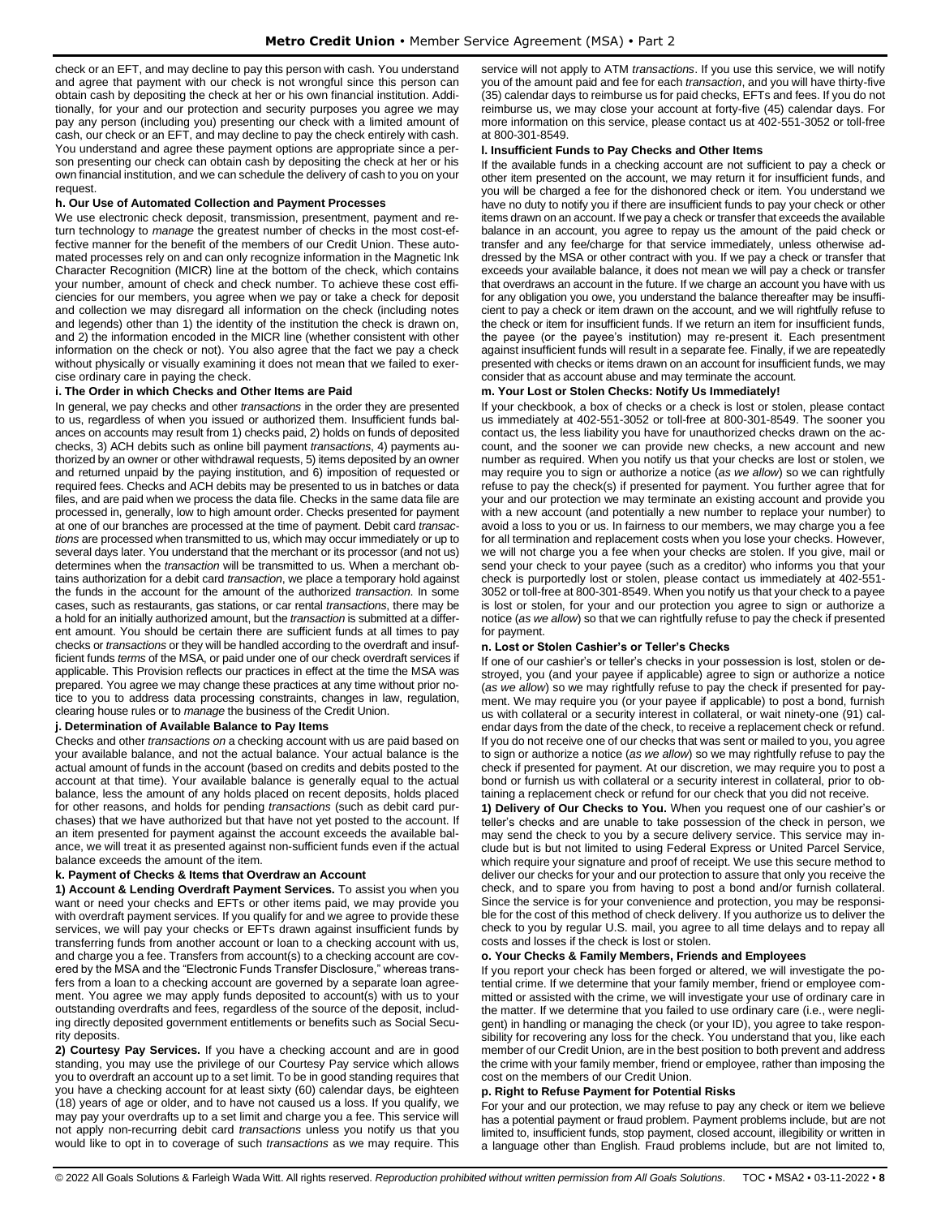check or an EFT, and may decline to pay this person with cash. You understand and agree that payment with our check is not wrongful since this person can obtain cash by depositing the check at her or his own financial institution. Additionally, for your and our protection and security purposes you agree we may pay any person (including you) presenting our check with a limited amount of cash, our check or an EFT, and may decline to pay the check entirely with cash. You understand and agree these payment options are appropriate since a person presenting our check can obtain cash by depositing the check at her or his own financial institution, and we can schedule the delivery of cash to you on your request.

**h. Our Use of Automated Collection and Payment Processes**

We use electronic check deposit, transmission, presentment, payment and return technology to *manage* the greatest number of checks in the most cost-effective manner for the benefit of the members of our Credit Union. These automated processes rely on and can only recognize information in the Magnetic Ink Character Recognition (MICR) line at the bottom of the check, which contains your number, amount of check and check number. To achieve these cost efficiencies for our members, you agree when we pay or take a check for deposit and collection we may disregard all information on the check (including notes and legends) other than 1) the identity of the institution the check is drawn on, and 2) the information encoded in the MICR line (whether consistent with other information on the check or not). You also agree that the fact we pay a check without physically or visually examining it does not mean that we failed to exercise ordinary care in paying the check.

**i. The Order in which Checks and Other Items are Paid**

In general, we pay checks and other *transactions* in the order they are presented to us, regardless of when you issued or authorized them. Insufficient funds balances on accounts may result from 1) checks paid, 2) holds on funds of deposited checks, 3) ACH debits such as online bill payment *transactions*, 4) payments authorized by an owner or other withdrawal requests, 5) items deposited by an owner and returned unpaid by the paying institution, and 6) imposition of requested or required fees. Checks and ACH debits may be presented to us in batches or data files, and are paid when we process the data file. Checks in the same data file are processed in, generally, low to high amount order. Checks presented for payment at one of our branches are processed at the time of payment. Debit card *transactions* are processed when transmitted to us, which may occur immediately or up to several days later. You understand that the merchant or its processor (and not us) determines when the *transaction* will be transmitted to us. When a merchant obtains authorization for a debit card *transaction*, we place a temporary hold against the funds in the account for the amount of the authorized *transaction*. In some cases, such as restaurants, gas stations, or car rental *transactions*, there may be a hold for an initially authorized amount, but the *transaction* is submitted at a different amount. You should be certain there are sufficient funds at all times to pay checks or *transactions* or they will be handled according to the overdraft and insufficient funds *terms* of the MSA, or paid under one of our check overdraft services if applicable. This Provision reflects our practices in effect at the time the MSA was prepared. You agree we may change these practices at any time without prior notice to you to address data processing constraints, changes in law, regulation, clearing house rules or to *manage* the business of the Credit Union.

**j. Determination of Available Balance to Pay Items**

Checks and other *transactions on* a checking account with us are paid based on your available balance, and not the actual balance. Your actual balance is the actual amount of funds in the account (based on credits and debits posted to the account at that time). Your available balance is generally equal to the actual balance, less the amount of any holds placed on recent deposits, holds placed for other reasons, and holds for pending *transactions* (such as debit card purchases) that we have authorized but that have not yet posted to the account. If an item presented for payment against the account exceeds the available balance, we will treat it as presented against non-sufficient funds even if the actual balance exceeds the amount of the item.

**k. Payment of Checks & Items that Overdraw an Account**

**1) Account & Lending Overdraft Payment Services.** To assist you when you want or need your checks and EFTs or other items paid, we may provide you with overdraft payment services. If you qualify for and we agree to provide these services, we will pay your checks or EFTs drawn against insufficient funds by transferring funds from another account or loan to a checking account with us, and charge you a fee. Transfers from account(s) to a checking account are covered by the MSA and the "Electronic Funds Transfer Disclosure," whereas transfers from a loan to a checking account are governed by a separate loan agreement. You agree we may apply funds deposited to account(s) with us to your outstanding overdrafts and fees, regardless of the source of the deposit, including directly deposited government entitlements or benefits such as Social Security deposits.

**2) Courtesy Pay Services.** If you have a checking account and are in good standing, you may use the privilege of our Courtesy Pay service which allows you to overdraft an account up to a set limit. To be in good standing requires that you have a checking account for at least sixty (60) calendar days, be eighteen (18) years of age or older, and to have not caused us a loss. If you qualify, we may pay your overdrafts up to a set limit and charge you a fee. This service will not apply non-recurring debit card *transactions* unless you notify us that you would like to opt in to coverage of such *transactions* as we may require. This service will not apply to ATM *transactions*. If you use this service, we will notify you of the amount paid and fee for each *transaction*, and you will have thirty-five (35) calendar days to reimburse us for paid checks, EFTs and fees. If you do not reimburse us, we may close your account at forty-five (45) calendar days. For more information on this service, please contact us at 402-551-3052 or toll-free at 800-301-8549.

**l. Insufficient Funds to Pay Checks and Other Items**

If the available funds in a checking account are not sufficient to pay a check or other item presented on the account, we may return it for insufficient funds, and you will be charged a fee for the dishonored check or item. You understand we have no duty to notify you if there are insufficient funds to pay your check or other items drawn on an account. If we pay a check or transfer that exceeds the available balance in an account, you agree to repay us the amount of the paid check or transfer and any fee/charge for that service immediately, unless otherwise addressed by the MSA or other contract with you. If we pay a check or transfer that exceeds your available balance, it does not mean we will pay a check or transfer that overdraws an account in the future. If we charge an account you have with us for any obligation you owe, you understand the balance thereafter may be insufficient to pay a check or item drawn on the account, and we will rightfully refuse to the check or item for insufficient funds. If we return an item for insufficient funds, the payee (or the payee's institution) may re-present it. Each presentment against insufficient funds will result in a separate fee. Finally, if we are repeatedly presented with checks or items drawn on an account for insufficient funds, we may consider that as account abuse and may terminate the account.

**m. Your Lost or Stolen Checks: Notify Us Immediately!**

If your checkbook, a box of checks or a check is lost or stolen, please contact us immediately at 402-551-3052 or toll-free at 800-301-8549. The sooner you contact us, the less liability you have for unauthorized checks drawn on the account, and the sooner we can provide new checks, a new account and new number as required. When you notify us that your checks are lost or stolen, we may require you to sign or authorize a notice (*as we allow*) so we can rightfully refuse to pay the check(s) if presented for payment. You further agree that for your and our protection we may terminate an existing account and provide you with a new account (and potentially a new number to replace your number) to avoid a loss to you or us. In fairness to our members, we may charge you a fee for all termination and replacement costs when you lose your checks. However, we will not charge you a fee when your checks are stolen. If you give, mail or send your check to your payee (such as a creditor) who informs you that your check is purportedly lost or stolen, please contact us immediately at 402-551-3052 or toll-free at 800-301-8549. When you notify us that your check to a payee is lost or stolen, for your and our protection you agree to sign or authorize a notice (*as we allow*) so that we can rightfully refuse to pay the check if presented for payment.

**n. Lost or Stolen Cashier's or Teller's Checks**

If one of our cashier's or teller's checks in your possession is lost, stolen or destroyed, you (and your payee if applicable) agree to sign or authorize a notice (*as we allow*) so we may rightfully refuse to pay the check if presented for payment. We may require you (or your payee if applicable) to post a bond, furnish us with collateral or a security interest in collateral, or wait ninety-one (91) calendar days from the date of the check, to receive a replacement check or refund. If you do not receive one of our checks that was sent or mailed to you, you agree to sign or authorize a notice (*as we allow*) so we may rightfully refuse to pay the check if presented for payment. At our discretion, we may require you to post a bond or furnish us with collateral or a security interest in collateral, prior to obtaining a replacement check or refund for our check that you did not receive.

**1) Delivery of Our Checks to You.** When you request one of our cashier's or teller's checks and are unable to take possession of the check in person, we may send the check to you by a secure delivery service. This service may include but is not limited to using Federal Express or United Parcel Service, which require your signature and proof of receipt. We use this secure method to deliver our checks for your and our protection to assure that only you receive the check, and to spare you from having to post a bond and/or furnish collateral. Since the service is for your convenience and protection, you may be responsible for the cost of this method of check delivery. If you authorize us to deliver the check to you by regular U.S. mail, you agree to all time delays and to repay all costs and losses if the check is lost or stolen.

**o. Your Checks & Family Members, Friends and Employees**

If you report your check has been forged or altered, we will investigate the potential crime. If we determine that your family member, friend or employee committed or assisted with the crime, we will investigate your use of ordinary care in the matter. If we determine that you failed to use ordinary care (i.e., were negligent) in handling or managing the check (or your ID), you agree to take responsibility for recovering any loss for the check. You understand that you, like each member of our Credit Union, are in the best position to both prevent and address the crime with your family member, friend or employee, rather than imposing the cost on the members of our Credit Union.

**p. Right to Refuse Payment for Potential Risks**

For your and our protection, we may refuse to pay any check or item we believe has a potential payment or fraud problem. Payment problems include, but are not limited to, insufficient funds, stop payment, closed account, illegibility or written in a language other than English. Fraud problems include, but are not limited to,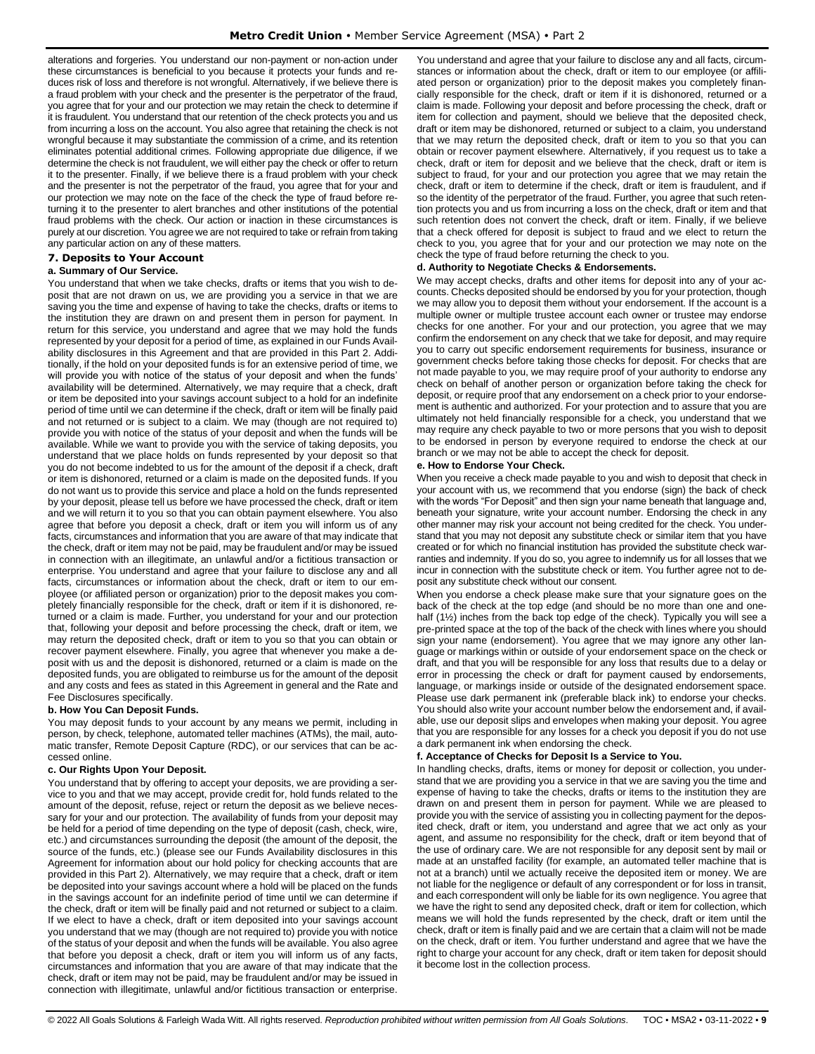alterations and forgeries. You understand our non-payment or non-action under these circumstances is beneficial to you because it protects your funds and reduces risk of loss and therefore is not wrongful. Alternatively, if we believe there is a fraud problem with your check and the presenter is the perpetrator of the fraud, you agree that for your and our protection we may retain the check to determine if it is fraudulent. You understand that our retention of the check protects you and us from incurring a loss on the account. You also agree that retaining the check is not wrongful because it may substantiate the commission of a crime, and its retention eliminates potential additional crimes. Following appropriate due diligence, if we determine the check is not fraudulent, we will either pay the check or offer to return it to the presenter. Finally, if we believe there is a fraud problem with your check and the presenter is not the perpetrator of the fraud, you agree that for your and our protection we may note on the face of the check the type of fraud before returning it to the presenter to alert branches and other institutions of the potential fraud problems with the check. Our action or inaction in these circumstances is purely at our discretion. You agree we are not required to take or refrain from taking any particular action on any of these matters.

### 7. Deposits to Your Account

#### a. Summary of Our Service.

You understand that when we take checks, drafts or items that you wish to deposit that are not drawn on us, we are providing a service in that we are saving you the time and expense of having to take the checks, drafts or items to the institution they are drawn on and present them in person for payment. In return for this service, you understand and agree that we may hold the funds represented by your deposit for a period of time, as explained in our Funds Availability disclosures in this Agreement and that are provided in this Part 2. Additionally, if the hold on your deposited funds is for an extensive period of time, we will provide you with notice of the status of your deposit and when the funds' availability will be determined. Alternatively, we may require that a check, draft or item be deposited into your savings account subject to a hold for an indefinite period of time until we can determine if the check, draft or item will be finally paid and not returned or is subject to a claim. We may (though are not required to) provide you with notice of the status of your deposit and when the funds will be available. While we want to provide you with the service of taking deposits, you understand that we place holds on funds represented by your deposit so that you do not become indebted to us for the amount of the deposit if a check, draft or item is dishonored, returned or a claim is made on the deposited funds. If you do not want us to provide this service and place a hold on the funds represented by your deposit, please tell us before we have processed the check, draft or item and we will return it to you so that you can obtain payment elsewhere. You also agree that before you deposit a check, draft or item you will inform us of any facts, circumstances and information that you are aware of that may indicate that the check, draft or item may not be paid, may be fraudulent and/or may be issued in connection with an illegitimate, an unlawful and/or a fictitious transaction or enterprise. You understand and agree that your failure to disclose any and all facts, circumstances or information about the check, draft or item to our employee (or affiliated person or organization) prior to the deposit makes you completely financially responsible for the check, draft or item if it is dishonored, returned or a claim is made. Further, you understand for your and our protection that, following your deposit and before processing the check, draft or item, we may return the deposited check, draft or item to you so that you can obtain or recover payment elsewhere. Finally, you agree that whenever you make a deposit with us and the deposit is dishonored, returned or a claim is made on the deposited funds, you are obligated to reimburse us for the amount of the deposit and any costs and fees as stated in this Agreement in general and the Rate and Fee Disclosures specifically.

#### b. How You Can Deposit Funds.

You may deposit funds to your account by any means we permit, including in person, by check, telephone, automated teller machines (ATMs), the mail, automatic transfer, Remote Deposit Capture (RDC), or our services that can be accessed online.

#### c. Our Rights Upon Your Deposit.

You understand that by offering to accept your deposits, we are providing a service to you and that we may accept, provide credit for, hold funds related to the amount of the deposit, refuse, reject or return the deposit as we believe necessary for your and our protection. The availability of funds from your deposit may be held for a period of time depending on the type of deposit (cash, check, wire, etc.) and circumstances surrounding the deposit (the amount of the deposit, the source of the funds, etc.) (please see our Funds Availability disclosures in this Agreement for information about our hold policy for checking accounts that are provided in this Part 2). Alternatively, we may require that a check, draft or item be deposited into your savings account where a hold will be placed on the funds in the savings account for an indefinite period of time until we can determine if the check, draft or item will be finally paid and not returned or subject to a claim. If we elect to have a check, draft or item deposited into your savings account you understand that we may (though are not required to) provide you with notice of the status of your deposit and when the funds will be available. You also agree that before you deposit a check, draft or item you will inform us of any facts, circumstances and information that you are aware of that may indicate that the check, draft or item may not be paid, may be fraudulent and/or may be issued in connection with illegitimate, unlawful and/or fictitious transaction or enterprise. You understand and agree that your failure to disclose any and all facts, circumstances or information about the check, draft or item to our employee (or affiliated person or organization) prior to the deposit makes you completely financially responsible for the check, draft or item if it is dishonored, returned or a claim is made. Following your deposit and before processing the check, draft or item for collection and payment, should we believe that the deposited check, draft or item may be dishonored, returned or subject to a claim, you understand that we may return the deposited check, draft or item to you so that you can obtain or recover payment elsewhere. Alternatively, if you request us to take a check, draft or item for deposit and we believe that the check, draft or item is subject to fraud, for your and our protection you agree that we may retain the check, draft or item to determine if the check, draft or item is fraudulent, and if so the identity of the perpetrator of the fraud. Further, you agree that such retention protects you and us from incurring a loss on the check, draft or item and that such retention does not convert the check, draft or item. Finally, if we believe that a check offered for deposit is subject to fraud and we elect to return the check to you, you agree that for your and our protection we may note on the check the type of fraud before returning the check to you.

#### d. Authority to Negotiate Checks & Endorsements.

We may accept checks, drafts and other items for deposit into any of your accounts. Checks deposited should be endorsed by you for your protection, though we may allow you to deposit them without your endorsement. If the account is a multiple owner or multiple trustee account each owner or trustee may endorse checks for one another. For your and our protection, you agree that we may confirm the endorsement on any check that we take for deposit, and may require you to carry out specific endorsement requirements for business, insurance or government checks before taking those checks for deposit. For checks that are not made payable to you, we may require proof of your authority to endorse any check on behalf of another person or organization before taking the check for deposit, or require proof that any endorsement on a check prior to your endorsement is authentic and authorized. For your protection and to assure that you are ultimately not held financially responsible for a check, you understand that we may require any check payable to two or more persons that you wish to deposit to be endorsed in person by everyone required to endorse the check at our branch or we may not be able to accept the check for deposit.

#### e. How to Endorse Your Check.

When you receive a check made payable to you and wish to deposit that check in your account with us, we recommend that you endorse (sign) the back of check with the words "For Deposit" and then sign your name beneath that language and, beneath your signature, write your account number. Endorsing the check in any other manner may risk your account not being credited for the check. You understand that you may not deposit any substitute check or similar item that you have created or for which no financial institution has provided the substitute check warranties and indemnity. If you do so, you agree to indemnify us for all losses that we incur in connection with the substitute check or item. You further agree not to deposit any substitute check without our consent.

When you endorse a check please make sure that your signature goes on the back of the check at the top edge (and should be no more than one and one-half (1½) inches from the back top edge of the check). Typically you will see a pre-printed space at the top of the back of the check with lines where you should sign your name (endorsement). You agree that we may ignore any other language or markings within or outside of your endorsement space on the check or draft, and that you will be responsible for any loss that results due to a delay or error in processing the check or draft for payment caused by endorsements, language, or markings inside or outside of the designated endorsement space. Please use dark permanent ink (preferable black ink) to endorse your checks. You should also write your account number below the endorsement and, if available, use our deposit slips and envelopes when making your deposit. You agree that you are responsible for any losses for a check you deposit if you do not use a dark permanent ink when endorsing the check.

#### f. Acceptance of Checks for Deposit Is a Service to You.

In handling checks, drafts, items or money for deposit or collection, you understand that we are providing you a service in that we are saving you the time and expense of having to take the checks, drafts or items to the institution they are drawn on and present them in person for payment. While we are pleased to provide you with the service of assisting you in collecting payment for the deposited check, draft or item, you understand and agree that we act only as your agent, and assume no responsibility for the check, draft or item beyond that of the use of ordinary care. We are not responsible for any deposit sent by mail or made at an unstaffed facility (for example, an automated teller machine that is not at a branch) until we actually receive the deposited item or money. We are not liable for the negligence or default of any correspondent or for loss in transit, and each correspondent will only be liable for its own negligence. You agree that we have the right to send any deposited check, draft or item for collection, which means we will hold the funds represented by the check, draft or item until the check, draft or item is finally paid and we are certain that a claim will not be made on the check, draft or item. You further understand and agree that we have the right to charge your account for any check, draft or item taken for deposit should it become lost in the collection process.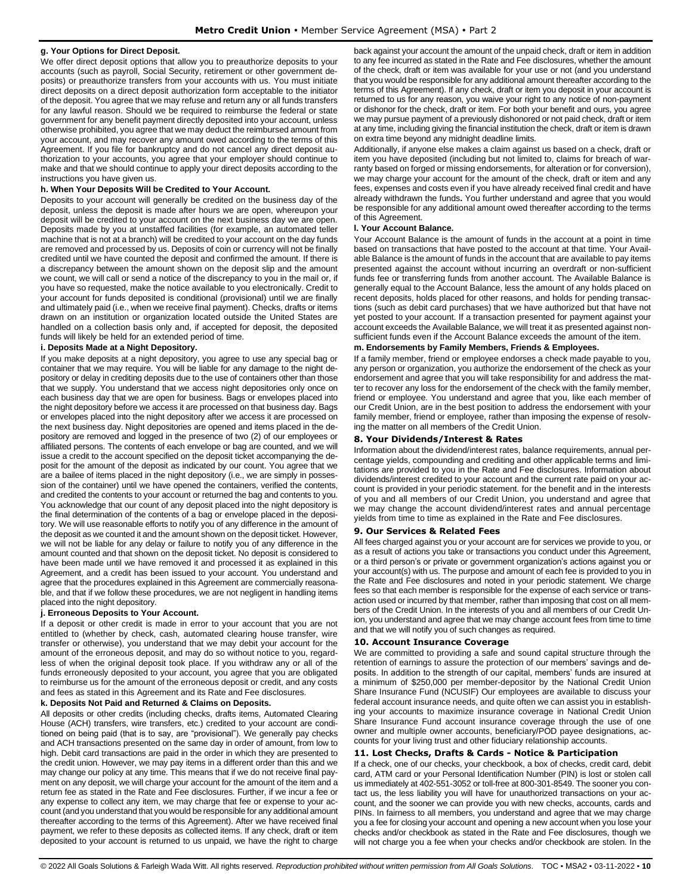#### g. Your Options for Direct Deposit.

We offer direct deposit options that allow you to preauthorize deposits to your accounts (such as payroll, Social Security, retirement or other government deposits) or preauthorize transfers from your accounts with us. You must initiate direct deposits on a direct deposit authorization form acceptable to the initiator of the deposit. You agree that we may refuse and return any or all funds transfers for any lawful reason. Should we be required to reimburse the federal or state government for any benefit payment directly deposited into your account, unless otherwise prohibited, you agree that we may deduct the reimbursed amount from your account, and may recover any amount owed according to the terms of this Agreement. If you file for bankruptcy and do not cancel any direct deposit authorization to your accounts, you agree that your employer should continue to make and that we should continue to apply your direct deposits according to the instructions you have given us.

#### h. When Your Deposits Will be Credited to Your Account.

Deposits to your account will generally be credited on the business day of the deposit, unless the deposit is made after hours we are open, whereupon your deposit will be credited to your account on the next business day we are open. Deposits made by you at unstaffed facilities (for example, an automated teller machine that is not at a branch) will be credited to your account on the day funds are removed and processed by us. Deposits of coin or currency will not be finally credited until we have counted the deposit and confirmed the amount. If there is a discrepancy between the amount shown on the deposit slip and the amount we count, we will call or send a notice of the discrepancy to you in the mail or, if you have so requested, make the notice available to you electronically. Credit to your account for funds deposited is conditional (provisional) until we are finally and ultimately paid (i.e., when we receive final payment). Checks, drafts or items drawn on an institution or organization located outside the United States are handled on a collection basis only and, if accepted for deposit, the deposited funds will likely be held for an extended period of time.

#### i. Deposits Made at a Night Depository.

If you make deposits at a night depository, you agree to use any special bag or container that we may require. You will be liable for any damage to the night depository or delay in crediting deposits due to the use of containers other than those that we supply. You understand that we access night depositories only once on each business day that we are open for business. Bags or envelopes placed into the night depository before we access it are processed on that business day. Bags or envelopes placed into the night depository after we access it are processed on the next business day. Night depositories are opened and items placed in the depository are removed and logged in the presence of two (2) of our employees or affiliated persons. The contents of each envelope or bag are counted, and we will issue a credit to the account specified on the deposit ticket accompanying the deposit for the amount of the deposit as indicated by our count. You agree that we are a bailee of items placed in the night depository (i.e., we are simply in possession of the container) until we have opened the containers, verified the contents, and credited the contents to your account or returned the bag and contents to you. You acknowledge that our count of any deposit placed into the night depository is the final determination of the contents of a bag or envelope placed in the depository. We will use reasonable efforts to notify you of any difference in the amount of the deposit as we counted it and the amount shown on the deposit ticket. However, we will not be liable for any delay or failure to notify you of any difference in the amount counted and that shown on the deposit ticket. No deposit is considered to have been made until we have removed it and processed it as explained in this Agreement, and a credit has been issued to your account. You understand and agree that the procedures explained in this Agreement are commercially reasonable, and that if we follow these procedures, we are not negligent in handling items placed into the night depository.

#### j. Erroneous Deposits to Your Account.

If a deposit or other credit is made in error to your account that you are not entitled to (whether by check, cash, automated clearing house transfer, wire transfer or otherwise), you understand that we may debit your account for the amount of the erroneous deposit, and may do so without notice to you, regardless of when the original deposit took place. If you withdraw any or all of the funds erroneously deposited to your account, you agree that you are obligated to reimburse us for the amount of the erroneous deposit or credit, and any costs and fees as stated in this Agreement and its Rate and Fee disclosures.

#### k. Deposits Not Paid and Returned & Claims on Deposits.

All deposits or other credits (including checks, drafts items, Automated Clearing House (ACH) transfers, wire transfers, etc.) credited to your account are conditioned on being paid (that is to say, are "provisional"). We generally pay checks and ACH transactions presented on the same day in order of amount, from low to high. Debit card transactions are paid in the order in which they are presented to the credit union. However, we may pay items in a different order than this and we may change our policy at any time. This means that if we do not receive final payment on any deposit, we will charge your account for the amount of the item and a return fee as stated in the Rate and Fee disclosures. Further, if we incur a fee or any expense to collect any item, we may charge that fee or expense to your account (and you understand that you would be responsible for any additional amount thereafter according to the terms of this Agreement). After we have received final payment, we refer to these deposits as collected items. If any check, draft or item deposited to your account is returned to us unpaid, we have the right to charge back against your account the amount of the unpaid check, draft or item in addition to any fee incurred as stated in the Rate and Fee disclosures, whether the amount of the check, draft or item was available for your use or not (and you understand that you would be responsible for any additional amount thereafter according to the terms of this Agreement). If any check, draft or item you deposit in your account is returned to us for any reason, you waive your right to any notice of non-payment or dishonor for the check, draft or item. For both your benefit and ours, you agree we may pursue payment of a previously dishonored or not paid check, draft or item at any time, including giving the financial institution the check, draft or item is drawn on extra time beyond any midnight deadline limits.

Additionally, if anyone else makes a claim against us based on a check, draft or item you have deposited (including but not limited to, claims for breach of warranty based on forged or missing endorsements, for alteration or for conversion), we may charge your account for the amount of the check, draft or item and any fees, expenses and costs even if you have already received final credit and have already withdrawn the funds. You further understand and agree that you would be responsible for any additional amount owed thereafter according to the terms of this Agreement.

#### l. Your Account Balance.

Your Account Balance is the amount of funds in the account at a point in time based on transactions that have posted to the account at that time. Your Available Balance is the amount of funds in the account that are available to pay items presented against the account without incurring an overdraft or non-sufficient funds fee or transferring funds from another account. The Available Balance is generally equal to the Account Balance, less the amount of any holds placed on recent deposits, holds placed for other reasons, and holds for pending transactions (such as debit card purchases) that we have authorized but that have not yet posted to your account. If a transaction presented for payment against your account exceeds the Available Balance, we will treat it as presented against non-sufficient funds even if the Account Balance exceeds the amount of the item.

#### m. Endorsements by Family Members, Friends & Employees.

If a family member, friend or employee endorses a check made payable to you, any person or organization, you authorize the endorsement of the check as your endorsement and agree that you will take responsibility for and address the matter to recover any loss for the endorsement of the check with the family member, friend or employee. You understand and agree that you, like each member of our Credit Union, are in the best position to address the endorsement with your family member, friend or employee, rather than imposing the expense of resolving the matter on all members of the Credit Union.

### 8. Your Dividends/Interest & Rates

Information about the dividend/interest rates, balance requirements, annual percentage yields, compounding and crediting and other applicable terms and limitations are provided to you in the Rate and Fee disclosures. Information about dividends/interest credited to your account and the current rate paid on your account is provided in your periodic statement. for the benefit and in the interests of you and all members of our Credit Union, you understand and agree that we may change the account dividend/interest rates and annual percentage yields from time to time as explained in the Rate and Fee disclosures.

### 9. Our Services & Related Fees

All fees charged against you or your account are for services we provide to you, or as a result of actions you take or transactions you conduct under this Agreement, or a third person's or private or government organization's actions against you or your account(s) with us. The purpose and amount of each fee is provided to you in the Rate and Fee disclosures and noted in your periodic statement. We charge fees so that each member is responsible for the expense of each service or transaction used or incurred by that member, rather than imposing that cost on all members of the Credit Union. In the interests of you and all members of our Credit Union, you understand and agree that we may change account fees from time to time and that we will notify you of such changes as required.

### 10. Account Insurance Coverage

We are committed to providing a safe and sound capital structure through the retention of earnings to assure the protection of our members' savings and deposits. In addition to the strength of our capital, members' funds are insured at a minimum of $250,000 per member-depositor by the National Credit Union Share Insurance Fund (NCUSIF) Our employees are available to discuss your federal account insurance needs, and quite often we can assist you in establishing your accounts to maximize insurance coverage in National Credit Union Share Insurance Fund account insurance coverage through the use of one owner and multiple owner accounts, beneficiary/POD payee designations, accounts for your living trust and other fiduciary relationship accounts.

### 11. Lost Checks, Drafts & Cards - Notice & Participation

If a check, one of our checks, your checkbook, a box of checks, credit card, debit card, ATM card or your Personal Identification Number (PIN) is lost or stolen call us immediately at 402-551-3052 or toll-free at 800-301-8549. The sooner you contact us, the less liability you will have for unauthorized transactions on your account, and the sooner we can provide you with new checks, accounts, cards and PINs. In fairness to all members, you understand and agree that we may charge you a fee for closing your account and opening a new account when you lose your checks and/or checkbook as stated in the Rate and Fee disclosures, though we will not charge you a fee when your checks and/or checkbook are stolen. In the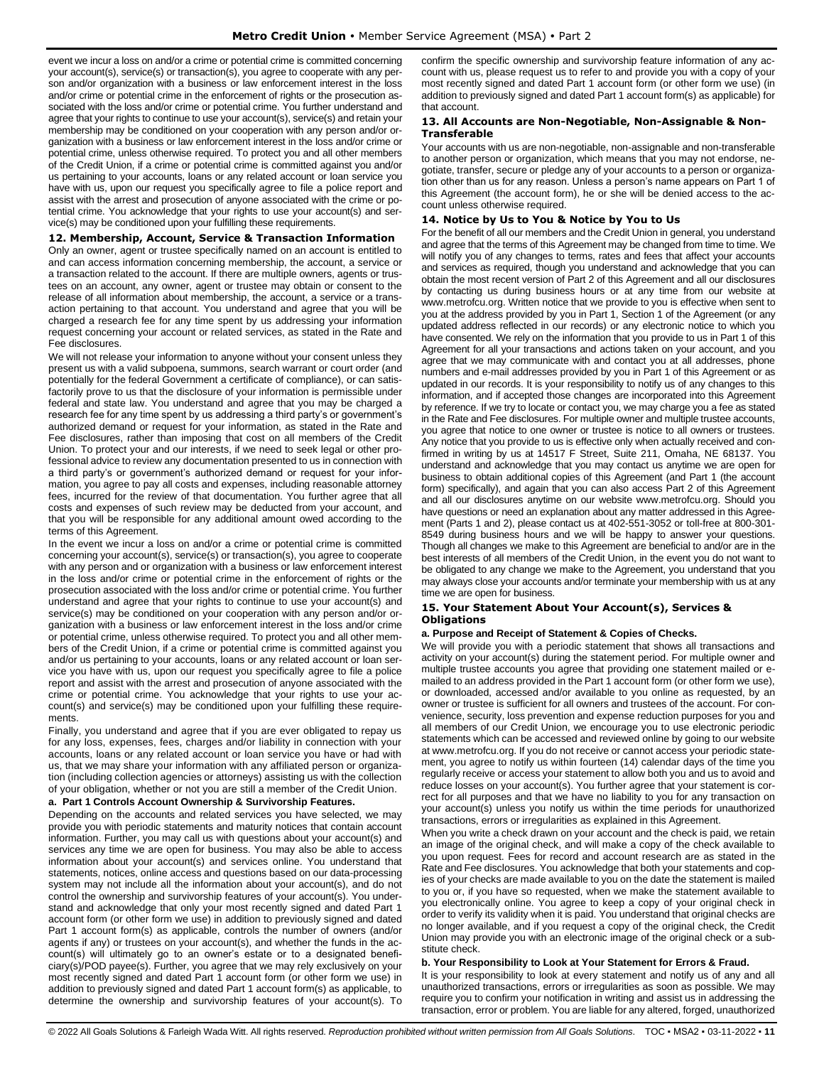event we incur a loss on and/or a crime or potential crime is committed concerning your account(s), service(s) or transaction(s), you agree to cooperate with any person and/or organization with a business or law enforcement interest in the loss and/or crime or potential crime in the enforcement of rights or the prosecution associated with the loss and/or crime or potential crime. You further understand and agree that your rights to continue to use your account(s), service(s) and retain your membership may be conditioned on your cooperation with any person and/or organization with a business or law enforcement interest in the loss and/or crime or potential crime, unless otherwise required. To protect you and all other members of the Credit Union, if a crime or potential crime is committed against you and/or us pertaining to your accounts, loans or any related account or loan service you have with us, upon our request you specifically agree to file a police report and assist with the arrest and prosecution of anyone associated with the crime or potential crime. You acknowledge that your rights to use your account(s) and service(s) may be conditioned upon your fulfilling these requirements.

### 12. Membership, Account, Service & Transaction Information

Only an owner, agent or trustee specifically named on an account is entitled to and can access information concerning membership, the account, a service or a transaction related to the account. If there are multiple owners, agents or trustees on an account, any owner, agent or trustee may obtain or consent to the release of all information about membership, the account, a service or a transaction pertaining to that account. You understand and agree that you will be charged a research fee for any time spent by us addressing your information request concerning your account or related services, as stated in the Rate and Fee disclosures.

We will not release your information to anyone without your consent unless they present us with a valid subpoena, summons, search warrant or court order (and potentially for the federal Government a certificate of compliance), or can satisfactorily prove to us that the disclosure of your information is permissible under federal and state law. You understand and agree that you may be charged a research fee for any time spent by us addressing a third party's or government's authorized demand or request for your information, as stated in the Rate and Fee disclosures, rather than imposing that cost on all members of the Credit Union. To protect your and our interests, if we need to seek legal or other professional advice to review any documentation presented to us in connection with a third party's or government's authorized demand or request for your information, you agree to pay all costs and expenses, including reasonable attorney fees, incurred for the review of that documentation. You further agree that all costs and expenses of such review may be deducted from your account, and that you will be responsible for any additional amount owed according to the terms of this Agreement.

In the event we incur a loss on and/or a crime or potential crime is committed concerning your account(s), service(s) or transaction(s), you agree to cooperate with any person and or organization with a business or law enforcement interest in the loss and/or crime or potential crime in the enforcement of rights or the prosecution associated with the loss and/or crime or potential crime. You further understand and agree that your rights to continue to use your account(s) and service(s) may be conditioned on your cooperation with any person and/or organization with a business or law enforcement interest in the loss and/or crime or potential crime, unless otherwise required. To protect you and all other members of the Credit Union, if a crime or potential crime is committed against you and/or us pertaining to your accounts, loans or any related account or loan service you have with us, upon our request you specifically agree to file a police report and assist with the arrest and prosecution of anyone associated with the crime or potential crime. You acknowledge that your rights to use your account(s) and service(s) may be conditioned upon your fulfilling these requirements.

Finally, you understand and agree that if you are ever obligated to repay us for any loss, expenses, fees, charges and/or liability in connection with your accounts, loans or any related account or loan service you have or had with us, that we may share your information with any affiliated person or organization (including collection agencies or attorneys) assisting us with the collection of your obligation, whether or not you are still a member of the Credit Union.

#### a. Part 1 Controls Account Ownership & Survivorship Features.

Depending on the accounts and related services you have selected, we may provide you with periodic statements and maturity notices that contain account information. Further, you may call us with questions about your account(s) and services any time we are open for business. You may also be able to access information about your account(s) and services online. You understand that statements, notices, online access and questions based on our data-processing system may not include all the information about your account(s), and do not control the ownership and survivorship features of your account(s). You understand and acknowledge that only your most recently signed and dated Part 1 account form (or other form we use) in addition to previously signed and dated Part 1 account form(s) as applicable, controls the number of owners (and/or agents if any) or trustees on your account(s), and whether the funds in the account(s) will ultimately go to an owner's estate or to a designated beneficiary(s)/POD payee(s). Further, you agree that we may rely exclusively on your most recently signed and dated Part 1 account form (or other form we use) in addition to previously signed and dated Part 1 account form(s) as applicable, to determine the ownership and survivorship features of your account(s). To confirm the specific ownership and survivorship feature information of any account with us, please request us to refer to and provide you with a copy of your most recently signed and dated Part 1 account form (or other form we use) (in addition to previously signed and dated Part 1 account form(s) as applicable) for that account.

### 13. All Accounts are Non-Negotiable, Non-Assignable & Non-Transferable

Your accounts with us are non-negotiable, non-assignable and non-transferable to another person or organization, which means that you may not endorse, negotiate, transfer, secure or pledge any of your accounts to a person or organization other than us for any reason. Unless a person's name appears on Part 1 of this Agreement (the account form), he or she will be denied access to the account unless otherwise required.

### 14. Notice by Us to You & Notice by You to Us

For the benefit of all our members and the Credit Union in general, you understand and agree that the terms of this Agreement may be changed from time to time. We will notify you of any changes to terms, rates and fees that affect your accounts and services as required, though you understand and acknowledge that you can obtain the most recent version of Part 2 of this Agreement and all our disclosures by contacting us during business hours or at any time from our website at www.metrofcu.org. Written notice that we provide to you is effective when sent to you at the address provided by you in Part 1, Section 1 of the Agreement (or any updated address reflected in our records) or any electronic notice to which you have consented. We rely on the information that you provide to us in Part 1 of this Agreement for all your transactions and actions taken on your account, and you agree that we may communicate with and contact you at all addresses, phone numbers and e-mail addresses provided by you in Part 1 of this Agreement or as updated in our records. It is your responsibility to notify us of any changes to this information, and if accepted those changes are incorporated into this Agreement by reference. If we try to locate or contact you, we may charge you a fee as stated in the Rate and Fee disclosures. For multiple owner and multiple trustee accounts, you agree that notice to one owner or trustee is notice to all owners or trustees. Any notice that you provide to us is effective only when actually received and confirmed in writing by us at 14517 F Street, Suite 211, Omaha, NE 68137. You understand and acknowledge that you may contact us anytime we are open for business to obtain additional copies of this Agreement (and Part 1 (the account form) specifically), and again that you can also access Part 2 of this Agreement and all our disclosures anytime on our website www.metrofcu.org. Should you have questions or need an explanation about any matter addressed in this Agreement (Parts 1 and 2), please contact us at 402-551-3052 or toll-free at 800-301-8549 during business hours and we will be happy to answer your questions. Though all changes we make to this Agreement are beneficial to and/or are in the best interests of all members of the Credit Union, in the event you do not want to be obligated to any change we make to the Agreement, you understand that you may always close your accounts and/or terminate your membership with us at any time we are open for business.

### 15. Your Statement About Your Account(s), Services & Obligations

#### a. Purpose and Receipt of Statement & Copies of Checks.

We will provide you with a periodic statement that shows all transactions and activity on your account(s) during the statement period. For multiple owner and multiple trustee accounts you agree that providing one statement mailed or e-mailed to an address provided in the Part 1 account form (or other form we use), or downloaded, accessed and/or available to you online as requested, by an owner or trustee is sufficient for all owners and trustees of the account. For convenience, security, loss prevention and expense reduction purposes for you and all members of our Credit Union, we encourage you to use electronic periodic statements which can be accessed and reviewed online by going to our website at www.metrofcu.org. If you do not receive or cannot access your periodic statement, you agree to notify us within fourteen (14) calendar days of the time you regularly receive or access your statement to allow both you and us to avoid and reduce losses on your account(s). You further agree that your statement is correct for all purposes and that we have no liability to you for any transaction on your account(s) unless you notify us within the time periods for unauthorized transactions, errors or irregularities as explained in this Agreement.

When you write a check drawn on your account and the check is paid, we retain an image of the original check, and will make a copy of the check available to you upon request. Fees for record and account research are as stated in the Rate and Fee disclosures. You acknowledge that both your statements and copies of your checks are made available to you on the date the statement is mailed to you or, if you have so requested, when we make the statement available to you electronically online. You agree to keep a copy of your original check in order to verify its validity when it is paid. You understand that original checks are no longer available, and if you request a copy of the original check, the Credit Union may provide you with an electronic image of the original check or a substitute check.

#### b. Your Responsibility to Look at Your Statement for Errors & Fraud.

It is your responsibility to look at every statement and notify us of any and all unauthorized transactions, errors or irregularities as soon as possible. We may require you to confirm your notification in writing and assist us in addressing the transaction, error or problem. You are liable for any altered, forged, unauthorized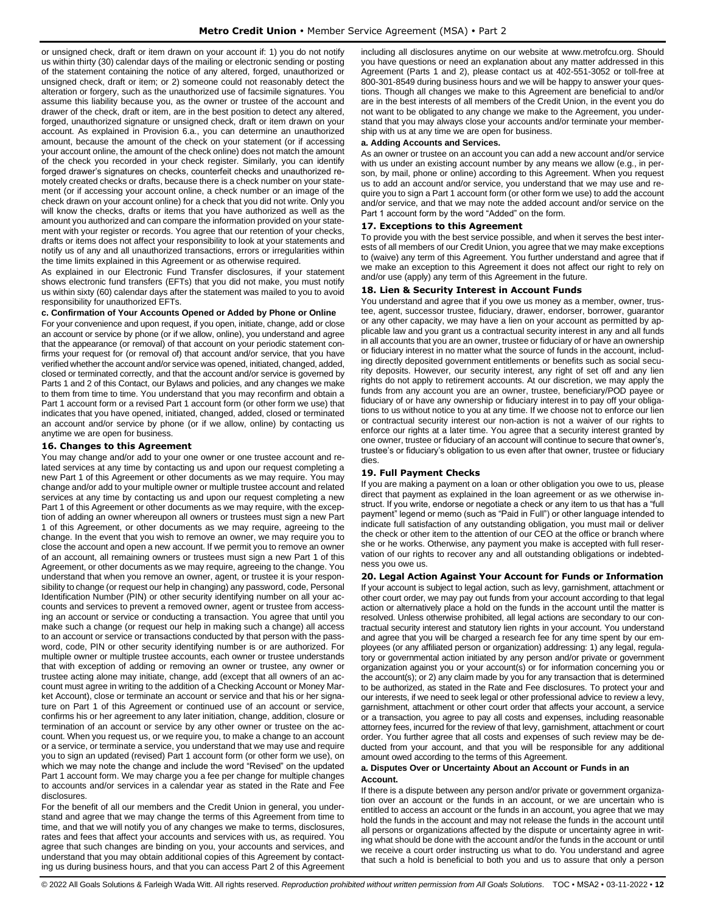or unsigned check, draft or item drawn on your account if: 1) you do not notify us within thirty (30) calendar days of the mailing or electronic sending or posting of the statement containing the notice of any altered, forged, unauthorized or unsigned check, draft or item; or 2) someone could not reasonably detect the alteration or forgery, such as the unauthorized use of facsimile signatures. You assume this liability because you, as the owner or trustee of the account and drawer of the check, draft or item, are in the best position to detect any altered, forged, unauthorized signature or unsigned check, draft or item drawn on your account. As explained in Provision 6.a., you can determine an unauthorized amount, because the amount of the check on your statement (or if accessing your account online, the amount of the check online) does not match the amount of the check you recorded in your check register. Similarly, you can identify forged drawer's signatures on checks, counterfeit checks and unauthorized remotely created checks or drafts, because there is a check number on your statement (or if accessing your account online, a check number or an image of the check drawn on your account online) for a check that you did not write. Only you will know the checks, drafts or items that you have authorized as well as the amount you authorized and can compare the information provided on your statement with your register or records. You agree that our retention of your checks, drafts or items does not affect your responsibility to look at your statements and notify us of any and all unauthorized transactions, errors or irregularities within the time limits explained in this Agreement or as otherwise required.

As explained in our Electronic Fund Transfer disclosures, if your statement shows electronic fund transfers (EFTs) that you did not make, you must notify us within sixty (60) calendar days after the statement was mailed to you to avoid responsibility for unauthorized EFTs.

**c. Confirmation of Your Accounts Opened or Added by Phone or Online**

For your convenience and upon request, if you open, initiate, change, add or close an account or service by phone (or if we allow, online), you understand and agree that the appearance (or removal) of that account on your periodic statement confirms your request for (or removal of) that account and/or service, that you have verified whether the account and/or service was opened, initiated, changed, added, closed or terminated correctly, and that the account and/or service is governed by Parts 1 and 2 of this Contact, our Bylaws and policies, and any changes we make to them from time to time. You understand that you may reconfirm and obtain a Part 1 account form or a revised Part 1 account form (or other form we use) that indicates that you have opened, initiated, changed, added, closed or terminated an account and/or service by phone (or if we allow, online) by contacting us anytime we are open for business.

### 16. Changes to this Agreement

You may change and/or add to your one owner or one trustee account and related services at any time by contacting us and upon our request completing a new Part 1 of this Agreement or other documents as we may require. You may change and/or add to your multiple owner or multiple trustee account and related services at any time by contacting us and upon our request completing a new Part 1 of this Agreement or other documents as we may require, with the exception of adding an owner whereupon all owners or trustees must sign a new Part 1 of this Agreement, or other documents as we may require, agreeing to the change. In the event that you wish to remove an owner, we may require you to close the account and open a new account. If we permit you to remove an owner of an account, all remaining owners or trustees must sign a new Part 1 of this Agreement, or other documents as we may require, agreeing to the change. You understand that when you remove an owner, agent, or trustee it is your responsibility to change (or request our help in changing) any password, code, Personal Identification Number (PIN) or other security identifying number on all your accounts and services to prevent a removed owner, agent or trustee from accessing an account or service or conducting a transaction. You agree that until you make such a change (or request our help in making such a change) all access to an account or service or transactions conducted by that person with the password, code, PIN or other security identifying number is or are authorized. For multiple owner or multiple trustee accounts, each owner or trustee understands that with exception of adding or removing an owner or trustee, any owner or trustee acting alone may initiate, change, add (except that all owners of an account must agree in writing to the addition of a Checking Account or Money Market Account), close or terminate an account or service and that his or her signature on Part 1 of this Agreement or continued use of an account or service, confirms his or her agreement to any later initiation, change, addition, closure or termination of an account or service by any other owner or trustee on the account. When you request us, or we require you, to make a change to an account or a service, or terminate a service, you understand that we may use and require you to sign an updated (revised) Part 1 account form (or other form we use), on which we may note the change and include the word "Revised" on the updated Part 1 account form. We may charge you a fee per change for multiple changes to accounts and/or services in a calendar year as stated in the Rate and Fee disclosures.

For the benefit of all our members and the Credit Union in general, you understand and agree that we may change the terms of this Agreement from time to time, and that we will notify you of any changes we make to terms, disclosures, rates and fees that affect your accounts and services with us, as required. You agree that such changes are binding on you, your accounts and services, and understand that you may obtain additional copies of this Agreement by contacting us during business hours, and that you can access Part 2 of this Agreement including all disclosures anytime on our website at www.metrofcu.org. Should you have questions or need an explanation about any matter addressed in this Agreement (Parts 1 and 2), please contact us at 402-551-3052 or toll-free at 800-301-8549 during business hours and we will be happy to answer your questions. Though all changes we make to this Agreement are beneficial to and/or are in the best interests of all members of the Credit Union, in the event you do not want to be obligated to any change we make to the Agreement, you understand that you may always close your accounts and/or terminate your membership with us at any time we are open for business.

**a. Adding Accounts and Services.**

As an owner or trustee on an account you can add a new account and/or service with us under an existing account number by any means we allow (e.g., in person, by mail, phone or online) according to this Agreement. When you request us to add an account and/or service, you understand that we may use and require you to sign a Part 1 account form (or other form we use) to add the account and/or service, and that we may note the added account and/or service on the Part 1 account form by the word "Added" on the form.

### 17. Exceptions to this Agreement

To provide you with the best service possible, and when it serves the best interests of all members of our Credit Union, you agree that we may make exceptions to (waive) any term of this Agreement. You further understand and agree that if we make an exception to this Agreement it does not affect our right to rely on and/or use (apply) any term of this Agreement in the future.

### 18. Lien & Security Interest in Account Funds

You understand and agree that if you owe us money as a member, owner, trustee, agent, successor trustee, fiduciary, drawer, endorser, borrower, guarantor or any other capacity, we may have a lien on your account as permitted by applicable law and you grant us a contractual security interest in any and all funds in all accounts that you are an owner, trustee or fiduciary of or have an ownership or fiduciary interest in no matter what the source of funds in the account, including directly deposited government entitlements or benefits such as social security deposits. However, our security interest, any right of set off and any lien rights do not apply to retirement accounts. At our discretion, we may apply the funds from any account you are an owner, trustee, beneficiary/POD payee or fiduciary of or have any ownership or fiduciary interest in to pay off your obligations to us without notice to you at any time. If we choose not to enforce our lien or contractual security interest our non-action is not a waiver of our rights to enforce our rights at a later time. You agree that a security interest granted by one owner, trustee or fiduciary of an account will continue to secure that owner's, trustee's or fiduciary's obligation to us even after that owner, trustee or fiduciary dies.

### 19. Full Payment Checks

If you are making a payment on a loan or other obligation you owe to us, please direct that payment as explained in the loan agreement or as we otherwise instruct. If you write, endorse or negotiate a check or any item to us that has a "full payment" legend or memo (such as "Paid in Full") or other language intended to indicate full satisfaction of any outstanding obligation, you must mail or deliver the check or other item to the attention of our CEO at the office or branch where she or he works. Otherwise, any payment you make is accepted with full reservation of our rights to recover any and all outstanding obligations or indebtedness you owe us.

### 20. Legal Action Against Your Account for Funds or Information

If your account is subject to legal action, such as levy, garnishment, attachment or other court order, we may pay out funds from your account according to that legal action or alternatively place a hold on the funds in the account until the matter is resolved. Unless otherwise prohibited, all legal actions are secondary to our contractual security interest and statutory lien rights in your account. You understand and agree that you will be charged a research fee for any time spent by our employees (or any affiliated person or organization) addressing: 1) any legal, regulatory or governmental action initiated by any person and/or private or government organization against you or your account(s) or for information concerning you or the account(s); or 2) any claim made by you for any transaction that is determined to be authorized, as stated in the Rate and Fee disclosures. To protect your and our interests, if we need to seek legal or other professional advice to review a levy, garnishment, attachment or other court order that affects your account, a service or a transaction, you agree to pay all costs and expenses, including reasonable attorney fees, incurred for the review of that levy, garnishment, attachment or court order. You further agree that all costs and expenses of such review may be deducted from your account, and that you will be responsible for any additional amount owed according to the terms of this Agreement.

**a. Disputes Over or Uncertainty About an Account or Funds in an Account.**

If there is a dispute between any person and/or private or government organization over an account or the funds in an account, or we are uncertain who is entitled to access an account or the funds in an account, you agree that we may hold the funds in the account and may not release the funds in the account until all persons or organizations affected by the dispute or uncertainty agree in writing what should be done with the account and/or the funds in the account or until we receive a court order instructing us what to do. You understand and agree that such a hold is beneficial to both you and us to assure that only a person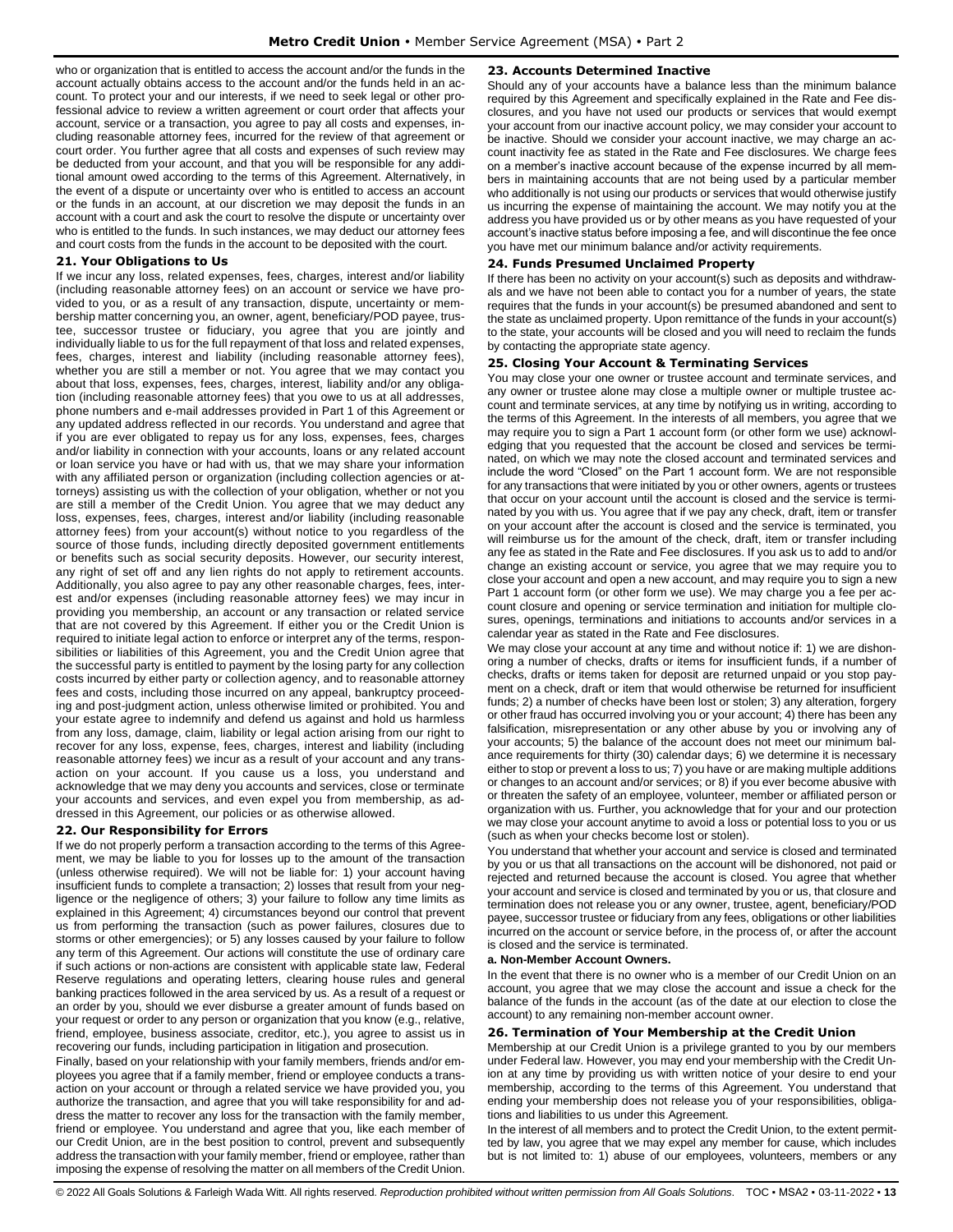who or organization that is entitled to access the account and/or the funds in the account actually obtains access to the account and/or the funds held in an account. To protect your and our interests, if we need to seek legal or other professional advice to review a written agreement or court order that affects your account, service or a transaction, you agree to pay all costs and expenses, including reasonable attorney fees, incurred for the review of that agreement or court order. You further agree that all costs and expenses of such review may be deducted from your account, and that you will be responsible for any additional amount owed according to the terms of this Agreement. Alternatively, in the event of a dispute or uncertainty over who is entitled to access an account or the funds in an account, at our discretion we may deposit the funds in an account with a court and ask the court to resolve the dispute or uncertainty over who is entitled to the funds. In such instances, we may deduct our attorney fees and court costs from the funds in the account to be deposited with the court.

### 21. Your Obligations to Us

If we incur any loss, related expenses, fees, charges, interest and/or liability (including reasonable attorney fees) on an account or service we have provided to you, or as a result of any transaction, dispute, uncertainty or membership matter concerning you, an owner, agent, beneficiary/POD payee, trustee, successor trustee or fiduciary, you agree that you are jointly and individually liable to us for the full repayment of that loss and related expenses, fees, charges, interest and liability (including reasonable attorney fees), whether you are still a member or not. You agree that we may contact you about that loss, expenses, fees, charges, interest, liability and/or any obligation (including reasonable attorney fees) that you owe to us at all addresses, phone numbers and e-mail addresses provided in Part 1 of this Agreement or any updated address reflected in our records. You understand and agree that if you are ever obligated to repay us for any loss, expenses, fees, charges and/or liability in connection with your accounts, loans or any related account or loan service you have or had with us, that we may share your information with any affiliated person or organization (including collection agencies or attorneys) assisting us with the collection of your obligation, whether or not you are still a member of the Credit Union. You agree that we may deduct any loss, expenses, fees, charges, interest and/or liability (including reasonable attorney fees) from your account(s) without notice to you regardless of the source of those funds, including directly deposited government entitlements or benefits such as social security deposits. However, our security interest, any right of set off and any lien rights do not apply to retirement accounts. Additionally, you also agree to pay any other reasonable charges, fees, interest and/or expenses (including reasonable attorney fees) we may incur in providing you membership, an account or any transaction or related service that are not covered by this Agreement. If either you or the Credit Union is required to initiate legal action to enforce or interpret any of the terms, responsibilities or liabilities of this Agreement, you and the Credit Union agree that the successful party is entitled to payment by the losing party for any collection costs incurred by either party or collection agency, and to reasonable attorney fees and costs, including those incurred on any appeal, bankruptcy proceeding and post-judgment action, unless otherwise limited or prohibited. You and your estate agree to indemnify and defend us against and hold us harmless from any loss, damage, claim, liability or legal action arising from our right to recover for any loss, expense, fees, charges, interest and liability (including reasonable attorney fees) we incur as a result of your account and any transaction on your account. If you cause us a loss, you understand and acknowledge that we may deny you accounts and services, close or terminate your accounts and services, and even expel you from membership, as addressed in this Agreement, our policies or as otherwise allowed.

### 22. Our Responsibility for Errors

If we do not properly perform a transaction according to the terms of this Agreement, we may be liable to you for losses up to the amount of the transaction (unless otherwise required). We will not be liable for: 1) your account having insufficient funds to complete a transaction; 2) losses that result from your negligence or the negligence of others; 3) your failure to follow any time limits as explained in this Agreement; 4) circumstances beyond our control that prevent us from performing the transaction (such as power failures, closures due to storms or other emergencies); or 5) any losses caused by your failure to follow any term of this Agreement. Our actions will constitute the use of ordinary care if such actions or non-actions are consistent with applicable state law, Federal Reserve regulations and operating letters, clearing house rules and general banking practices followed in the area serviced by us. As a result of a request or an order by you, should we ever disburse a greater amount of funds based on your request or order to any person or organization that you know (e.g., relative, friend, employee, business associate, creditor, etc.), you agree to assist us in recovering our funds, including participation in litigation and prosecution.

Finally, based on your relationship with your family members, friends and/or employees you agree that if a family member, friend or employee conducts a transaction on your account or through a related service we have provided you, you authorize the transaction, and agree that you will take responsibility for and address the matter to recover any loss for the transaction with the family member, friend or employee. You understand and agree that you, like each member of our Credit Union, are in the best position to control, prevent and subsequently address the transaction with your family member, friend or employee, rather than imposing the expense of resolving the matter on all members of the Credit Union.

### 23. Accounts Determined Inactive

Should any of your accounts have a balance less than the minimum balance required by this Agreement and specifically explained in the Rate and Fee disclosures, and you have not used our products or services that would exempt your account from our inactive account policy, we may consider your account to be inactive. Should we consider your account inactive, we may charge an account inactivity fee as stated in the Rate and Fee disclosures. We charge fees on a member's inactive account because of the expense incurred by all members in maintaining accounts that are not being used by a particular member who additionally is not using our products or services that would otherwise justify us incurring the expense of maintaining the account. We may notify you at the address you have provided us or by other means as you have requested of your account's inactive status before imposing a fee, and will discontinue the fee once you have met our minimum balance and/or activity requirements.

### 24. Funds Presumed Unclaimed Property

If there has been no activity on your account(s) such as deposits and withdrawals and we have not been able to contact you for a number of years, the state requires that the funds in your account(s) be presumed abandoned and sent to the state as unclaimed property. Upon remittance of the funds in your account(s) to the state, your accounts will be closed and you will need to reclaim the funds by contacting the appropriate state agency.

### 25. Closing Your Account & Terminating Services

You may close your one owner or trustee account and terminate services, and any owner or trustee alone may close a multiple owner or multiple trustee account and terminate services, at any time by notifying us in writing, according to the terms of this Agreement. In the interests of all members, you agree that we may require you to sign a Part 1 account form (or other form we use) acknowledging that you requested that the account be closed and services be terminated, on which we may note the closed account and terminated services and include the word "Closed" on the Part 1 account form. We are not responsible for any transactions that were initiated by you or other owners, agents or trustees that occur on your account until the account is closed and the service is terminated by you with us. You agree that if we pay any check, draft, item or transfer on your account after the account is closed and the service is terminated, you will reimburse us for the amount of the check, draft, item or transfer including any fee as stated in the Rate and Fee disclosures. If you ask us to add to and/or change an existing account or service, you agree that we may require you to close your account and open a new account, and may require you to sign a new Part 1 account form (or other form we use). We may charge you a fee per account closure and opening or service termination and initiation for multiple closures, openings, terminations and initiations to accounts and/or services in a calendar year as stated in the Rate and Fee disclosures.

We may close your account at any time and without notice if: 1) we are dishonoring a number of checks, drafts or items for insufficient funds, if a number of checks, drafts or items taken for deposit are returned unpaid or you stop payment on a check, draft or item that would otherwise be returned for insufficient funds; 2) a number of checks have been lost or stolen; 3) any alteration, forgery or other fraud has occurred involving you or your account; 4) there has been any falsification, misrepresentation or any other abuse by you or involving any of your accounts; 5) the balance of the account does not meet our minimum balance requirements for thirty (30) calendar days; 6) we determine it is necessary either to stop or prevent a loss to us; 7) you have or are making multiple additions or changes to an account and/or services; or 8) if you ever become abusive with or threaten the safety of an employee, volunteer, member or affiliated person or organization with us. Further, you acknowledge that for your and our protection we may close your account anytime to avoid a loss or potential loss to you or us (such as when your checks become lost or stolen).

You understand that whether your account and service is closed and terminated by you or us that all transactions on the account will be dishonored, not paid or rejected and returned because the account is closed. You agree that whether your account and service is closed and terminated by you or us, that closure and termination does not release you or any owner, trustee, agent, beneficiary/POD payee, successor trustee or fiduciary from any fees, obligations or other liabilities incurred on the account or service before, in the process of, or after the account is closed and the service is terminated.

**a. Non-Member Account Owners.**

In the event that there is no owner who is a member of our Credit Union on an account, you agree that we may close the account and issue a check for the balance of the funds in the account (as of the date at our election to close the account) to any remaining non-member account owner.

### 26. Termination of Your Membership at the Credit Union

Membership at our Credit Union is a privilege granted to you by our members under Federal law. However, you may end your membership with the Credit Union at any time by providing us with written notice of your desire to end your membership, according to the terms of this Agreement. You understand that ending your membership does not release you of your responsibilities, obligations and liabilities to us under this Agreement.

In the interest of all members and to protect the Credit Union, to the extent permitted by law, you agree that we may expel any member for cause, which includes but is not limited to: 1) abuse of our employees, volunteers, members or any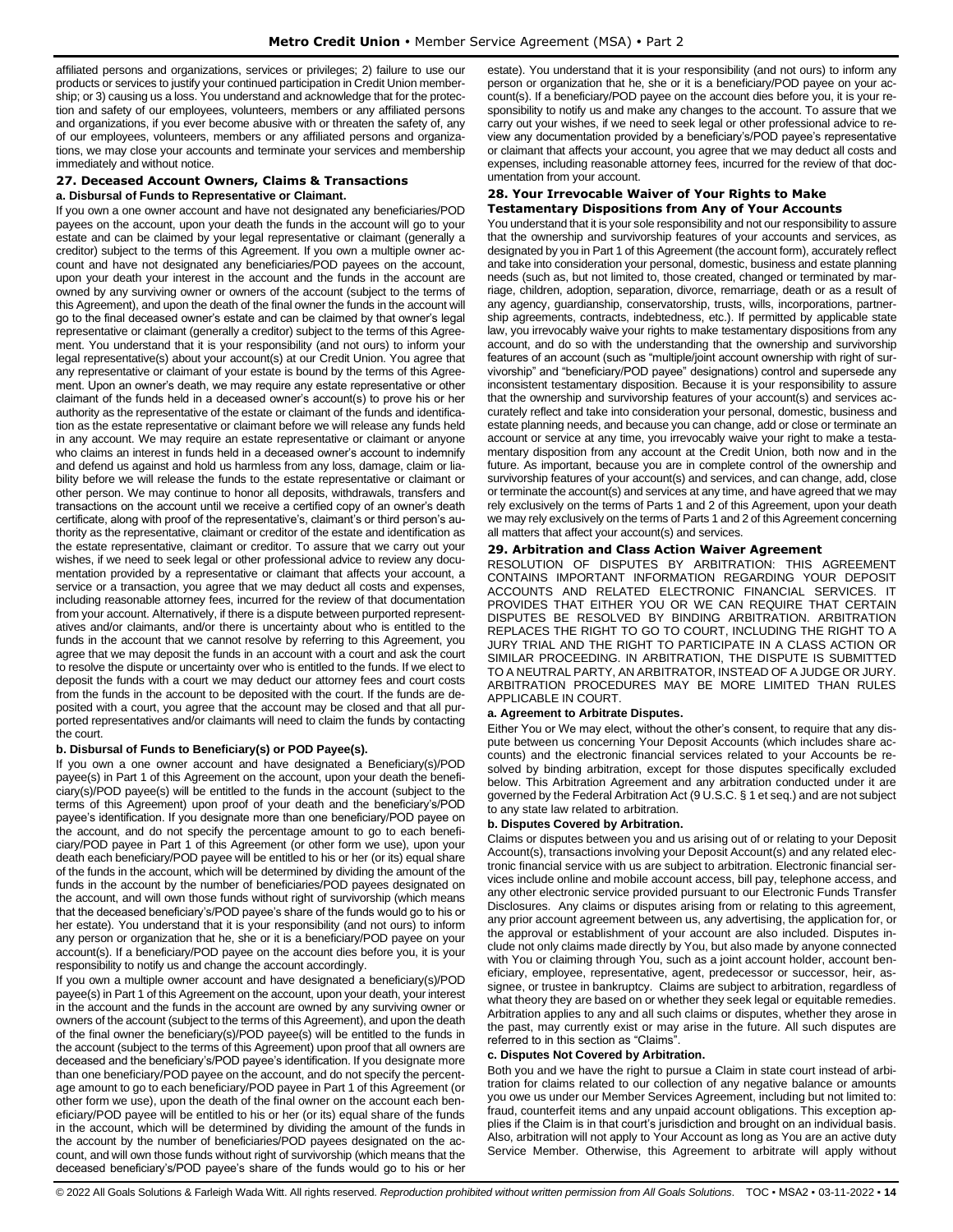affiliated persons and organizations, services or privileges; 2) failure to use our products or services to justify your continued participation in Credit Union membership; or 3) causing us a loss. You understand and acknowledge that for the protection and safety of our employees, volunteers, members or any affiliated persons and organizations, if you ever become abusive with or threaten the safety of, any of our employees, volunteers, members or any affiliated persons and organizations, we may close your accounts and terminate your services and membership immediately and without notice.

### 27. Deceased Account Owners, Claims & Transactions

**a. Disbursal of Funds to Representative or Claimant.**

If you own a one owner account and have not designated any beneficiaries/POD payees on the account, upon your death the funds in the account will go to your estate and can be claimed by your legal representative or claimant (generally a creditor) subject to the terms of this Agreement. If you own a multiple owner account and have not designated any beneficiaries/POD payees on the account, upon your death your interest in the account and the funds in the account are owned by any surviving owner or owners of the account (subject to the terms of this Agreement), and upon the death of the final owner the funds in the account will go to the final deceased owner's estate and can be claimed by that owner's legal representative or claimant (generally a creditor) subject to the terms of this Agreement. You understand that it is your responsibility (and not ours) to inform your legal representative(s) about your account(s) at our Credit Union. You agree that any representative or claimant of your estate is bound by the terms of this Agreement. Upon an owner's death, we may require any estate representative or other claimant of the funds held in a deceased owner's account(s) to prove his or her authority as the representative of the estate or claimant of the funds and identification as the estate representative or claimant before we will release any funds held in any account. We may require an estate representative or claimant or anyone who claims an interest in funds held in a deceased owner's account to indemnify and defend us against and hold us harmless from any loss, damage, claim or liability before we will release the funds to the estate representative or claimant or other person. We may continue to honor all deposits, withdrawals, transfers and transactions on the account until we receive a certified copy of an owner's death certificate, along with proof of the representative's, claimant's or third person's authority as the representative, claimant or creditor of the estate and identification as the estate representative, claimant or creditor. To assure that we carry out your wishes, if we need to seek legal or other professional advice to review any documentation provided by a representative or claimant that affects your account, a service or a transaction, you agree that we may deduct all costs and expenses, including reasonable attorney fees, incurred for the review of that documentation from your account. Alternatively, if there is a dispute between purported representatives and/or claimants, and/or there is uncertainty about who is entitled to the funds in the account that we cannot resolve by referring to this Agreement, you agree that we may deposit the funds in an account with a court and ask the court to resolve the dispute or uncertainty over who is entitled to the funds. If we elect to deposit the funds with a court we may deduct our attorney fees and court costs from the funds in the account to be deposited with the court. If the funds are deposited with a court, you agree that the account may be closed and that all purported representatives and/or claimants will need to claim the funds by contacting the court.

**b. Disbursal of Funds to Beneficiary(s) or POD Payee(s).**

If you own a one owner account and have designated a Beneficiary(s)/POD payee(s) in Part 1 of this Agreement on the account, upon your death the beneficiary(s)/POD payee(s) will be entitled to the funds in the account (subject to the terms of this Agreement) upon proof of your death and the beneficiary's/POD payee's identification. If you designate more than one beneficiary/POD payee on the account, and do not specify the percentage amount to go to each beneficiary/POD payee in Part 1 of this Agreement (or other form we use), upon your death each beneficiary/POD payee will be entitled to his or her (or its) equal share of the funds in the account, which will be determined by dividing the amount of the funds in the account by the number of beneficiaries/POD payees designated on the account, and will own those funds without right of survivorship (which means that the deceased beneficiary's/POD payee's share of the funds would go to his or her estate). You understand that it is your responsibility (and not ours) to inform any person or organization that he, she or it is a beneficiary/POD payee on your account(s). If a beneficiary/POD payee on the account dies before you, it is your responsibility to notify us and change the account accordingly.

If you own a multiple owner account and have designated a beneficiary(s)/POD payee(s) in Part 1 of this Agreement on the account, upon your death, your interest in the account and the funds in the account are owned by any surviving owner or owners of the account (subject to the terms of this Agreement), and upon the death of the final owner the beneficiary(s)/POD payee(s) will be entitled to the funds in the account (subject to the terms of this Agreement) upon proof that all owners are deceased and the beneficiary's/POD payee's identification. If you designate more than one beneficiary/POD payee on the account, and do not specify the percentage amount to go to each beneficiary/POD payee in Part 1 of this Agreement (or other form we use), upon the death of the final owner on the account each beneficiary/POD payee will be entitled to his or her (or its) equal share of the funds in the account, which will be determined by dividing the amount of the funds in the account by the number of beneficiaries/POD payees designated on the account, and will own those funds without right of survivorship (which means that the deceased beneficiary's/POD payee's share of the funds would go to his or her estate). You understand that it is your responsibility (and not ours) to inform any person or organization that he, she or it is a beneficiary/POD payee on your account(s). If a beneficiary/POD payee on the account dies before you, it is your responsibility to notify us and make any changes to the account. To assure that we carry out your wishes, if we need to seek legal or other professional advice to review any documentation provided by a beneficiary's/POD payee's representative or claimant that affects your account, you agree that we may deduct all costs and expenses, including reasonable attorney fees, incurred for the review of that documentation from your account.

### 28. Your Irrevocable Waiver of Your Rights to Make Testamentary Dispositions from Any of Your Accounts

You understand that it is your sole responsibility and not our responsibility to assure that the ownership and survivorship features of your accounts and services, as designated by you in Part 1 of this Agreement (the account form), accurately reflect and take into consideration your personal, domestic, business and estate planning needs (such as, but not limited to, those created, changed or terminated by marriage, children, adoption, separation, divorce, remarriage, death or as a result of any agency, guardianship, conservatorship, trusts, wills, incorporations, partnership agreements, contracts, indebtedness, etc.). If permitted by applicable state law, you irrevocably waive your rights to make testamentary dispositions from any account, and do so with the understanding that the ownership and survivorship features of an account (such as "multiple/joint account ownership with right of survivorship" and "beneficiary/POD payee" designations) control and supersede any inconsistent testamentary disposition. Because it is your responsibility to assure that the ownership and survivorship features of your account(s) and services accurately reflect and take into consideration your personal, domestic, business and estate planning needs, and because you can change, add or close or terminate an account or service at any time, you irrevocably waive your right to make a testamentary disposition from any account at the Credit Union, both now and in the future. As important, because you are in complete control of the ownership and survivorship features of your account(s) and services, and can change, add, close or terminate the account(s) and services at any time, and have agreed that we may rely exclusively on the terms of Parts 1 and 2 of this Agreement, upon your death we may rely exclusively on the terms of Parts 1 and 2 of this Agreement concerning all matters that affect your account(s) and services.

### 29. Arbitration and Class Action Waiver Agreement

RESOLUTION OF DISPUTES BY ARBITRATION: THIS AGREEMENT CONTAINS IMPORTANT INFORMATION REGARDING YOUR DEPOSIT ACCOUNTS AND RELATED ELECTRONIC FINANCIAL SERVICES. IT PROVIDES THAT EITHER YOU OR WE CAN REQUIRE THAT CERTAIN DISPUTES BE RESOLVED BY BINDING ARBITRATION. ARBITRATION REPLACES THE RIGHT TO GO TO COURT, INCLUDING THE RIGHT TO A JURY TRIAL AND THE RIGHT TO PARTICIPATE IN A CLASS ACTION OR SIMILAR PROCEEDING. IN ARBITRATION, THE DISPUTE IS SUBMITTED TO A NEUTRAL PARTY, AN ARBITRATOR, INSTEAD OF A JUDGE OR JURY. ARBITRATION PROCEDURES MAY BE MORE LIMITED THAN RULES APPLICABLE IN COURT.

**a. Agreement to Arbitrate Disputes.**

Either You or We may elect, without the other's consent, to require that any dispute between us concerning Your Deposit Accounts (which includes share accounts) and the electronic financial services related to your Accounts be resolved by binding arbitration, except for those disputes specifically excluded below. This Arbitration Agreement and any arbitration conducted under it are governed by the Federal Arbitration Act (9 U.S.C. § 1 et seq.) and are not subject to any state law related to arbitration.

**b. Disputes Covered by Arbitration.**

Claims or disputes between you and us arising out of or relating to your Deposit Account(s), transactions involving your Deposit Account(s) and any related electronic financial service with us are subject to arbitration. Electronic financial services include online and mobile account access, bill pay, telephone access, and any other electronic service provided pursuant to our Electronic Funds Transfer Disclosures. Any claims or disputes arising from or relating to this agreement, any prior account agreement between us, any advertising, the application for, or the approval or establishment of your account are also included. Disputes include not only claims made directly by You, but also made by anyone connected with You or claiming through You, such as a joint account holder, account beneficiary, employee, representative, agent, predecessor or successor, heir, assignee, or trustee in bankruptcy. Claims are subject to arbitration, regardless of what theory they are based on or whether they seek legal or equitable remedies. Arbitration applies to any and all such claims or disputes, whether they arose in the past, may currently exist or may arise in the future. All such disputes are referred to in this section as "Claims".

**c. Disputes Not Covered by Arbitration.**

Both you and we have the right to pursue a Claim in state court instead of arbitration for claims related to our collection of any negative balance or amounts you owe us under our Member Services Agreement, including but not limited to: fraud, counterfeit items and any unpaid account obligations. This exception applies if the Claim is in that court's jurisdiction and brought on an individual basis. Also, arbitration will not apply to Your Account as long as You are an active duty Service Member. Otherwise, this Agreement to arbitrate will apply without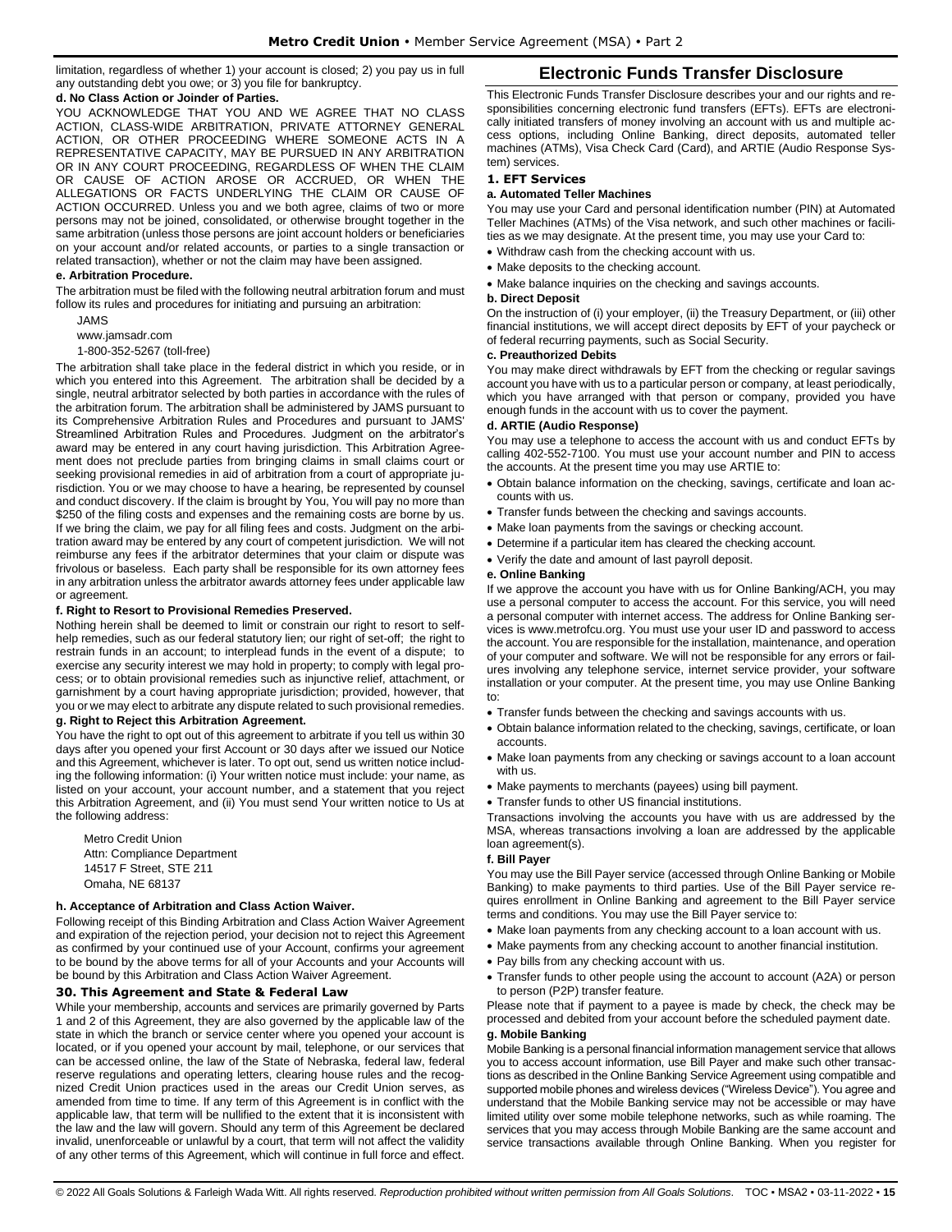limitation, regardless of whether 1) your account is closed; 2) you pay us in full any outstanding debt you owe; or 3) you file for bankruptcy.

**d. No Class Action or Joinder of Parties.**

YOU ACKNOWLEDGE THAT YOU AND WE AGREE THAT NO CLASS ACTION, CLASS-WIDE ARBITRATION, PRIVATE ATTORNEY GENERAL ACTION, OR OTHER PROCEEDING WHERE SOMEONE ACTS IN A REPRESENTATIVE CAPACITY, MAY BE PURSUED IN ANY ARBITRATION OR IN ANY COURT PROCEEDING, REGARDLESS OF WHEN THE CLAIM OR CAUSE OF ACTION AROSE OR ACCRUED, OR WHEN THE ALLEGATIONS OR FACTS UNDERLYING THE CLAIM OR CAUSE OF ACTION OCCURRED. Unless you and we both agree, claims of two or more persons may not be joined, consolidated, or otherwise brought together in the same arbitration (unless those persons are joint account holders or beneficiaries on your account and/or related accounts, or parties to a single transaction or related transaction), whether or not the claim may have been assigned.

**e. Arbitration Procedure.**

The arbitration must be filed with the following neutral arbitration forum and must follow its rules and procedures for initiating and pursuing an arbitration:

JAMS
www.jamsadr.com
1-800-352-5267 (toll-free)

The arbitration shall take place in the federal district in which you reside, or in which you entered into this Agreement. The arbitration shall be decided by a single, neutral arbitrator selected by both parties in accordance with the rules of the arbitration forum. The arbitration shall be administered by JAMS pursuant to its Comprehensive Arbitration Rules and Procedures and pursuant to JAMS' Streamlined Arbitration Rules and Procedures. Judgment on the arbitrator's award may be entered in any court having jurisdiction. This Arbitration Agreement does not preclude parties from bringing claims in small claims court or seeking provisional remedies in aid of arbitration from a court of appropriate jurisdiction. You or we may choose to have a hearing, be represented by counsel and conduct discovery. If the claim is brought by You, You will pay no more than $250 of the filing costs and expenses and the remaining costs are borne by us. If we bring the claim, we pay for all filing fees and costs. Judgment on the arbitration award may be entered by any court of competent jurisdiction. We will not reimburse any fees if the arbitrator determines that your claim or dispute was frivolous or baseless. Each party shall be responsible for its own attorney fees in any arbitration unless the arbitrator awards attorney fees under applicable law or agreement.

**f. Right to Resort to Provisional Remedies Preserved.**

Nothing herein shall be deemed to limit or constrain our right to resort to self-help remedies, such as our federal statutory lien; our right of set-off; the right to restrain funds in an account; to interplead funds in the event of a dispute; to exercise any security interest we may hold in property; to comply with legal process; or to obtain provisional remedies such as injunctive relief, attachment, or garnishment by a court having appropriate jurisdiction; provided, however, that you or we may elect to arbitrate any dispute related to such provisional remedies.

**g. Right to Reject this Arbitration Agreement.**

You have the right to opt out of this agreement to arbitrate if you tell us within 30 days after you opened your first Account or 30 days after we issued our Notice and this Agreement, whichever is later. To opt out, send us written notice including the following information: (i) Your written notice must include: your name, as listed on your account, your account number, and a statement that you reject this Arbitration Agreement, and (ii) You must send Your written notice to Us at the following address:

Metro Credit Union
Attn: Compliance Department
14517 F Street, STE 211
Omaha, NE 68137

**h. Acceptance of Arbitration and Class Action Waiver.**

Following receipt of this Binding Arbitration and Class Action Waiver Agreement and expiration of the rejection period, your decision not to reject this Agreement as confirmed by your continued use of your Account, confirms your agreement to be bound by the above terms for all of your Accounts and your Accounts will be bound by this Arbitration and Class Action Waiver Agreement.

### 30. This Agreement and State & Federal Law

While your membership, accounts and services are primarily governed by Parts 1 and 2 of this Agreement, they are also governed by the applicable law of the state in which the branch or service center where you opened your account is located, or if you opened your account by mail, telephone, or our services that can be accessed online, the law of the State of Nebraska, federal law, federal reserve regulations and operating letters, clearing house rules and the recognized Credit Union practices used in the areas our Credit Union serves, as amended from time to time. If any term of this Agreement is in conflict with the applicable law, that term will be nullified to the extent that it is inconsistent with the law and the law will govern. Should any term of this Agreement be declared invalid, unenforceable or unlawful by a court, that term will not affect the validity of any other terms of this Agreement, which will continue in full force and effect.

## Electronic Funds Transfer Disclosure

This Electronic Funds Transfer Disclosure describes your and our rights and responsibilities concerning electronic fund transfers (EFTs). EFTs are electronically initiated transfers of money involving an account with us and multiple access options, including Online Banking, direct deposits, automated teller machines (ATMs), Visa Check Card (Card), and ARTIE (Audio Response System) services.

### 1. EFT Services

**a. Automated Teller Machines**

You may use your Card and personal identification number (PIN) at Automated Teller Machines (ATMs) of the Visa network, and such other machines or facilities as we may designate. At the present time, you may use your Card to:

- Withdraw cash from the checking account with us.
- Make deposits to the checking account.
- Make balance inquiries on the checking and savings accounts.

**b. Direct Deposit**

On the instruction of (i) your employer, (ii) the Treasury Department, or (iii) other financial institutions, we will accept direct deposits by EFT of your paycheck or of federal recurring payments, such as Social Security.

**c. Preauthorized Debits**

You may make direct withdrawals by EFT from the checking or regular savings account you have with us to a particular person or company, at least periodically, which you have arranged with that person or company, provided you have enough funds in the account with us to cover the payment.

**d. ARTIE (Audio Response)**

You may use a telephone to access the account with us and conduct EFTs by calling 402-552-7100. You must use your account number and PIN to access the accounts. At the present time you may use ARTIE to:

- Obtain balance information on the checking, savings, certificate and loan accounts with us.
- Transfer funds between the checking and savings accounts.
- Make loan payments from the savings or checking account.
- Determine if a particular item has cleared the checking account.
- Verify the date and amount of last payroll deposit.

**e. Online Banking**

If we approve the account you have with us for Online Banking/ACH, you may use a personal computer to access the account. For this service, you will need a personal computer with internet access. The address for Online Banking services is www.metrofcu.org. You must use your user ID and password to access the account. You are responsible for the installation, maintenance, and operation of your computer and software. We will not be responsible for any errors or failures involving any telephone service, internet service provider, your software installation or your computer. At the present time, you may use Online Banking to:

- Transfer funds between the checking and savings accounts with us.
- Obtain balance information related to the checking, savings, certificate, or loan accounts.
- Make loan payments from any checking or savings account to a loan account with us.
- Make payments to merchants (payees) using bill payment.
- Transfer funds to other US financial institutions.

Transactions involving the accounts you have with us are addressed by the MSA, whereas transactions involving a loan are addressed by the applicable loan agreement(s).

**f. Bill Payer**

You may use the Bill Payer service (accessed through Online Banking or Mobile Banking) to make payments to third parties. Use of the Bill Payer service requires enrollment in Online Banking and agreement to the Bill Payer service terms and conditions. You may use the Bill Payer service to:

- Make loan payments from any checking account to a loan account with us.
- Make payments from any checking account to another financial institution.
- Pay bills from any checking account with us.
- Transfer funds to other people using the account to account (A2A) or person to person (P2P) transfer feature.

Please note that if payment to a payee is made by check, the check may be processed and debited from your account before the scheduled payment date.

**g. Mobile Banking**

Mobile Banking is a personal financial information management service that allows you to access account information, use Bill Payer and make such other transactions as described in the Online Banking Service Agreement using compatible and supported mobile phones and wireless devices ("Wireless Device"). You agree and understand that the Mobile Banking service may not be accessible or may have limited utility over some mobile telephone networks, such as while roaming. The services that you may access through Mobile Banking are the same account and service transactions available through Online Banking. When you register for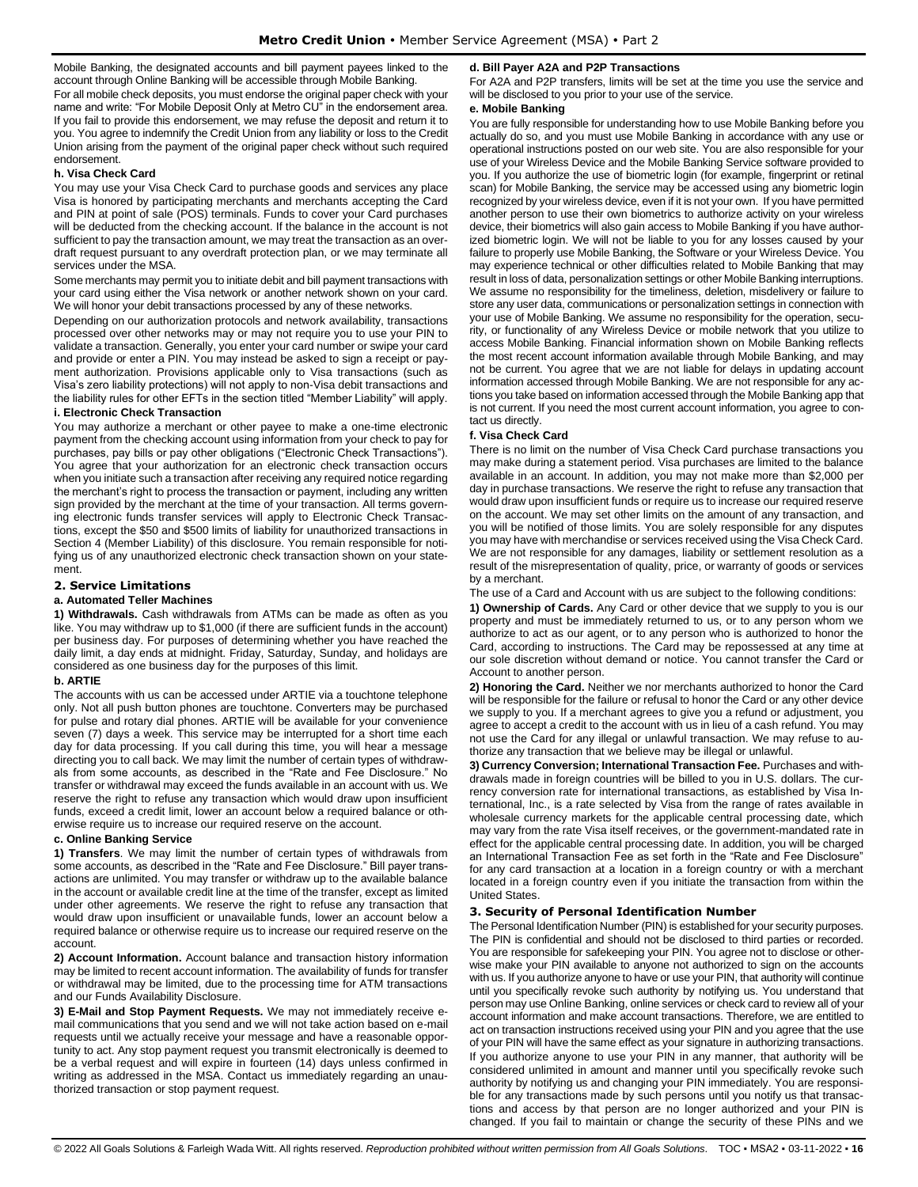Mobile Banking, the designated accounts and bill payment payees linked to the account through Online Banking will be accessible through Mobile Banking.

For all mobile check deposits, you must endorse the original paper check with your name and write: "For Mobile Deposit Only at Metro CU" in the endorsement area. If you fail to provide this endorsement, we may refuse the deposit and return it to you. You agree to indemnify the Credit Union from any liability or loss to the Credit Union arising from the payment of the original paper check without such required endorsement.

#### h. Visa Check Card

You may use your Visa Check Card to purchase goods and services any place Visa is honored by participating merchants and merchants accepting the Card and PIN at point of sale (POS) terminals. Funds to cover your Card purchases will be deducted from the checking account. If the balance in the account is not sufficient to pay the transaction amount, we may treat the transaction as an overdraft request pursuant to any overdraft protection plan, or we may terminate all services under the MSA.

Some merchants may permit you to initiate debit and bill payment transactions with your card using either the Visa network or another network shown on your card. We will honor your debit transactions processed by any of these networks.

Depending on our authorization protocols and network availability, transactions processed over other networks may or may not require you to use your PIN to validate a transaction. Generally, you enter your card number or swipe your card and provide or enter a PIN. You may instead be asked to sign a receipt or payment authorization. Provisions applicable only to Visa transactions (such as Visa's zero liability protections) will not apply to non-Visa debit transactions and the liability rules for other EFTs in the section titled "Member Liability" will apply.

#### i. Electronic Check Transaction

You may authorize a merchant or other payee to make a one-time electronic payment from the checking account using information from your check to pay for purchases, pay bills or pay other obligations ("Electronic Check Transactions"). You agree that your authorization for an electronic check transaction occurs when you initiate such a transaction after receiving any required notice regarding the merchant's right to process the transaction or payment, including any written sign provided by the merchant at the time of your transaction. All terms governing electronic funds transfer services will apply to Electronic Check Transactions, except the $50 and $500 limits of liability for unauthorized transactions in Section 4 (Member Liability) of this disclosure. You remain responsible for notifying us of any unauthorized electronic check transaction shown on your statement.

### 2. Service Limitations

#### a. Automated Teller Machines

**1) Withdrawals.** Cash withdrawals from ATMs can be made as often as you like. You may withdraw up to $1,000 (if there are sufficient funds in the account) per business day. For purposes of determining whether you have reached the daily limit, a day ends at midnight. Friday, Saturday, Sunday, and holidays are considered as one business day for the purposes of this limit.

#### b. ARTIE

The accounts with us can be accessed under ARTIE via a touchtone telephone only. Not all push button phones are touchtone. Converters may be purchased for pulse and rotary dial phones. ARTIE will be available for your convenience seven (7) days a week. This service may be interrupted for a short time each day for data processing. If you call during this time, you will hear a message directing you to call back. We may limit the number of certain types of withdrawals from some accounts, as described in the "Rate and Fee Disclosure." No transfer or withdrawal may exceed the funds available in an account with us. We reserve the right to refuse any transaction which would draw upon insufficient funds, exceed a credit limit, lower an account below a required balance or otherwise require us to increase our required reserve on the account.

#### c. Online Banking Service

**1) Transfers**. We may limit the number of certain types of withdrawals from some accounts, as described in the "Rate and Fee Disclosure." Bill payer transactions are unlimited. You may transfer or withdraw up to the available balance in the account or available credit line at the time of the transfer, except as limited under other agreements. We reserve the right to refuse any transaction that would draw upon insufficient or unavailable funds, lower an account below a required balance or otherwise require us to increase our required reserve on the account.

**2) Account Information.** Account balance and transaction history information may be limited to recent account information. The availability of funds for transfer or withdrawal may be limited, due to the processing time for ATM transactions and our Funds Availability Disclosure.

**3) E-Mail and Stop Payment Requests.** We may not immediately receive e-mail communications that you send and we will not take action based on e-mail requests until we actually receive your message and have a reasonable opportunity to act. Any stop payment request you transmit electronically is deemed to be a verbal request and will expire in fourteen (14) days unless confirmed in writing as addressed in the MSA. Contact us immediately regarding an unauthorized transaction or stop payment request.

#### d. Bill Payer A2A and P2P Transactions

For A2A and P2P transfers, limits will be set at the time you use the service and will be disclosed to you prior to your use of the service.

#### e. Mobile Banking

You are fully responsible for understanding how to use Mobile Banking before you actually do so, and you must use Mobile Banking in accordance with any use or operational instructions posted on our web site. You are also responsible for your use of your Wireless Device and the Mobile Banking Service software provided to you. If you authorize the use of biometric login (for example, fingerprint or retinal scan) for Mobile Banking, the service may be accessed using any biometric login recognized by your wireless device, even if it is not your own. If you have permitted another person to use their own biometrics to authorize activity on your wireless device, their biometrics will also gain access to Mobile Banking if you have authorized biometric login. We will not be liable to you for any losses caused by your failure to properly use Mobile Banking, the Software or your Wireless Device. You may experience technical or other difficulties related to Mobile Banking that may result in loss of data, personalization settings or other Mobile Banking interruptions. We assume no responsibility for the timeliness, deletion, misdelivery or failure to store any user data, communications or personalization settings in connection with your use of Mobile Banking. We assume no responsibility for the operation, security, or functionality of any Wireless Device or mobile network that you utilize to access Mobile Banking. Financial information shown on Mobile Banking reflects the most recent account information available through Mobile Banking, and may not be current. You agree that we are not liable for delays in updating account information accessed through Mobile Banking. We are not responsible for any actions you take based on information accessed through the Mobile Banking app that is not current. If you need the most current account information, you agree to contact us directly.

#### f. Visa Check Card

There is no limit on the number of Visa Check Card purchase transactions you may make during a statement period. Visa purchases are limited to the balance available in an account. In addition, you may not make more than $2,000 per day in purchase transactions. We reserve the right to refuse any transaction that would draw upon insufficient funds or require us to increase our required reserve on the account. We may set other limits on the amount of any transaction, and you will be notified of those limits. You are solely responsible for any disputes you may have with merchandise or services received using the Visa Check Card. We are not responsible for any damages, liability or settlement resolution as a result of the misrepresentation of quality, price, or warranty of goods or services by a merchant.

The use of a Card and Account with us are subject to the following conditions:

**1) Ownership of Cards.** Any Card or other device that we supply to you is our property and must be immediately returned to us, or to any person whom we authorize to act as our agent, or to any person who is authorized to honor the Card, according to instructions. The Card may be repossessed at any time at our sole discretion without demand or notice. You cannot transfer the Card or Account to another person.

**2) Honoring the Card.** Neither we nor merchants authorized to honor the Card will be responsible for the failure or refusal to honor the Card or any other device we supply to you. If a merchant agrees to give you a refund or adjustment, you agree to accept a credit to the account with us in lieu of a cash refund. You may not use the Card for any illegal or unlawful transaction. We may refuse to authorize any transaction that we believe may be illegal or unlawful.

**3) Currency Conversion; International Transaction Fee.** Purchases and withdrawals made in foreign countries will be billed to you in U.S. dollars. The currency conversion rate for international transactions, as established by Visa International, Inc., is a rate selected by Visa from the range of rates available in wholesale currency markets for the applicable central processing date, which may vary from the rate Visa itself receives, or the government-mandated rate in effect for the applicable central processing date. In addition, you will be charged an International Transaction Fee as set forth in the "Rate and Fee Disclosure" for any card transaction at a location in a foreign country or with a merchant located in a foreign country even if you initiate the transaction from within the United States.

### 3. Security of Personal Identification Number

The Personal Identification Number (PIN) is established for your security purposes. The PIN is confidential and should not be disclosed to third parties or recorded. You are responsible for safekeeping your PIN. You agree not to disclose or otherwise make your PIN available to anyone not authorized to sign on the accounts with us. If you authorize anyone to have or use your PIN, that authority will continue until you specifically revoke such authority by notifying us. You understand that person may use Online Banking, online services or check card to review all of your account information and make account transactions. Therefore, we are entitled to act on transaction instructions received using your PIN and you agree that the use of your PIN will have the same effect as your signature in authorizing transactions.

If you authorize anyone to use your PIN in any manner, that authority will be considered unlimited in amount and manner until you specifically revoke such authority by notifying us and changing your PIN immediately. You are responsible for any transactions made by such persons until you notify us that transactions and access by that person are no longer authorized and your PIN is changed. If you fail to maintain or change the security of these PINs and we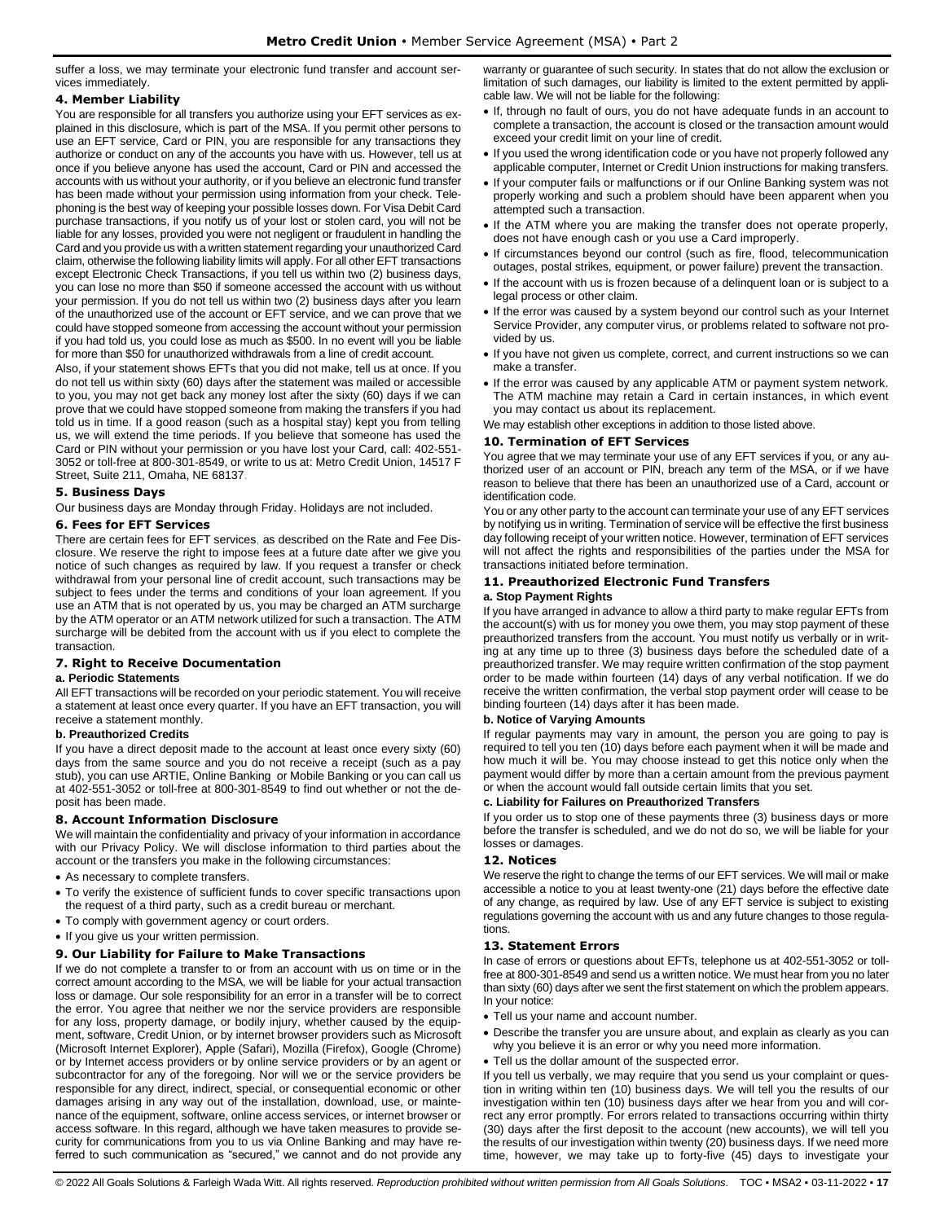suffer a loss, we may terminate your electronic fund transfer and account services immediately.

### 4. Member Liability

You are responsible for all transfers you authorize using your EFT services as explained in this disclosure, which is part of the MSA. If you permit other persons to use an EFT service, Card or PIN, you are responsible for any transactions they authorize or conduct on any of the accounts you have with us. However, tell us at once if you believe anyone has used the account, Card or PIN and accessed the accounts with us without your authority, or if you believe an electronic fund transfer has been made without your permission using information from your check. Telephoning is the best way of keeping your possible losses down. For Visa Debit Card purchase transactions, if you notify us of your lost or stolen card, you will not be liable for any losses, provided you were not negligent or fraudulent in handling the Card and you provide us with a written statement regarding your unauthorized Card claim, otherwise the following liability limits will apply. For all other EFT transactions except Electronic Check Transactions, if you tell us within two (2) business days, you can lose no more than $50 if someone accessed the account with us without your permission. If you do not tell us within two (2) business days after you learn of the unauthorized use of the account or EFT service, and we can prove that we could have stopped someone from accessing the account without your permission if you had told us, you could lose as much as $500. In no event will you be liable for more than $50 for unauthorized withdrawals from a line of credit account.

Also, if your statement shows EFTs that you did not make, tell us at once. If you do not tell us within sixty (60) days after the statement was mailed or accessible to you, you may not get back any money lost after the sixty (60) days if we can prove that we could have stopped someone from making the transfers if you had told us in time. If a good reason (such as a hospital stay) kept you from telling us, we will extend the time periods. If you believe that someone has used the Card or PIN without your permission or you have lost your Card, call: 402-551-3052 or toll-free at 800-301-8549, or write to us at: Metro Credit Union, 14517 F Street, Suite 211, Omaha, NE 68137.

### 5. Business Days

Our business days are Monday through Friday. Holidays are not included.

### 6. Fees for EFT Services

There are certain fees for EFT services, as described on the Rate and Fee Disclosure. We reserve the right to impose fees at a future date after we give you notice of such changes as required by law. If you request a transfer or check withdrawal from your personal line of credit account, such transactions may be subject to fees under the terms and conditions of your loan agreement. If you use an ATM that is not operated by us, you may be charged an ATM surcharge by the ATM operator or an ATM network utilized for such a transaction. The ATM surcharge will be debited from the account with us if you elect to complete the transaction.

### 7. Right to Receive Documentation

**a. Periodic Statements**

All EFT transactions will be recorded on your periodic statement. You will receive a statement at least once every quarter. If you have an EFT transaction, you will receive a statement monthly.

**b. Preauthorized Credits**

If you have a direct deposit made to the account at least once every sixty (60) days from the same source and you do not receive a receipt (such as a pay stub), you can use ARTIE, Online Banking or Mobile Banking or you can call us at 402-551-3052 or toll-free at 800-301-8549 to find out whether or not the deposit has been made.

### 8. Account Information Disclosure

We will maintain the confidentiality and privacy of your information in accordance with our Privacy Policy. We will disclose information to third parties about the account or the transfers you make in the following circumstances:

- As necessary to complete transfers.
- To verify the existence of sufficient funds to cover specific transactions upon the request of a third party, such as a credit bureau or merchant.
- To comply with government agency or court orders.
- If you give us your written permission.

### 9. Our Liability for Failure to Make Transactions

If we do not complete a transfer to or from an account with us on time or in the correct amount according to the MSA, we will be liable for your actual transaction loss or damage. Our sole responsibility for an error in a transfer will be to correct the error. You agree that neither we nor the service providers are responsible for any loss, property damage, or bodily injury, whether caused by the equipment, software, Credit Union, or by internet browser providers such as Microsoft (Microsoft Internet Explorer), Apple (Safari), Mozilla (Firefox), Google (Chrome) or by Internet access providers or by online service providers or by an agent or subcontractor for any of the foregoing. Nor will we or the service providers be responsible for any direct, indirect, special, or consequential economic or other damages arising in any way out of the installation, download, use, or maintenance of the equipment, software, online access services, or internet browser or access software. In this regard, although we have taken measures to provide security for communications from you to us via Online Banking and may have referred to such communication as "secured," we cannot and do not provide any warranty or guarantee of such security. In states that do not allow the exclusion or limitation of such damages, our liability is limited to the extent permitted by applicable law. We will not be liable for the following:

- If, through no fault of ours, you do not have adequate funds in an account to complete a transaction, the account is closed or the transaction amount would exceed your credit limit on your line of credit.
- If you used the wrong identification code or you have not properly followed any applicable computer, Internet or Credit Union instructions for making transfers.
- If your computer fails or malfunctions or if our Online Banking system was not properly working and such a problem should have been apparent when you attempted such a transaction.
- If the ATM where you are making the transfer does not operate properly, does not have enough cash or you use a Card improperly.
- If circumstances beyond our control (such as fire, flood, telecommunication outages, postal strikes, equipment, or power failure) prevent the transaction.
- If the account with us is frozen because of a delinquent loan or is subject to a legal process or other claim.
- If the error was caused by a system beyond our control such as your Internet Service Provider, any computer virus, or problems related to software not provided by us.
- If you have not given us complete, correct, and current instructions so we can make a transfer.
- If the error was caused by any applicable ATM or payment system network. The ATM machine may retain a Card in certain instances, in which event you may contact us about its replacement.

We may establish other exceptions in addition to those listed above.

### 10. Termination of EFT Services

You agree that we may terminate your use of any EFT services if you, or any authorized user of an account or PIN, breach any term of the MSA, or if we have reason to believe that there has been an unauthorized use of a Card, account or identification code.

You or any other party to the account can terminate your use of any EFT services by notifying us in writing. Termination of service will be effective the first business day following receipt of your written notice. However, termination of EFT services will not affect the rights and responsibilities of the parties under the MSA for transactions initiated before termination.

### 11. Preauthorized Electronic Fund Transfers

**a. Stop Payment Rights**

If you have arranged in advance to allow a third party to make regular EFTs from the account(s) with us for money you owe them, you may stop payment of these preauthorized transfers from the account. You must notify us verbally or in writing at any time up to three (3) business days before the scheduled date of a preauthorized transfer. We may require written confirmation of the stop payment order to be made within fourteen (14) days of any verbal notification. If we do receive the written confirmation, the verbal stop payment order will cease to be binding fourteen (14) days after it has been made.

**b. Notice of Varying Amounts**

If regular payments may vary in amount, the person you are going to pay is required to tell you ten (10) days before each payment when it will be made and how much it will be. You may choose instead to get this notice only when the payment would differ by more than a certain amount from the previous payment or when the account would fall outside certain limits that you set.

**c. Liability for Failures on Preauthorized Transfers**

If you order us to stop one of these payments three (3) business days or more before the transfer is scheduled, and we do not do so, we will be liable for your losses or damages.

### 12. Notices

We reserve the right to change the terms of our EFT services. We will mail or make accessible a notice to you at least twenty-one (21) days before the effective date of any change, as required by law. Use of any EFT service is subject to existing regulations governing the account with us and any future changes to those regulations.

### 13. Statement Errors

In case of errors or questions about EFTs, telephone us at 402-551-3052 or toll-free at 800-301-8549 and send us a written notice. We must hear from you no later than sixty (60) days after we sent the first statement on which the problem appears. In your notice:

- Tell us your name and account number.
- Describe the transfer you are unsure about, and explain as clearly as you can why you believe it is an error or why you need more information.
- Tell us the dollar amount of the suspected error.

If you tell us verbally, we may require that you send us your complaint or question in writing within ten (10) business days. We will tell you the results of our investigation within ten (10) business days after we hear from you and will correct any error promptly. For errors related to transactions occurring within thirty (30) days after the first deposit to the account (new accounts), we will tell you the results of our investigation within twenty (20) business days. If we need more time, however, we may take up to forty-five (45) days to investigate your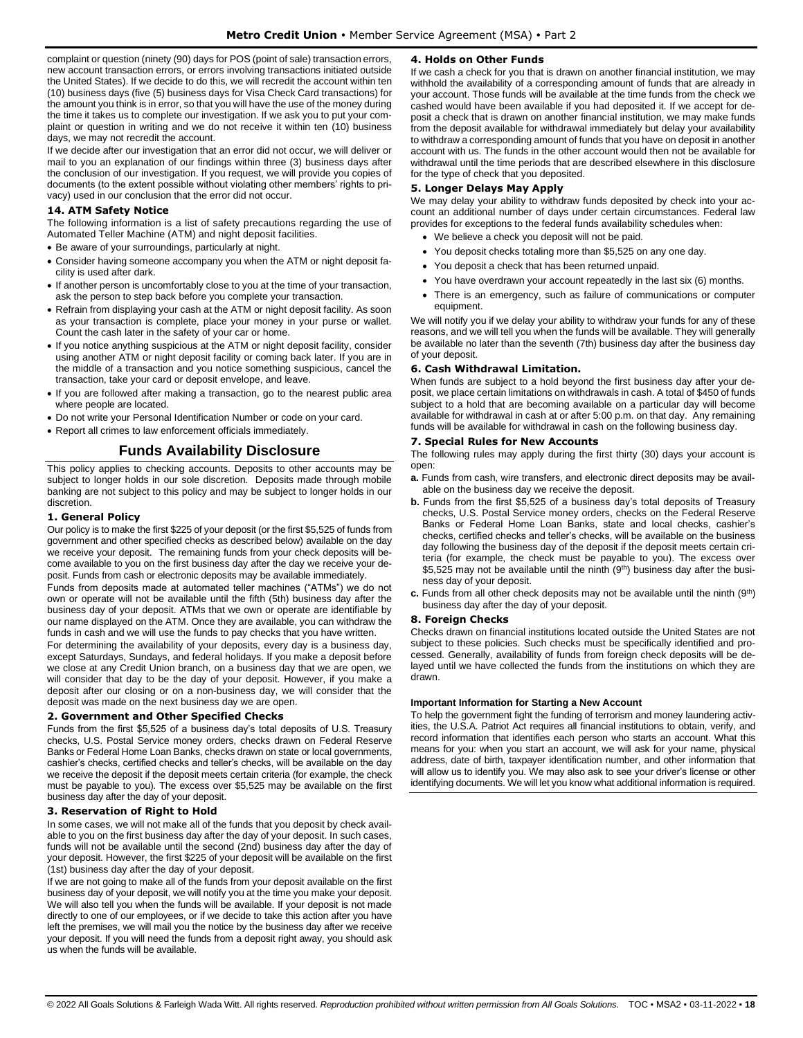complaint or question (ninety (90) days for POS (point of sale) transaction errors, new account transaction errors, or errors involving transactions initiated outside the United States). If we decide to do this, we will recredit the account within ten (10) business days (five (5) business days for Visa Check Card transactions) for the amount you think is in error, so that you will have the use of the money during the time it takes us to complete our investigation. If we ask you to put your complaint or question in writing and we do not receive it within ten (10) business days, we may not recredit the account.

If we decide after our investigation that an error did not occur, we will deliver or mail to you an explanation of our findings within three (3) business days after the conclusion of our investigation. If you request, we will provide you copies of documents (to the extent possible without violating other members' rights to privacy) used in our conclusion that the error did not occur.

### 14. ATM Safety Notice

The following information is a list of safety precautions regarding the use of Automated Teller Machine (ATM) and night deposit facilities.

- Be aware of your surroundings, particularly at night.
- Consider having someone accompany you when the ATM or night deposit facility is used after dark.
- If another person is uncomfortably close to you at the time of your transaction, ask the person to step back before you complete your transaction.
- Refrain from displaying your cash at the ATM or night deposit facility. As soon as your transaction is complete, place your money in your purse or wallet. Count the cash later in the safety of your car or home.
- If you notice anything suspicious at the ATM or night deposit facility, consider using another ATM or night deposit facility or coming back later. If you are in the middle of a transaction and you notice something suspicious, cancel the transaction, take your card or deposit envelope, and leave.
- If you are followed after making a transaction, go to the nearest public area where people are located.
- Do not write your Personal Identification Number or code on your card.
- Report all crimes to law enforcement officials immediately.

## Funds Availability Disclosure

This policy applies to checking accounts. Deposits to other accounts may be subject to longer holds in our sole discretion. Deposits made through mobile banking are not subject to this policy and may be subject to longer holds in our discretion.

### 1. General Policy

Our policy is to make the first $225 of your deposit (or the first $5,525 of funds from government and other specified checks as described below) available on the day we receive your deposit. The remaining funds from your check deposits will become available to you on the first business day after the day we receive your deposit. Funds from cash or electronic deposits may be available immediately.

Funds from deposits made at automated teller machines ("ATMs") we do not own or operate will not be available until the fifth (5th) business day after the business day of your deposit. ATMs that we own or operate are identifiable by our name displayed on the ATM. Once they are available, you can withdraw the funds in cash and we will use the funds to pay checks that you have written.

For determining the availability of your deposits, every day is a business day, except Saturdays, Sundays, and federal holidays. If you make a deposit before we close at any Credit Union branch, on a business day that we are open, we will consider that day to be the day of your deposit. However, if you make a deposit after our closing or on a non-business day, we will consider that the deposit was made on the next business day we are open.

### 2. Government and Other Specified Checks

Funds from the first $5,525 of a business day's total deposits of U.S. Treasury checks, U.S. Postal Service money orders, checks drawn on Federal Reserve Banks or Federal Home Loan Banks, checks drawn on state or local governments, cashier's checks, certified checks and teller's checks, will be available on the day we receive the deposit if the deposit meets certain criteria (for example, the check must be payable to you). The excess over $5,525 may be available on the first business day after the day of your deposit.

### 3. Reservation of Right to Hold

In some cases, we will not make all of the funds that you deposit by check available to you on the first business day after the day of your deposit. In such cases, funds will not be available until the second (2nd) business day after the day of your deposit. However, the first $225 of your deposit will be available on the first (1st) business day after the day of your deposit.

If we are not going to make all of the funds from your deposit available on the first business day of your deposit, we will notify you at the time you make your deposit. We will also tell you when the funds will be available. If your deposit is not made directly to one of our employees, or if we decide to take this action after you have left the premises, we will mail you the notice by the business day after we receive your deposit. If you will need the funds from a deposit right away, you should ask us when the funds will be available.

### 4. Holds on Other Funds

If we cash a check for you that is drawn on another financial institution, we may withhold the availability of a corresponding amount of funds that are already in your account. Those funds will be available at the time funds from the check we cashed would have been available if you had deposited it. If we accept for deposit a check that is drawn on another financial institution, we may make funds from the deposit available for withdrawal immediately but delay your availability to withdraw a corresponding amount of funds that you have on deposit in another account with us. The funds in the other account would then not be available for withdrawal until the time periods that are described elsewhere in this disclosure for the type of check that you deposited.

### 5. Longer Delays May Apply

We may delay your ability to withdraw funds deposited by check into your account an additional number of days under certain circumstances. Federal law provides for exceptions to the federal funds availability schedules when:

- We believe a check you deposit will not be paid.
- You deposit checks totaling more than $5,525 on any one day.
- You deposit a check that has been returned unpaid.
- You have overdrawn your account repeatedly in the last six (6) months.
- There is an emergency, such as failure of communications or computer equipment.

We will notify you if we delay your ability to withdraw your funds for any of these reasons, and we will tell you when the funds will be available. They will generally be available no later than the seventh (7th) business day after the business day of your deposit.

### 6. Cash Withdrawal Limitation.

When funds are subject to a hold beyond the first business day after your deposit, we place certain limitations on withdrawals in cash. A total of $450 of funds subject to a hold that are becoming available on a particular day will become available for withdrawal in cash at or after 5:00 p.m. on that day. Any remaining funds will be available for withdrawal in cash on the following business day.

### 7. Special Rules for New Accounts

The following rules may apply during the first thirty (30) days your account is open:

**a.** Funds from cash, wire transfers, and electronic direct deposits may be available on the business day we receive the deposit.

**b.** Funds from the first $5,525 of a business day's total deposits of Treasury checks, U.S. Postal Service money orders, checks on the Federal Reserve Banks or Federal Home Loan Banks, state and local checks, cashier's checks, certified checks and teller's checks, will be available on the business day following the business day of the deposit if the deposit meets certain criteria (for example, the check must be payable to you). The excess over $5,525 may not be available until the ninth (9th) business day after the business day of your deposit.

**c.** Funds from all other check deposits may not be available until the ninth (9th) business day after the day of your deposit.

### 8. Foreign Checks

Checks drawn on financial institutions located outside the United States are not subject to these policies. Such checks must be specifically identified and processed. Generally, availability of funds from foreign check deposits will be delayed until we have collected the funds from the institutions on which they are drawn.

**Important Information for Starting a New Account**

To help the government fight the funding of terrorism and money laundering activities, the U.S.A. Patriot Act requires all financial institutions to obtain, verify, and record information that identifies each person who starts an account. What this means for you: when you start an account, we will ask for your name, physical address, date of birth, taxpayer identification number, and other information that will allow us to identify you. We may also ask to see your driver's license or other identifying documents. We will let you know what additional information is required.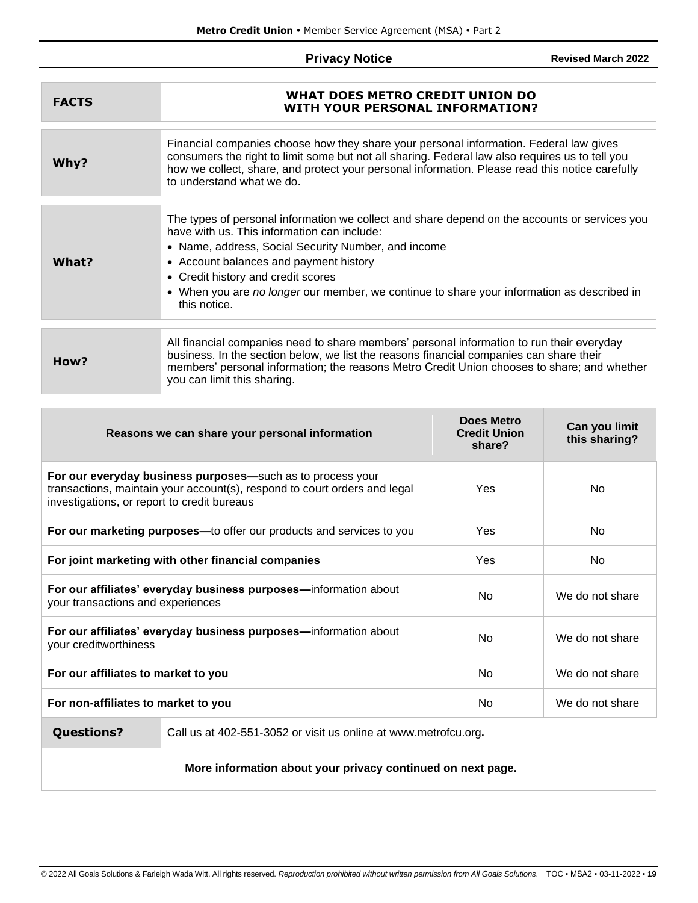## Privacy Notice

Revised March 2022

| FACTS | WHAT DOES METRO CREDIT UNION DO WITH YOUR PERSONAL INFORMATION? |
|---|---|
| **Why?** | Financial companies choose how they share your personal information. Federal law gives consumers the right to limit some but not all sharing. Federal law also requires us to tell you how we collect, share, and protect your personal information. Please read this notice carefully to understand what we do. |
| **What?** | The types of personal information we collect and share depend on the accounts or services you have with us. This information can include: <br>• Name, address, Social Security Number, and income <br>• Account balances and payment history <br>• Credit history and credit scores <br>• When you are *no longer* our member, we continue to share your information as described in this notice. |
| **How?** | All financial companies need to share members' personal information to run their everyday business. In the section below, we list the reasons financial companies can share their members' personal information; the reasons Metro Credit Union chooses to share; and whether you can limit this sharing. |

| Reasons we can share your personal information | Does Metro Credit Union share? | Can you limit this sharing? |
|---|---|---|
| **For our everyday business purposes—**such as to process your transactions, maintain your account(s), respond to court orders and legal investigations, or report to credit bureaus | Yes | No |
| **For our marketing purposes—**to offer our products and services to you | Yes | No |
| **For joint marketing with other financial companies** | Yes | No |
| **For our affiliates' everyday business purposes—**information about your transactions and experiences | No | We do not share |
| **For our affiliates' everyday business purposes—**information about your creditworthiness | No | We do not share |
| **For our affiliates to market to you** | No | We do not share |
| **For non-affiliates to market to you** | No | We do not share |

| **Questions?** | Call us at 402-551-3052 or visit us online at www.metrofcu.org. |
|---|---|

**More information about your privacy continued on next page.**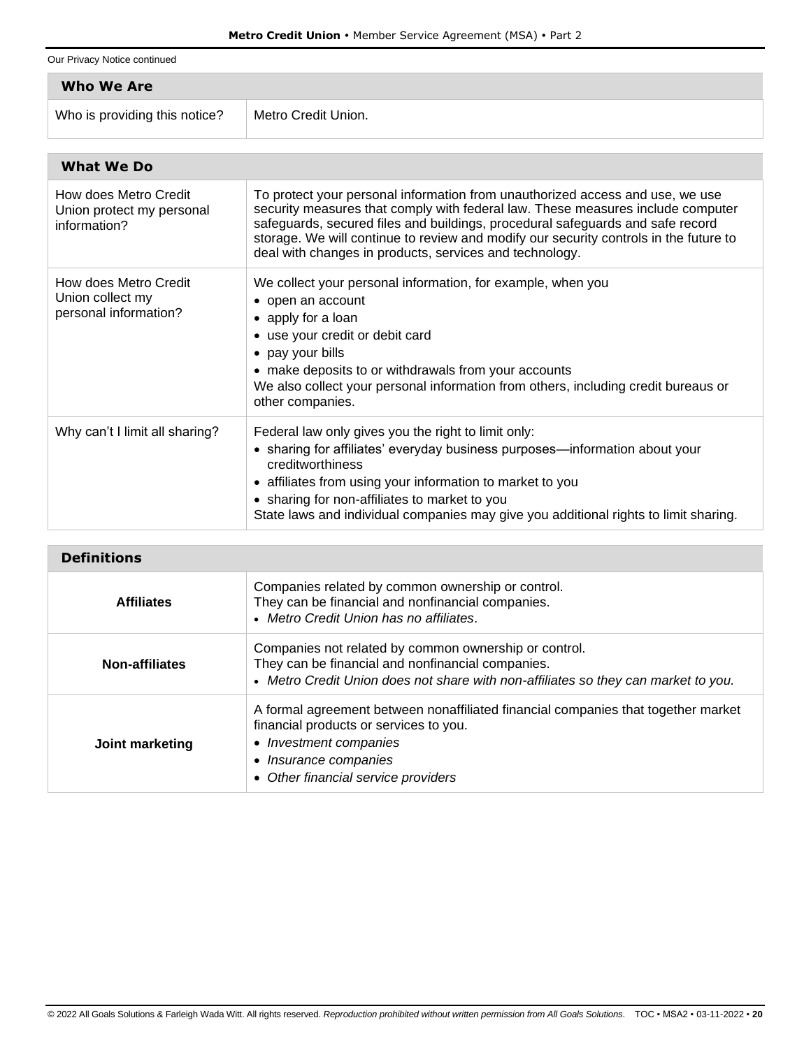Our Privacy Notice continued

| Who We Are | |
|---|---|
| Who is providing this notice? | Metro Credit Union. |

| What We Do | |
|---|---|
| How does Metro Credit Union protect my personal information? | To protect your personal information from unauthorized access and use, we use security measures that comply with federal law. These measures include computer safeguards, secured files and buildings, procedural safeguards and safe record storage. We will continue to review and modify our security controls in the future to deal with changes in products, services and technology. |
| How does Metro Credit Union collect my personal information? | We collect your personal information, for example, when you<br>• open an account<br>• apply for a loan<br>• use your credit or debit card<br>• pay your bills<br>• make deposits to or withdrawals from your accounts<br>We also collect your personal information from others, including credit bureaus or other companies. |
| Why can't I limit all sharing? | Federal law only gives you the right to limit only:<br>• sharing for affiliates' everyday business purposes—information about your creditworthiness<br>• affiliates from using your information to market to you<br>• sharing for non-affiliates to market to you<br>State laws and individual companies may give you additional rights to limit sharing. |

| Definitions | |
|---|---|
| **Affiliates** | Companies related by common ownership or control.<br>They can be financial and nonfinancial companies.<br>• *Metro Credit Union has no affiliates*. |
| **Non-affiliates** | Companies not related by common ownership or control.<br>They can be financial and nonfinancial companies.<br>• *Metro Credit Union does not share with non-affiliates so they can market to you.* |
| **Joint marketing** | A formal agreement between nonaffiliated financial companies that together market financial products or services to you.<br>• *Investment companies*<br>• *Insurance companies*<br>• *Other financial service providers* |

© 2022 All Goals Solutions & Farleigh Wada Witt. All rights reserved. *Reproduction prohibited without written permission from All Goals Solutions*.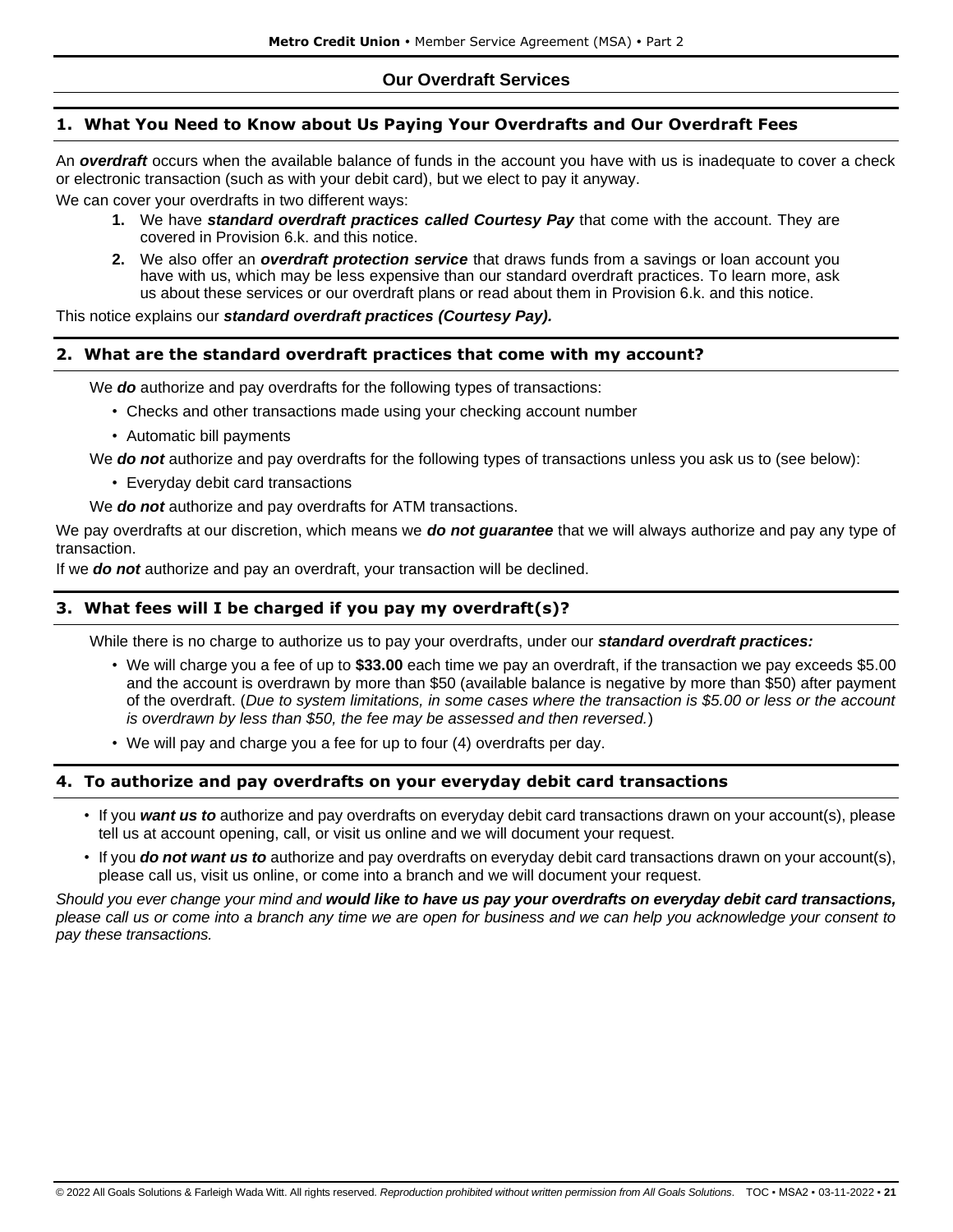## Our Overdraft Services

### 1. What You Need to Know about Us Paying Your Overdrafts and Our Overdraft Fees

An ***overdraft*** occurs when the available balance of funds in the account you have with us is inadequate to cover a check or electronic transaction (such as with your debit card), but we elect to pay it anyway.

We can cover your overdrafts in two different ways:

1. We have ***standard overdraft practices called Courtesy Pay*** that come with the account. They are covered in Provision 6.k. and this notice.
2. We also offer an ***overdraft protection service*** that draws funds from a savings or loan account you have with us, which may be less expensive than our standard overdraft practices. To learn more, ask us about these services or our overdraft plans or read about them in Provision 6.k. and this notice.

This notice explains our ***standard overdraft practices (Courtesy Pay).***

### 2. What are the standard overdraft practices that come with my account?

We ***do*** authorize and pay overdrafts for the following types of transactions:

- Checks and other transactions made using your checking account number
- Automatic bill payments

We ***do not*** authorize and pay overdrafts for the following types of transactions unless you ask us to (see below):

- Everyday debit card transactions

We ***do not*** authorize and pay overdrafts for ATM transactions.

We pay overdrafts at our discretion, which means we ***do not guarantee*** that we will always authorize and pay any type of transaction.

If we ***do not*** authorize and pay an overdraft, your transaction will be declined.

### 3. What fees will I be charged if you pay my overdraft(s)?

While there is no charge to authorize us to pay your overdrafts, under our ***standard overdraft practices:***

- We will charge you a fee of up to **$33.00** each time we pay an overdraft, if the transaction we pay exceeds $5.00 and the account is overdrawn by more than $50 (available balance is negative by more than $50) after payment of the overdraft. (*Due to system limitations, in some cases where the transaction is $5.00 or less or the account is overdrawn by less than $50, the fee may be assessed and then reversed.*)
- We will pay and charge you a fee for up to four (4) overdrafts per day.

### 4. To authorize and pay overdrafts on your everyday debit card transactions

- If you ***want us to*** authorize and pay overdrafts on everyday debit card transactions drawn on your account(s), please tell us at account opening, call, or visit us online and we will document your request.
- If you ***do not want us to*** authorize and pay overdrafts on everyday debit card transactions drawn on your account(s), please call us, visit us online, or come into a branch and we will document your request.

*Should you ever change your mind and* ***would like to have us pay your overdrafts on everyday debit card transactions,*** *please call us or come into a branch any time we are open for business and we can help you acknowledge your consent to pay these transactions.*